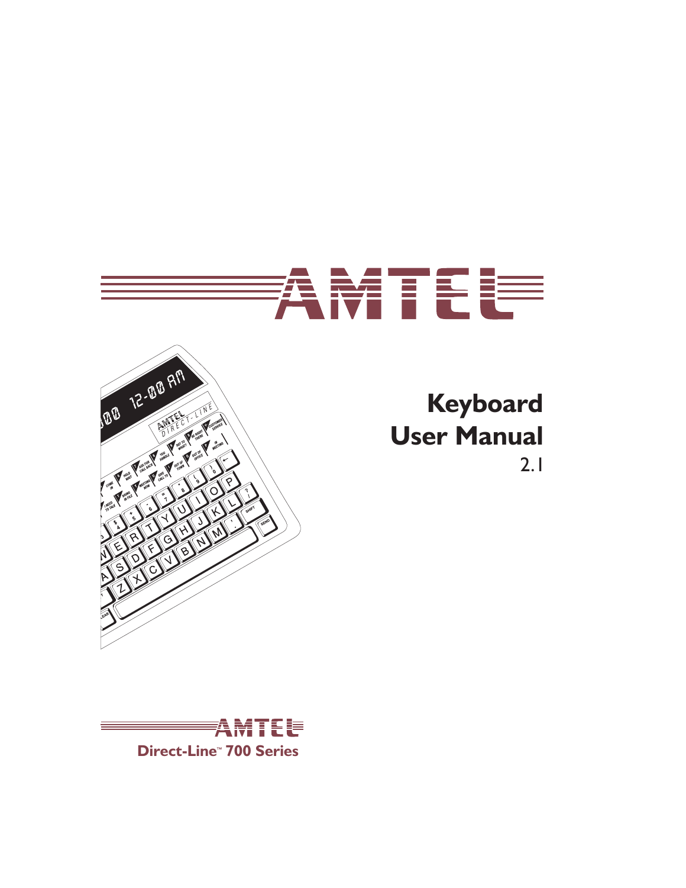AMTEL

# Keyboard User Manual

2.1

AMTEL

**Direct-Line™ 700 Series**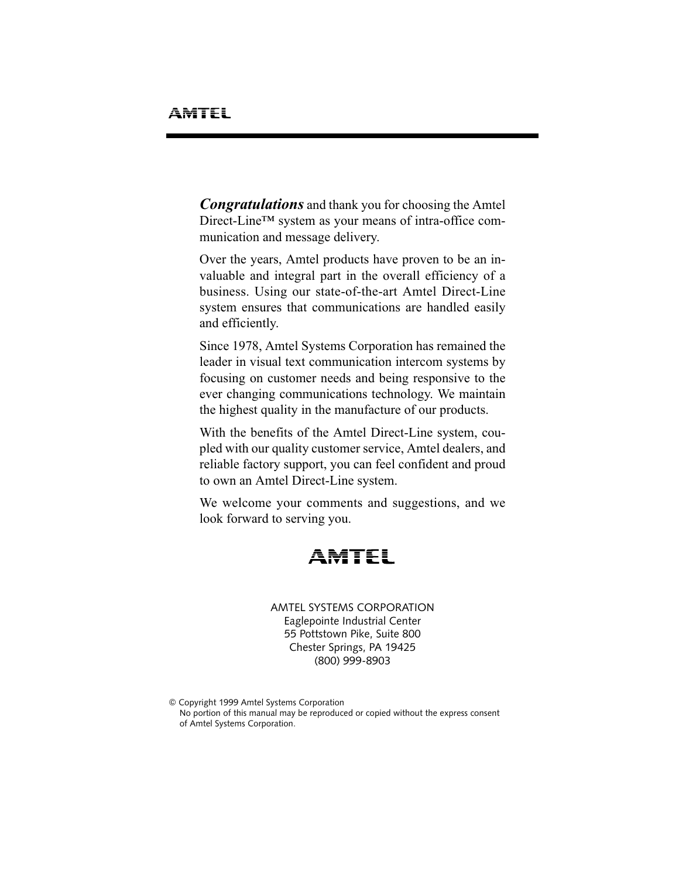**AMTEL**

***Congratulations*** and thank you for choosing the Amtel Direct-Line™ system as your means of intra-office communication and message delivery.

Over the years, Amtel products have proven to be an invaluable and integral part in the overall efficiency of a business. Using our state-of-the-art Amtel Direct-Line system ensures that communications are handled easily and efficiently.

Since 1978, Amtel Systems Corporation has remained the leader in visual text communication intercom systems by focusing on customer needs and being responsive to the ever changing communications technology. We maintain the highest quality in the manufacture of our products.

With the benefits of the Amtel Direct-Line system, coupled with our quality customer service, Amtel dealers, and reliable factory support, you can feel confident and proud to own an Amtel Direct-Line system.

We welcome your comments and suggestions, and we look forward to serving you.

**AMTEL**

AMTEL SYSTEMS CORPORATION
Eaglepointe Industrial Center
55 Pottstown Pike, Suite 800
Chester Springs, PA 19425
(800) 999-8903

© Copyright 1999 Amtel Systems Corporation
No portion of this manual may be reproduced or copied without the express consent of Amtel Systems Corporation.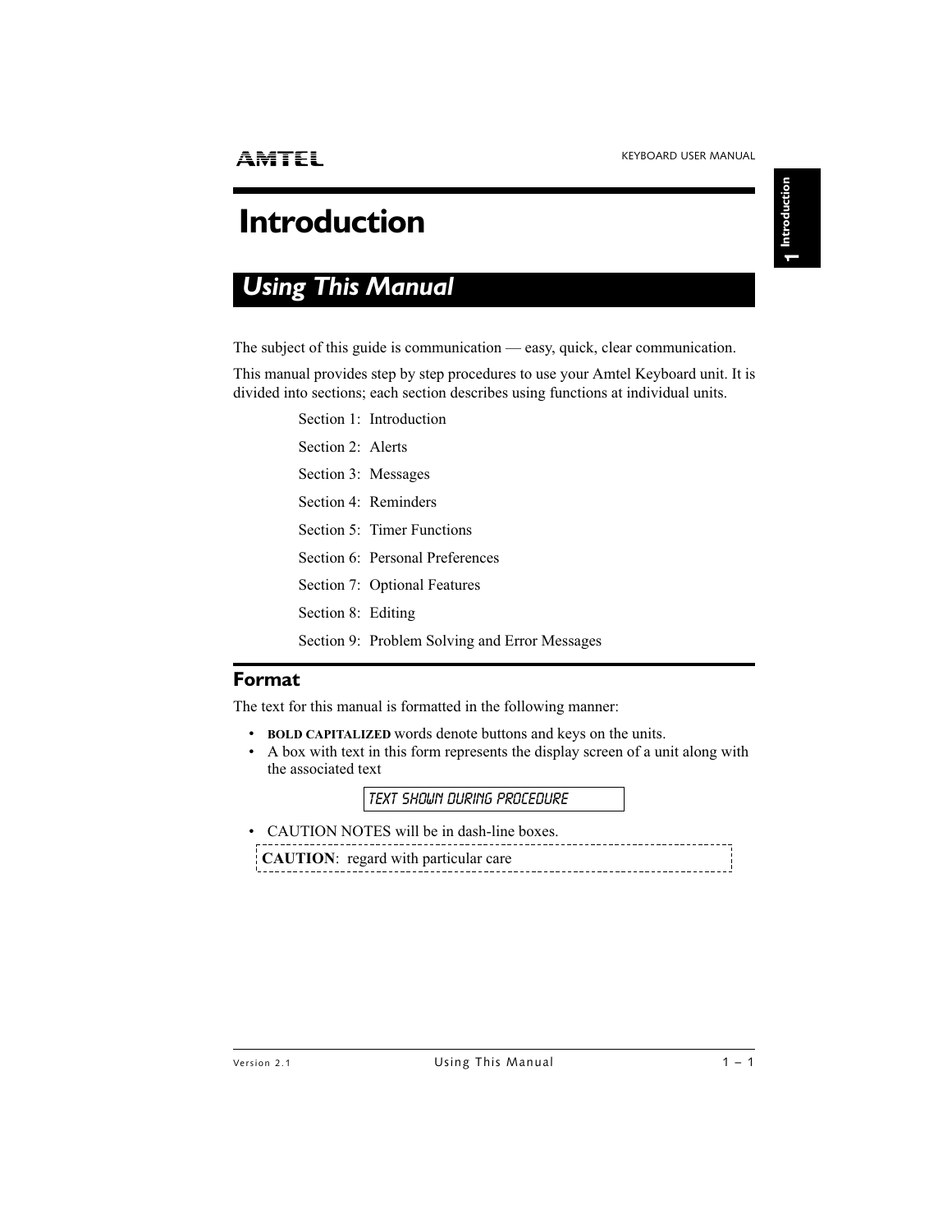# Introduction

## *Using This Manual*

The subject of this guide is communication — easy, quick, clear communication.

This manual provides step by step procedures to use your Amtel Keyboard unit. It is divided into sections; each section describes using functions at individual units.

- Section 1: Introduction
- Section 2: Alerts
- Section 3: Messages
- Section 4: Reminders
- Section 5: Timer Functions
- Section 6: Personal Preferences
- Section 7: Optional Features
- Section 8: Editing
- Section 9: Problem Solving and Error Messages

### Format

The text for this manual is formatted in the following manner:

- **BOLD CAPITALIZED** words denote buttons and keys on the units.
- A box with text in this form represents the display screen of a unit along with the associated text

```
TEXT SHOWN DURING PROCEDURE
```

- CAUTION NOTES will be in dash-line boxes.

**CAUTION**: regard with particular care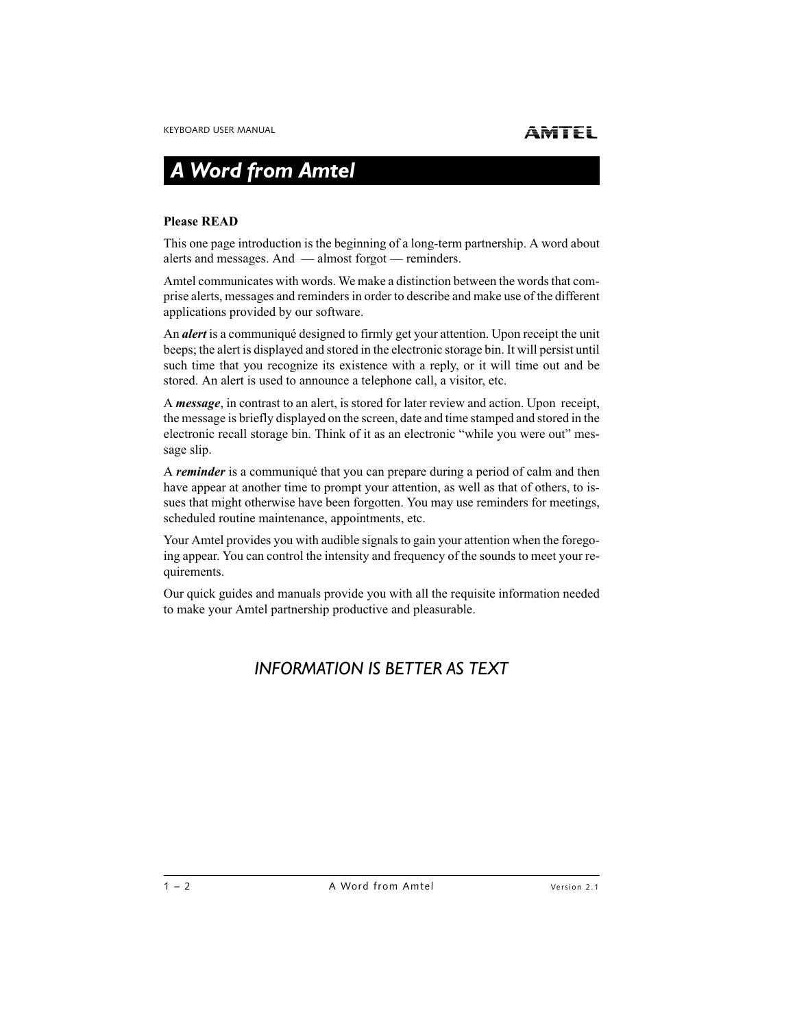# A Word from Amtel

**Please READ**

This one page introduction is the beginning of a long-term partnership. A word about alerts and messages. And — almost forgot — reminders.

Amtel communicates with words. We make a distinction between the words that comprise alerts, messages and reminders in order to describe and make use of the different applications provided by our software.

An ***alert*** is a communiqué designed to firmly get your attention. Upon receipt the unit beeps; the alert is displayed and stored in the electronic storage bin. It will persist until such time that you recognize its existence with a reply, or it will time out and be stored. An alert is used to announce a telephone call, a visitor, etc.

A ***message***, in contrast to an alert, is stored for later review and action. Upon receipt, the message is briefly displayed on the screen, date and time stamped and stored in the electronic recall storage bin. Think of it as an electronic "while you were out" message slip.

A ***reminder*** is a communiqué that you can prepare during a period of calm and then have appear at another time to prompt your attention, as well as that of others, to issues that might otherwise have been forgotten. You may use reminders for meetings, scheduled routine maintenance, appointments, etc.

Your Amtel provides you with audible signals to gain your attention when the foregoing appear. You can control the intensity and frequency of the sounds to meet your requirements.

Our quick guides and manuals provide you with all the requisite information needed to make your Amtel partnership productive and pleasurable.

*INFORMATION IS BETTER AS TEXT*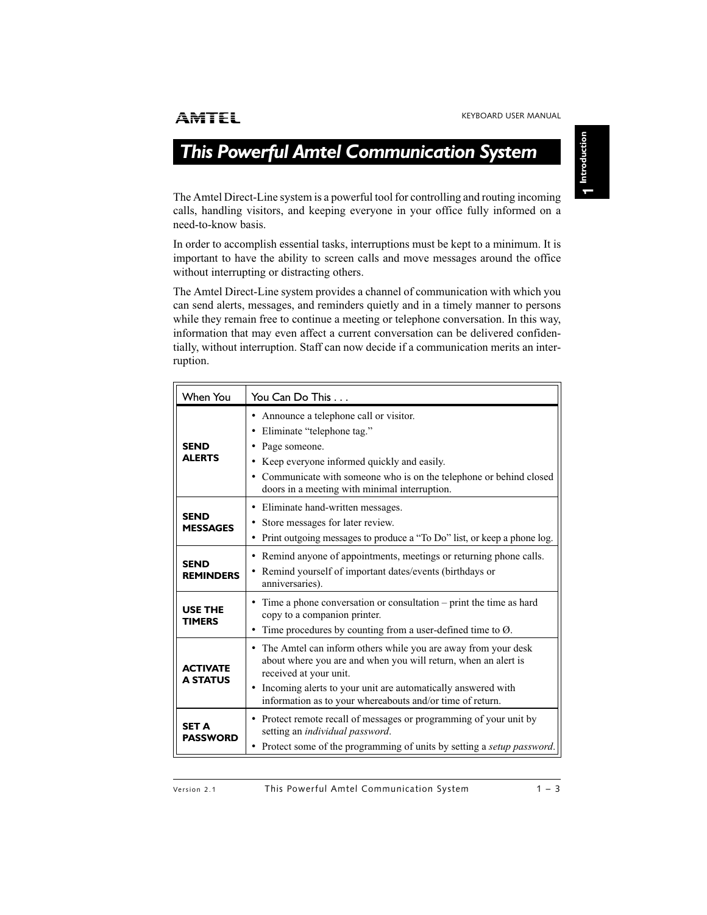# This Powerful Amtel Communication System

The Amtel Direct-Line system is a powerful tool for controlling and routing incoming calls, handling visitors, and keeping everyone in your office fully informed on a need-to-know basis.

In order to accomplish essential tasks, interruptions must be kept to a minimum. It is important to have the ability to screen calls and move messages around the office without interrupting or distracting others.

The Amtel Direct-Line system provides a channel of communication with which you can send alerts, messages, and reminders quietly and in a timely manner to persons while they remain free to continue a meeting or telephone conversation. In this way, information that may even affect a current conversation can be delivered confidentially, without interruption. Staff can now decide if a communication merits an interruption.

| When You | You Can Do This . . . |
| --- | --- |
| **SEND ALERTS** | • Announce a telephone call or visitor.<br>• Eliminate "telephone tag."<br>• Page someone.<br>• Keep everyone informed quickly and easily.<br>• Communicate with someone who is on the telephone or behind closed doors in a meeting with minimal interruption. |
| **SEND MESSAGES** | • Eliminate hand-written messages.<br>• Store messages for later review.<br>• Print outgoing messages to produce a "To Do" list, or keep a phone log. |
| **SEND REMINDERS** | • Remind anyone of appointments, meetings or returning phone calls.<br>• Remind yourself of important dates/events (birthdays or anniversaries). |
| **USE THE TIMERS** | • Time a phone conversation or consultation – print the time as hard copy to a companion printer.<br>• Time procedures by counting from a user-defined time to Ø. |
| **ACTIVATE A STATUS** | • The Amtel can inform others while you are away from your desk about where you are and when you will return, when an alert is received at your unit.<br>• Incoming alerts to your unit are automatically answered with information as to your whereabouts and/or time of return. |
| **SET A PASSWORD** | • Protect remote recall of messages or programming of your unit by setting an *individual password*.<br>• Protect some of the programming of units by setting a *setup password*. |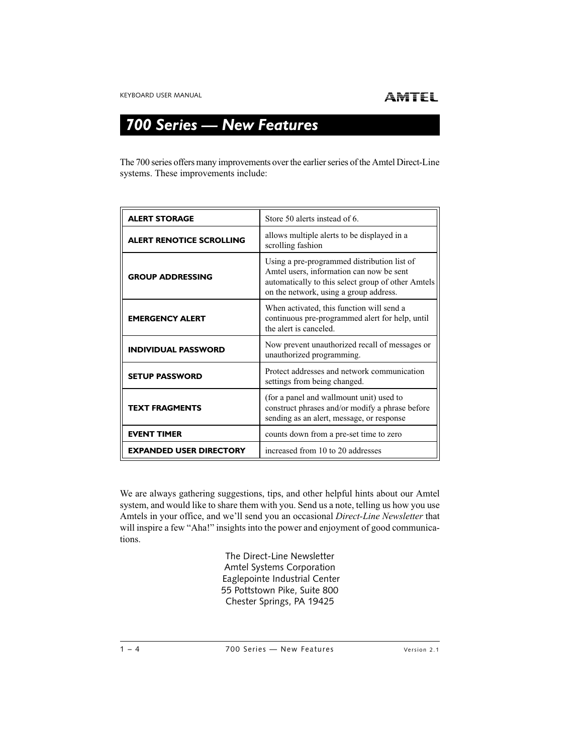# *700 Series — New Features*

The 700 series offers many improvements over the earlier series of the Amtel Direct-Line systems. These improvements include:

| Feature | Description |
|---|---|
| **ALERT STORAGE** | Store 50 alerts instead of 6. |
| **ALERT RENOTICE SCROLLING** | allows multiple alerts to be displayed in a scrolling fashion |
| **GROUP ADDRESSING** | Using a pre-programmed distribution list of Amtel users, information can now be sent automatically to this select group of other Amtels on the network, using a group address. |
| **EMERGENCY ALERT** | When activated, this function will send a continuous pre-programmed alert for help, until the alert is canceled. |
| **INDIVIDUAL PASSWORD** | Now prevent unauthorized recall of messages or unauthorized programming. |
| **SETUP PASSWORD** | Protect addresses and network communication settings from being changed. |
| **TEXT FRAGMENTS** | (for a panel and wallmount unit) used to construct phrases and/or modify a phrase before sending as an alert, message, or response |
| **EVENT TIMER** | counts down from a pre-set time to zero |
| **EXPANDED USER DIRECTORY** | increased from 10 to 20 addresses |

We are always gathering suggestions, tips, and other helpful hints about our Amtel system, and would like to share them with you. Send us a note, telling us how you use Amtels in your office, and we'll send you an occasional *Direct-Line Newsletter* that will inspire a few "Aha!" insights into the power and enjoyment of good communications.

The Direct-Line Newsletter
Amtel Systems Corporation
Eaglepointe Industrial Center
55 Pottstown Pike, Suite 800
Chester Springs, PA 19425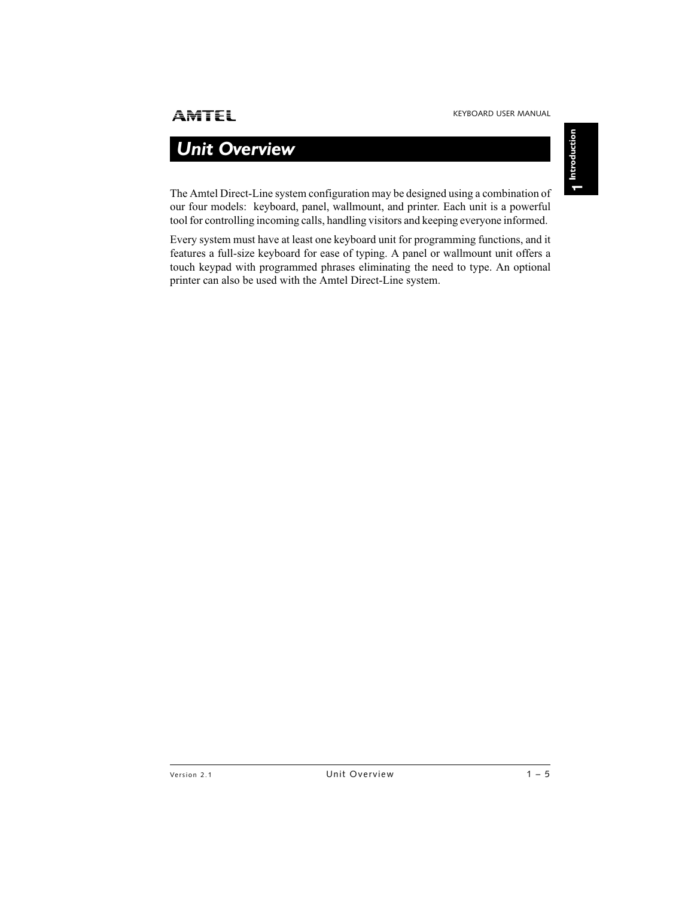# Unit Overview

The Amtel Direct-Line system configuration may be designed using a combination of our four models: keyboard, panel, wallmount, and printer. Each unit is a powerful tool for controlling incoming calls, handling visitors and keeping everyone informed.

Every system must have at least one keyboard unit for programming functions, and it features a full-size keyboard for ease of typing. A panel or wallmount unit offers a touch keypad with programmed phrases eliminating the need to type. An optional printer can also be used with the Amtel Direct-Line system.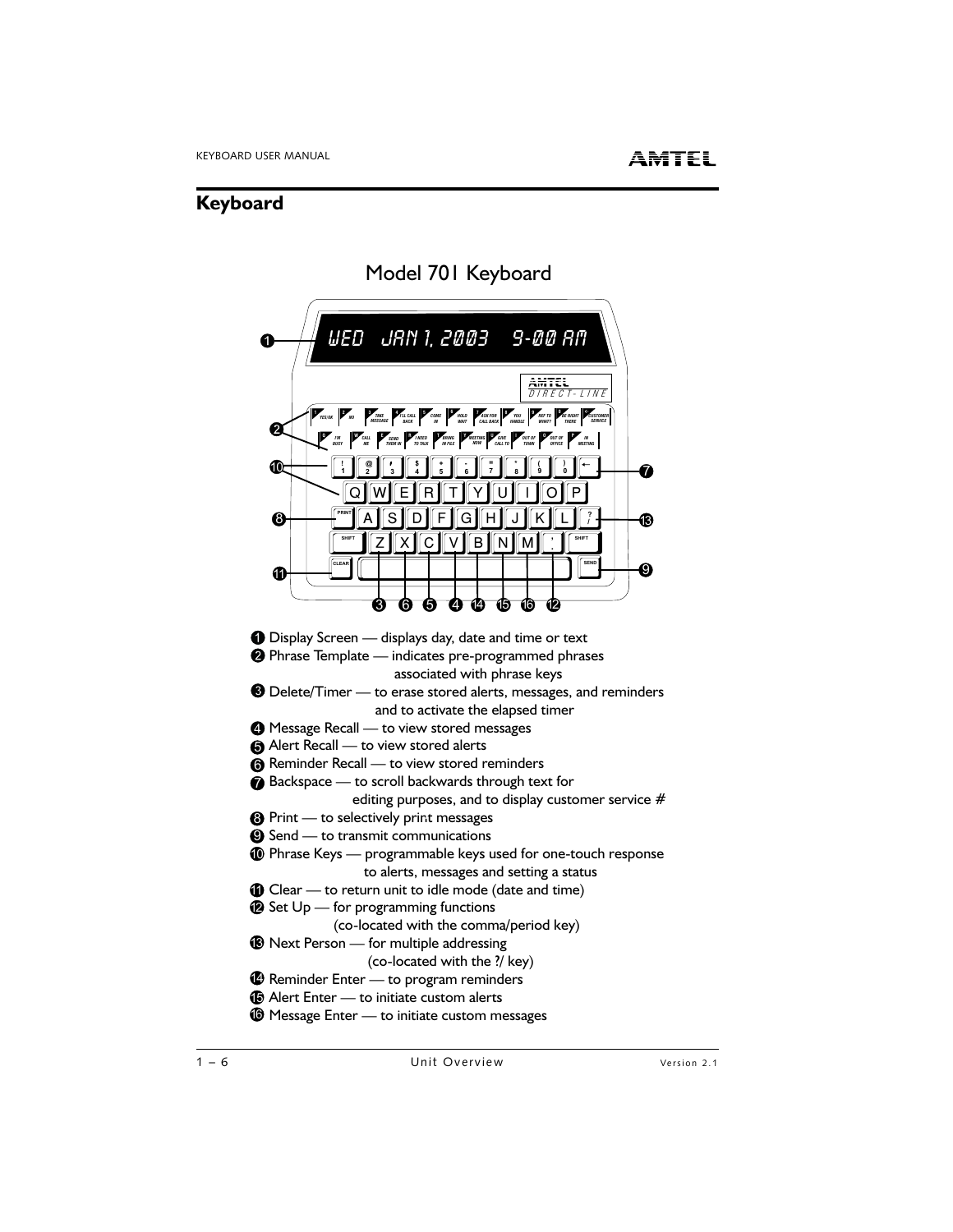## Keyboard

Model 701 Keyboard

❶ Display Screen — displays day, date and time or text

❷ Phrase Template — indicates pre-programmed phrases associated with phrase keys

❸ Delete/Timer — to erase stored alerts, messages, and reminders and to activate the elapsed timer

❹ Message Recall — to view stored messages

❺ Alert Recall — to view stored alerts

❻ Reminder Recall — to view stored reminders

❼ Backspace — to scroll backwards through text for editing purposes, and to display customer service #

❽ Print — to selectively print messages

❾ Send — to transmit communications

❿ Phrase Keys — programmable keys used for one-touch response to alerts, messages and setting a status

⓫ Clear — to return unit to idle mode (date and time)

⓬ Set Up — for programming functions (co-located with the comma/period key)

⓭ Next Person — for multiple addressing (co-located with the ?/ key)

⓮ Reminder Enter — to program reminders

⓯ Alert Enter — to initiate custom alerts

⓰ Message Enter — to initiate custom messages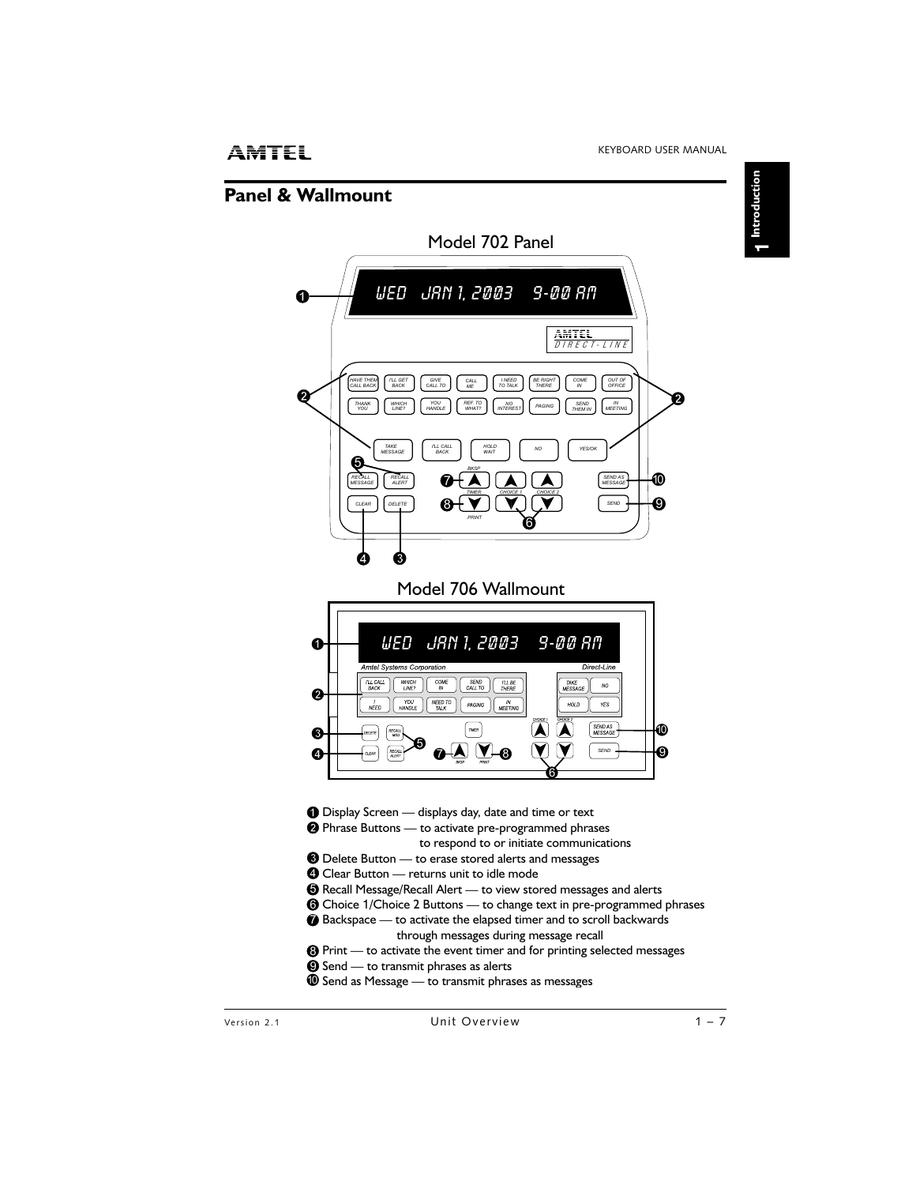## Panel & Wallmount

Model 702 Panel

Model 706 Wallmount

❶ Display Screen — displays day, date and time or text
❷ Phrase Buttons — to activate pre-programmed phrases to respond to or initiate communications
❸ Delete Button — to erase stored alerts and messages
❹ Clear Button — returns unit to idle mode
❺ Recall Message/Recall Alert — to view stored messages and alerts
❻ Choice 1/Choice 2 Buttons — to change text in pre-programmed phrases
❼ Backspace — to activate the elapsed timer and to scroll backwards through messages during message recall
❽ Print — to activate the event timer and for printing selected messages
❾ Send — to transmit phrases as alerts
❿ Send as Message — to transmit phrases as messages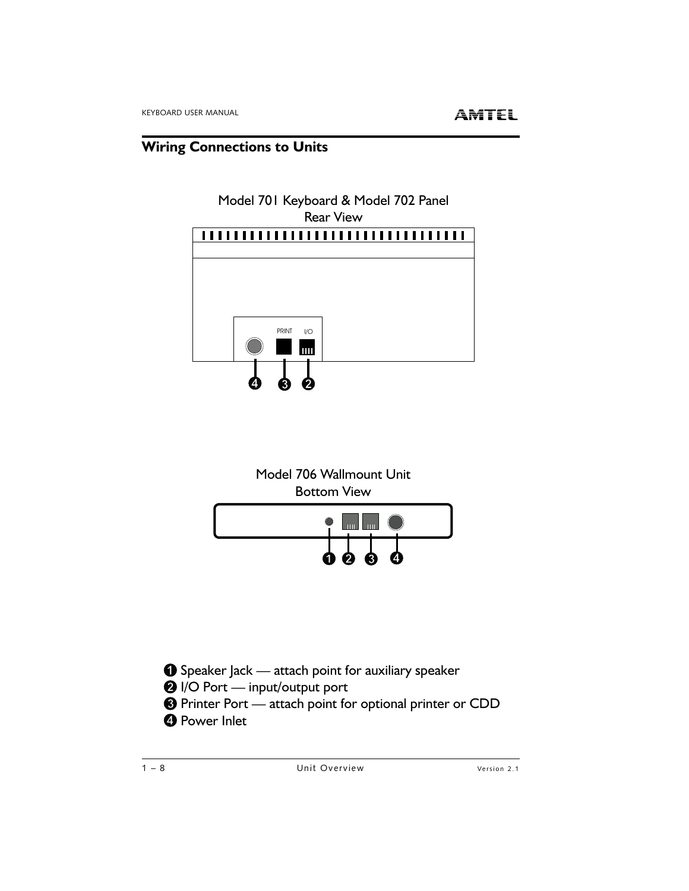## Wiring Connections to Units

Model 701 Keyboard & Model 702 Panel
Rear View

PRINT I/O

❹ ❸ ❷

Model 706 Wallmount Unit
Bottom View

❶ ❷ ❸ ❹

❶ Speaker Jack — attach point for auxiliary speaker
❷ I/O Port — input/output port
❸ Printer Port — attach point for optional printer or CDD
❹ Power Inlet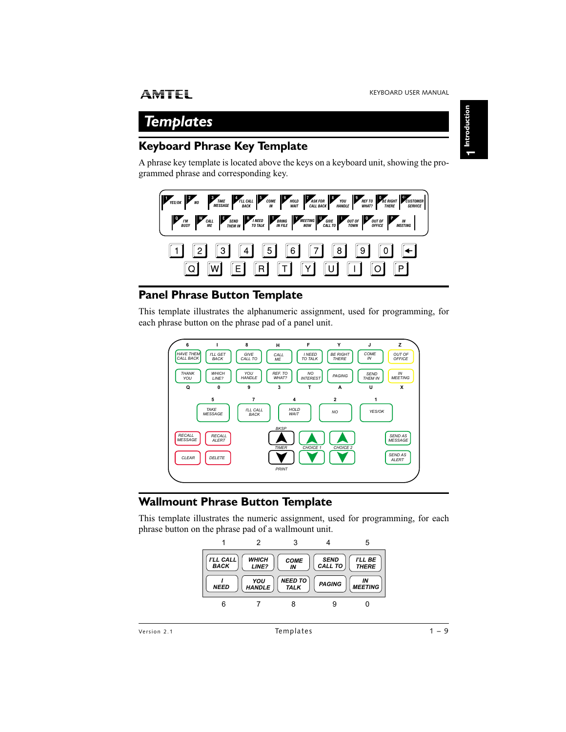# Templates

## Keyboard Phrase Key Template

A phrase key template is located above the keys on a keyboard unit, showing the programmed phrase and corresponding key.

## Panel Phrase Button Template

This template illustrates the alphanumeric assignment, used for programming, for each phrase button on the phrase pad of a panel unit.

## Wallmount Phrase Button Template

This template illustrates the numeric assignment, used for programming, for each phrase button on the phrase pad of a wallmount unit.

| 1 | 2 | 3 | 4 | 5 |
|---|---|---|---|---|
| I'LL CALL BACK | WHICH LINE? | COME IN | SEND CALL TO | I'LL BE THERE |
| I NEED | YOU HANDLE | NEED TO TALK | PAGING | IN MEETING |
| 6 | 7 | 8 | 9 | 0 |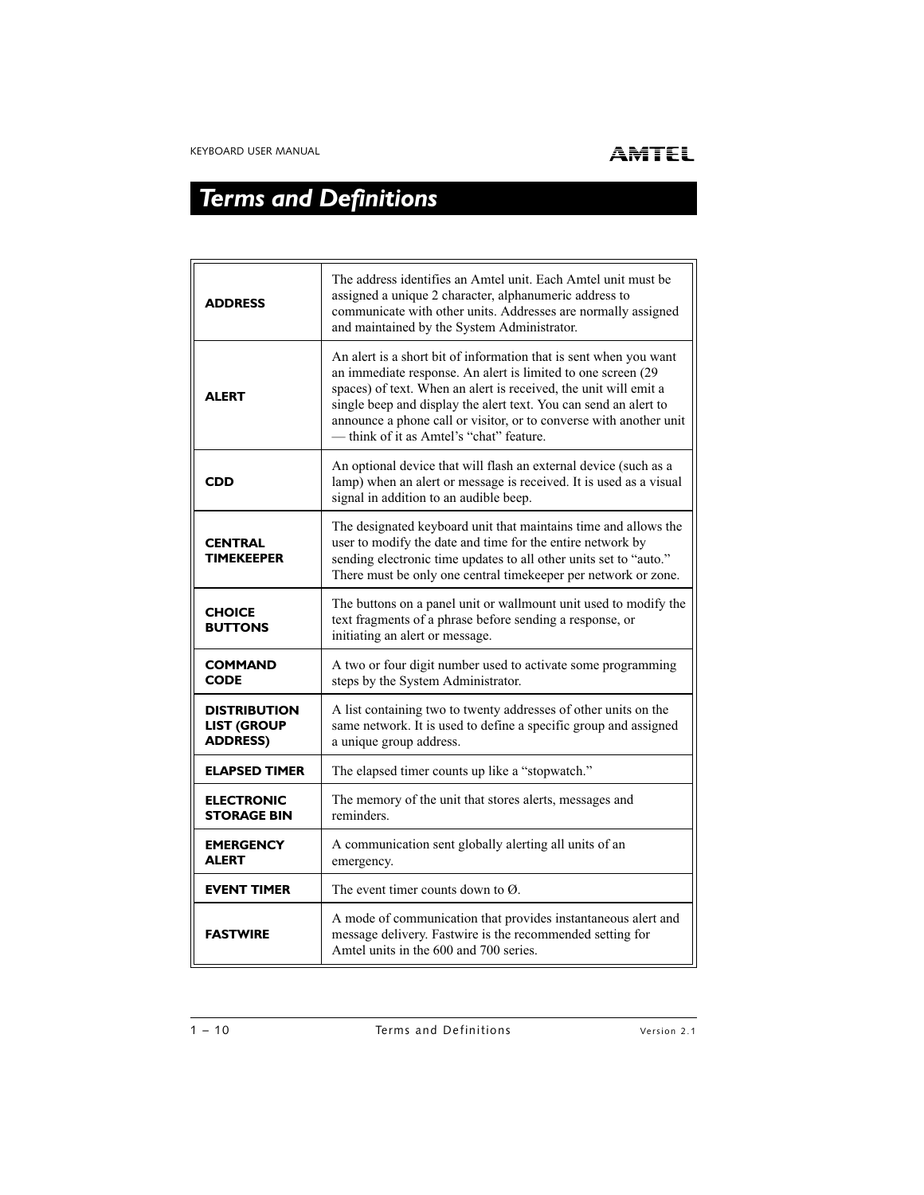# Terms and Definitions

| | |
|---|---|
| **ADDRESS** | The address identifies an Amtel unit. Each Amtel unit must be assigned a unique 2 character, alphanumeric address to communicate with other units. Addresses are normally assigned and maintained by the System Administrator. |
| **ALERT** | An alert is a short bit of information that is sent when you want an immediate response. An alert is limited to one screen (29 spaces) of text. When an alert is received, the unit will emit a single beep and display the alert text. You can send an alert to announce a phone call or visitor, or to converse with another unit — think of it as Amtel's "chat" feature. |
| **CDD** | An optional device that will flash an external device (such as a lamp) when an alert or message is received. It is used as a visual signal in addition to an audible beep. |
| **CENTRAL TIMEKEEPER** | The designated keyboard unit that maintains time and allows the user to modify the date and time for the entire network by sending electronic time updates to all other units set to "auto." There must be only one central timekeeper per network or zone. |
| **CHOICE BUTTONS** | The buttons on a panel unit or wallmount unit used to modify the text fragments of a phrase before sending a response, or initiating an alert or message. |
| **COMMAND CODE** | A two or four digit number used to activate some programming steps by the System Administrator. |
| **DISTRIBUTION LIST (GROUP ADDRESS)** | A list containing two to twenty addresses of other units on the same network. It is used to define a specific group and assigned a unique group address. |
| **ELAPSED TIMER** | The elapsed timer counts up like a "stopwatch." |
| **ELECTRONIC STORAGE BIN** | The memory of the unit that stores alerts, messages and reminders. |
| **EMERGENCY ALERT** | A communication sent globally alerting all units of an emergency. |
| **EVENT TIMER** | The event timer counts down to Ø. |
| **FASTWIRE** | A mode of communication that provides instantaneous alert and message delivery. Fastwire is the recommended setting for Amtel units in the 600 and 700 series. |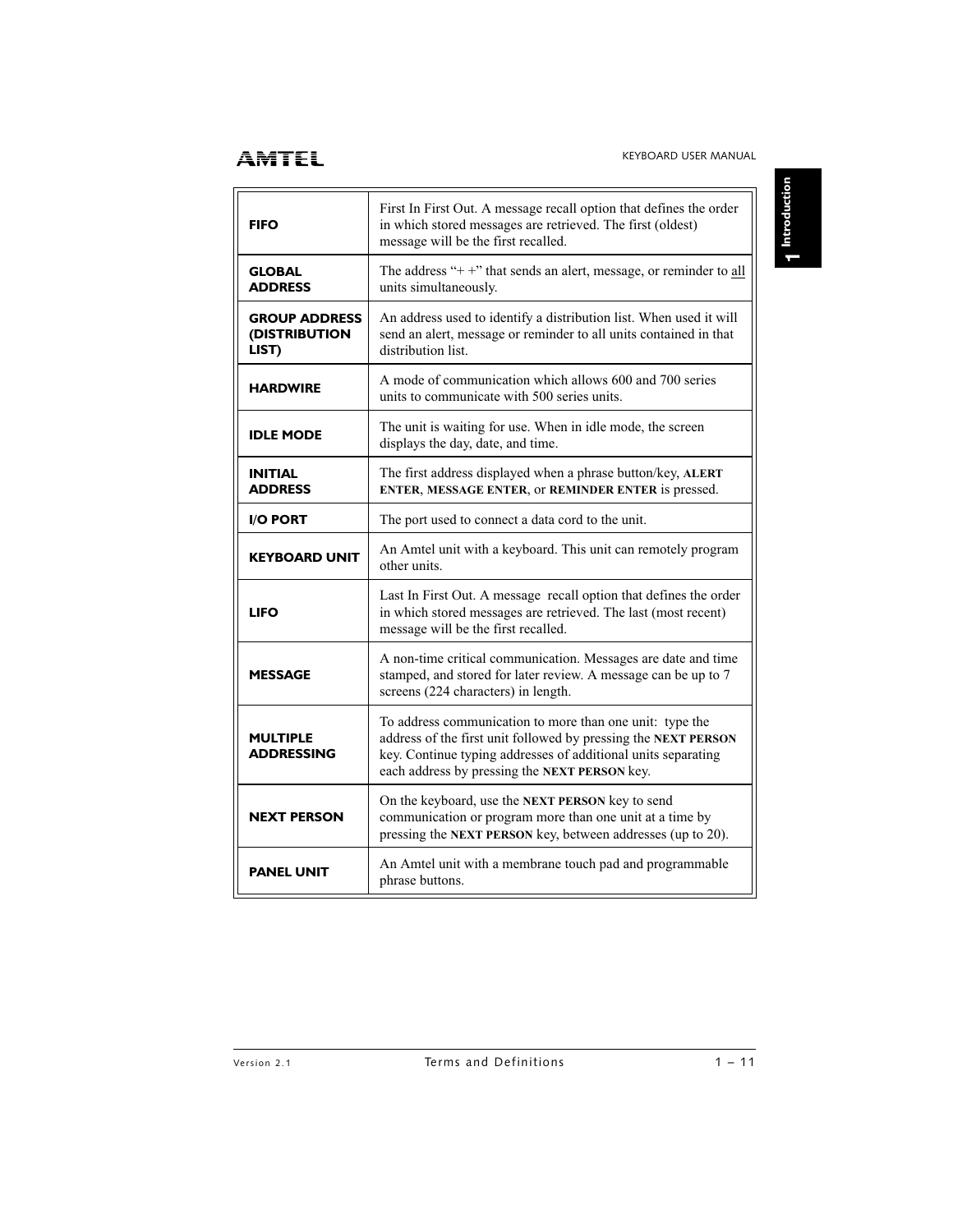| | |
|---|---|
| **FIFO** | First In First Out. A message recall option that defines the order in which stored messages are retrieved. The first (oldest) message will be the first recalled. |
| **GLOBAL ADDRESS** | The address "+ +" that sends an alert, message, or reminder to all units simultaneously. |
| **GROUP ADDRESS (DISTRIBUTION LIST)** | An address used to identify a distribution list. When used it will send an alert, message or reminder to all units contained in that distribution list. |
| **HARDWIRE** | A mode of communication which allows 600 and 700 series units to communicate with 500 series units. |
| **IDLE MODE** | The unit is waiting for use. When in idle mode, the screen displays the day, date, and time. |
| **INITIAL ADDRESS** | The first address displayed when a phrase button/key, **ALERT ENTER**, **MESSAGE ENTER**, or **REMINDER ENTER** is pressed. |
| **I/O PORT** | The port used to connect a data cord to the unit. |
| **KEYBOARD UNIT** | An Amtel unit with a keyboard. This unit can remotely program other units. |
| **LIFO** | Last In First Out. A message recall option that defines the order in which stored messages are retrieved. The last (most recent) message will be the first recalled. |
| **MESSAGE** | A non-time critical communication. Messages are date and time stamped, and stored for later review. A message can be up to 7 screens (224 characters) in length. |
| **MULTIPLE ADDRESSING** | To address communication to more than one unit: type the address of the first unit followed by pressing the **NEXT PERSON** key. Continue typing addresses of additional units separating each address by pressing the **NEXT PERSON** key. |
| **NEXT PERSON** | On the keyboard, use the **NEXT PERSON** key to send communication or program more than one unit at a time by pressing the **NEXT PERSON** key, between addresses (up to 20). |
| **PANEL UNIT** | An Amtel unit with a membrane touch pad and programmable phrase buttons. |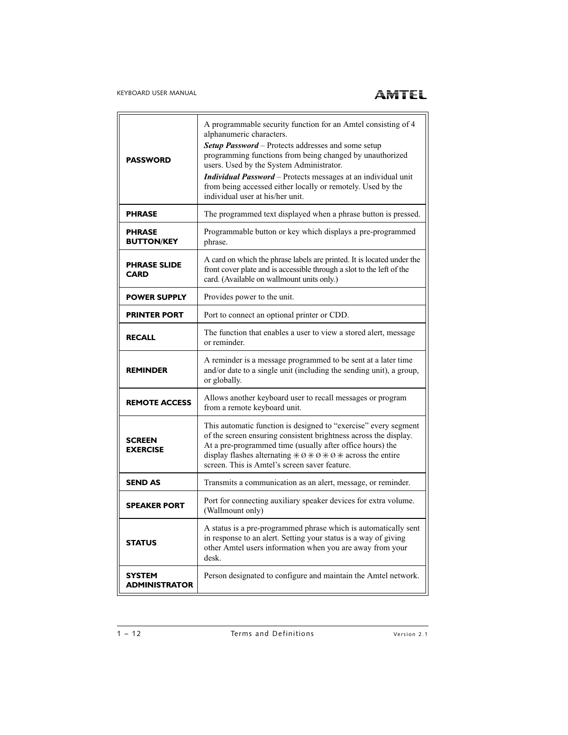| | |
|---|---|
| **PASSWORD** | A programmable security function for an Amtel consisting of 4 alphanumeric characters.<br>***Setup Password*** – Protects addresses and some setup programming functions from being changed by unauthorized users. Used by the System Administrator.<br>***Individual Password*** – Protects messages at an individual unit from being accessed either locally or remotely. Used by the individual user at his/her unit. |
| **PHRASE** | The programmed text displayed when a phrase button is pressed. |
| **PHRASE BUTTON/KEY** | Programmable button or key which displays a pre-programmed phrase. |
| **PHRASE SLIDE CARD** | A card on which the phrase labels are printed. It is located under the front cover plate and is accessible through a slot to the left of the card. (Available on wallmount units only.) |
| **POWER SUPPLY** | Provides power to the unit. |
| **PRINTER PORT** | Port to connect an optional printer or CDD. |
| **RECALL** | The function that enables a user to view a stored alert, message or reminder. |
| **REMINDER** | A reminder is a message programmed to be sent at a later time and/or date to a single unit (including the sending unit), a group, or globally. |
| **REMOTE ACCESS** | Allows another keyboard user to recall messages or program from a remote keyboard unit. |
| **SCREEN EXERCISE** | This automatic function is designed to "exercise" every segment of the screen ensuring consistent brightness across the display. At a pre-programmed time (usually after office hours) the display flashes alternating ✳ Ø ✳ Ø ✳ Ø ✳ across the entire screen. This is Amtel's screen saver feature. |
| **SEND AS** | Transmits a communication as an alert, message, or reminder. |
| **SPEAKER PORT** | Port for connecting auxiliary speaker devices for extra volume. (Wallmount only) |
| **STATUS** | A status is a pre-programmed phrase which is automatically sent in response to an alert. Setting your status is a way of giving other Amtel users information when you are away from your desk. |
| **SYSTEM ADMINISTRATOR** | Person designated to configure and maintain the Amtel network. |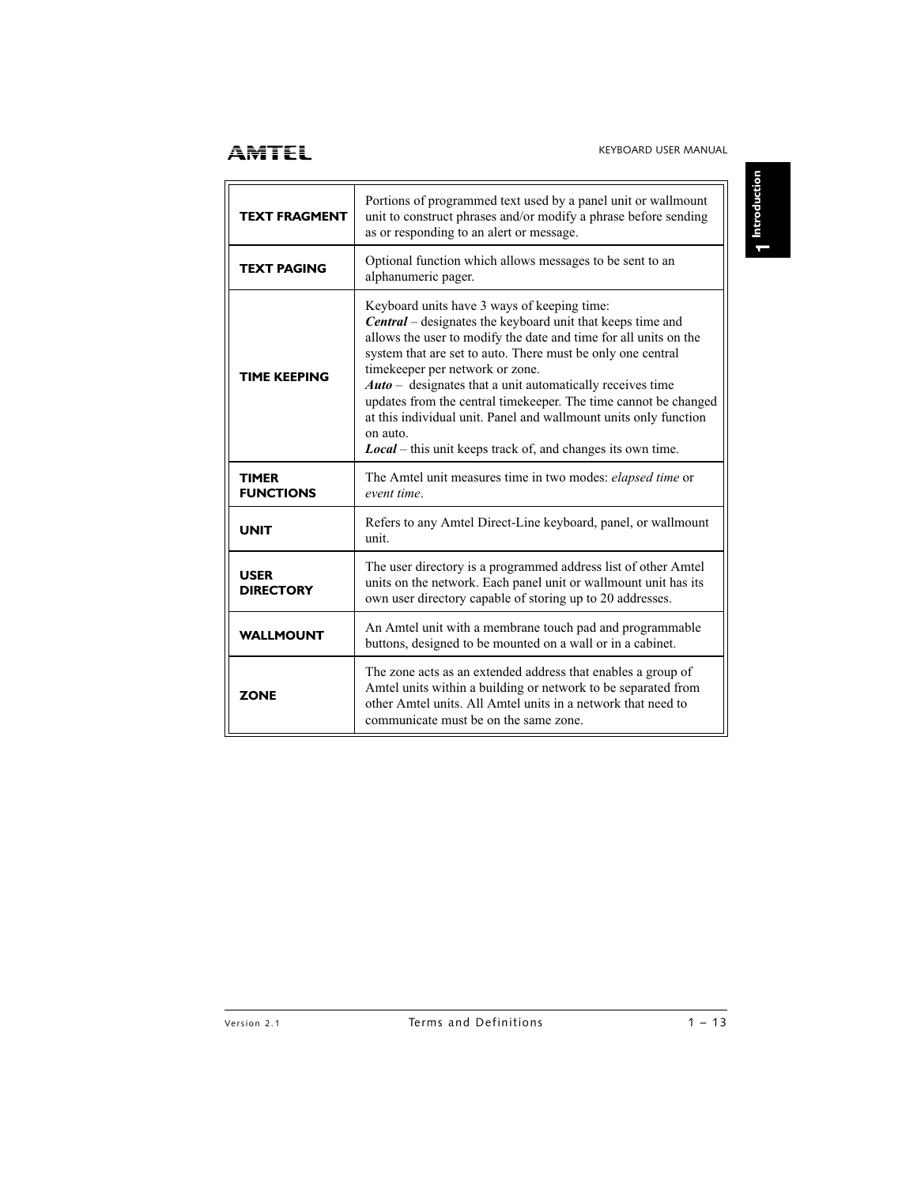| | |
|---|---|
| **TEXT FRAGMENT** | Portions of programmed text used by a panel unit or wallmount unit to construct phrases and/or modify a phrase before sending as or responding to an alert or message. |
| **TEXT PAGING** | Optional function which allows messages to be sent to an alphanumeric pager. |
| **TIME KEEPING** | Keyboard units have 3 ways of keeping time:<br>***Central*** – designates the keyboard unit that keeps time and allows the user to modify the date and time for all units on the system that are set to auto. There must be only one central timekeeper per network or zone.<br>***Auto*** – designates that a unit automatically receives time updates from the central timekeeper. The time cannot be changed at this individual unit. Panel and wallmount units only function on auto.<br>***Local*** – this unit keeps track of, and changes its own time. |
| **TIMER FUNCTIONS** | The Amtel unit measures time in two modes: *elapsed time* or *event time*. |
| **UNIT** | Refers to any Amtel Direct-Line keyboard, panel, or wallmount unit. |
| **USER DIRECTORY** | The user directory is a programmed address list of other Amtel units on the network. Each panel unit or wallmount unit has its own user directory capable of storing up to 20 addresses. |
| **WALLMOUNT** | An Amtel unit with a membrane touch pad and programmable buttons, designed to be mounted on a wall or in a cabinet. |
| **ZONE** | The zone acts as an extended address that enables a group of Amtel units within a building or network to be separated from other Amtel units. All Amtel units in a network that need to communicate must be on the same zone. |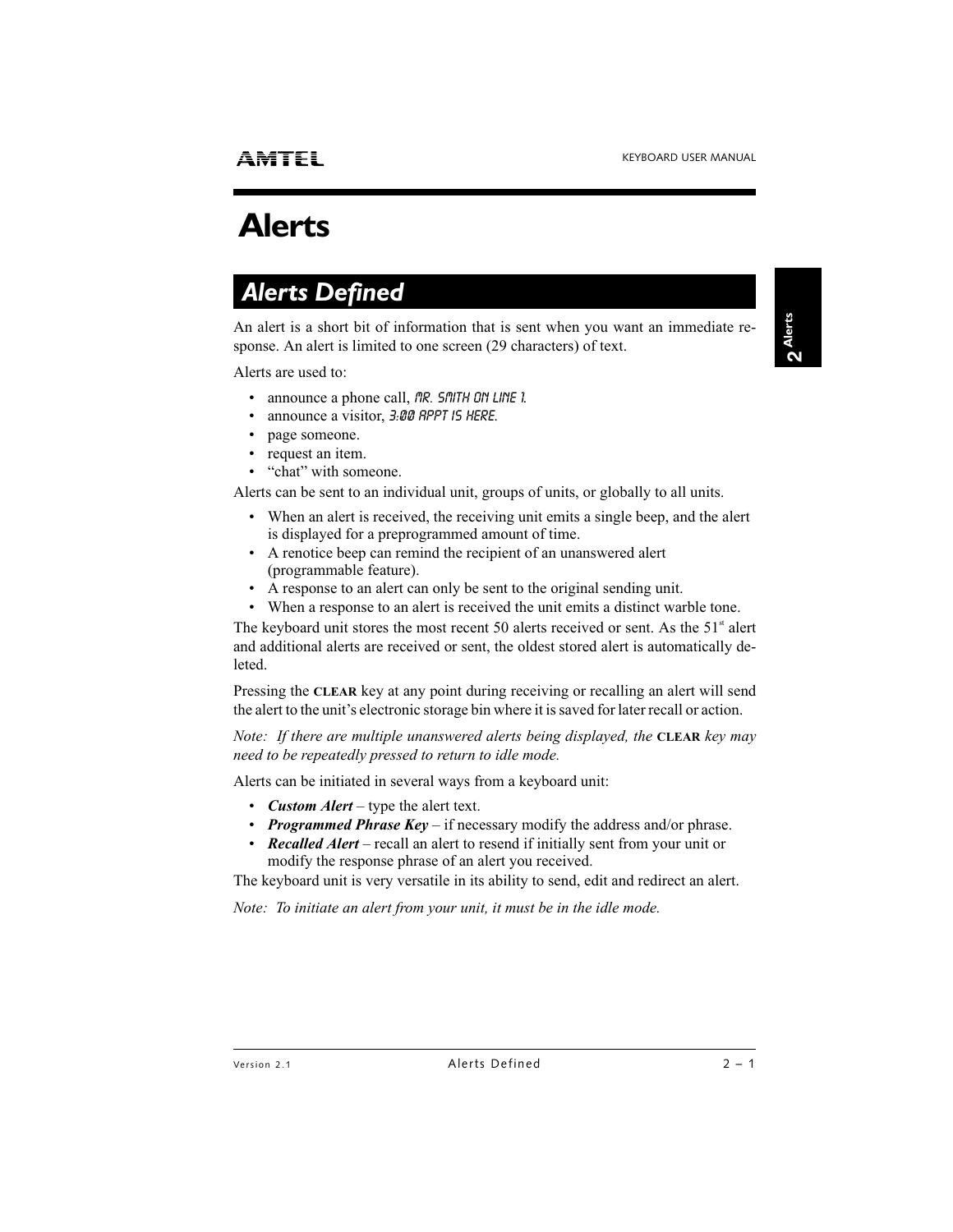# Alerts

## Alerts Defined

An alert is a short bit of information that is sent when you want an immediate response. An alert is limited to one screen (29 characters) of text.

Alerts are used to:

- announce a phone call, MR. SMITH ON LINE 1.
- announce a visitor, 3:00 APPT IS HERE.
- page someone.
- request an item.
- "chat" with someone.

Alerts can be sent to an individual unit, groups of units, or globally to all units.

- When an alert is received, the receiving unit emits a single beep, and the alert is displayed for a preprogrammed amount of time.
- A renotice beep can remind the recipient of an unanswered alert (programmable feature).
- A response to an alert can only be sent to the original sending unit.
- When a response to an alert is received the unit emits a distinct warble tone.

The keyboard unit stores the most recent 50 alerts received or sent. As the 51st alert and additional alerts are received or sent, the oldest stored alert is automatically deleted.

Pressing the **CLEAR** key at any point during receiving or recalling an alert will send the alert to the unit's electronic storage bin where it is saved for later recall or action.

*Note: If there are multiple unanswered alerts being displayed, the* **CLEAR** *key may need to be repeatedly pressed to return to idle mode.*

Alerts can be initiated in several ways from a keyboard unit:

- ***Custom Alert*** – type the alert text.
- ***Programmed Phrase Key*** – if necessary modify the address and/or phrase.
- ***Recalled Alert*** – recall an alert to resend if initially sent from your unit or modify the response phrase of an alert you received.

The keyboard unit is very versatile in its ability to send, edit and redirect an alert.

*Note: To initiate an alert from your unit, it must be in the idle mode.*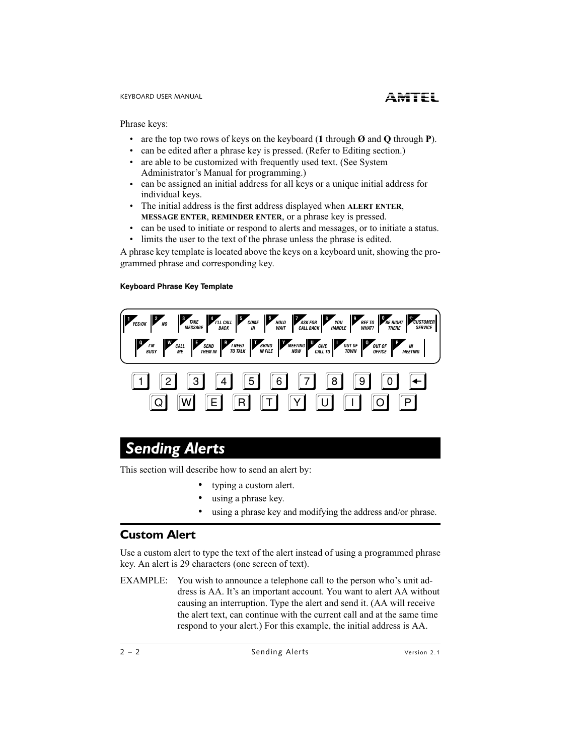Phrase keys:

- are the top two rows of keys on the keyboard (**1** through **Ø** and **Q** through **P**).
- can be edited after a phrase key is pressed. (Refer to Editing section.)
- are able to be customized with frequently used text. (See System Administrator's Manual for programming.)
- can be assigned an initial address for all keys or a unique initial address for individual keys.
- The initial address is the first address displayed when **ALERT ENTER**, **MESSAGE ENTER**, **REMINDER ENTER**, or a phrase key is pressed.
- can be used to initiate or respond to alerts and messages, or to initiate a status.
- limits the user to the text of the phrase unless the phrase is edited.

A phrase key template is located above the keys on a keyboard unit, showing the programmed phrase and corresponding key.

**Keyboard Phrase Key Template**

| Key | Phrase |
|---|---|
| 1 | YES/OK |
| 2 | NO |
| 3 | TAKE MESSAGE |
| 4 | I'LL CALL BACK |
| 5 | COME IN |
| 6 | HOLD WAIT |
| 7 | ASK FOR CALL BACK |
| 8 | YOU HANDLE |
| 9 | REF TO WHAT? |
| 0 | BE RIGHT THERE |
| ← | CUSTOMER SERVICE |
| Q | I'M BUSY |
| W | CALL ME |
| E | SEND THEM IN |
| R | I NEED TO TALK |
| T | BRING IN FILE |
| Y | MEETING NOW |
| U | GIVE CALL TO |
| I | OUT OF TOWN |
| O | OUT OF OFFICE |
| P | IN MEETING |

## Sending Alerts

This section will describe how to send an alert by:

- typing a custom alert.
- using a phrase key.
- using a phrase key and modifying the address and/or phrase.

### Custom Alert

Use a custom alert to type the text of the alert instead of using a programmed phrase key. An alert is 29 characters (one screen of text).

EXAMPLE: You wish to announce a telephone call to the person who's unit address is AA. It's an important account. You want to alert AA without causing an interruption. Type the alert and send it. (AA will receive the alert text, can continue with the current call and at the same time respond to your alert.) For this example, the initial address is AA.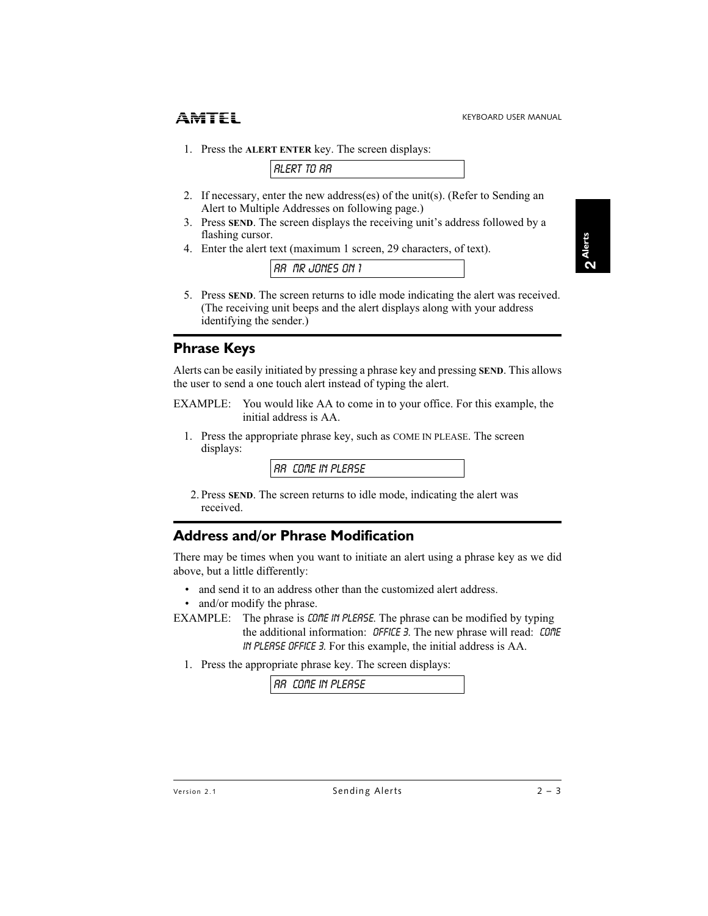1. Press the **ALERT ENTER** key. The screen displays:

```
ALERT TO AA
```

2. If necessary, enter the new address(es) of the unit(s). (Refer to Sending an Alert to Multiple Addresses on following page.)
3. Press **SEND**. The screen displays the receiving unit's address followed by a flashing cursor.
4. Enter the alert text (maximum 1 screen, 29 characters, of text).

```
AA  MR JONES ON 1
```

5. Press **SEND**. The screen returns to idle mode indicating the alert was received. (The receiving unit beeps and the alert displays along with your address identifying the sender.)

## Phrase Keys

Alerts can be easily initiated by pressing a phrase key and pressing **SEND**. This allows the user to send a one touch alert instead of typing the alert.

EXAMPLE: You would like AA to come in to your office. For this example, the initial address is AA.

1. Press the appropriate phrase key, such as COME IN PLEASE. The screen displays:

```
AA  COME IN PLEASE
```

2. Press **SEND**. The screen returns to idle mode, indicating the alert was received.

## Address and/or Phrase Modification

There may be times when you want to initiate an alert using a phrase key as we did above, but a little differently:

- and send it to an address other than the customized alert address.
- and/or modify the phrase.

EXAMPLE: The phrase is COME IN PLEASE. The phrase can be modified by typing the additional information: OFFICE 3. The new phrase will read: COME IN PLEASE OFFICE 3. For this example, the initial address is AA.

1. Press the appropriate phrase key. The screen displays:

```
AA  COME IN PLEASE
```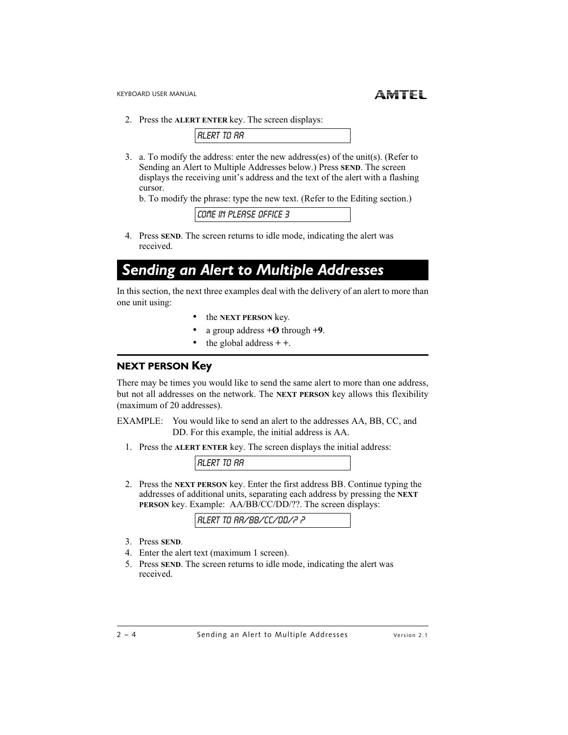2. Press the **ALERT ENTER** key. The screen displays:

```
ALERT TO AA
```

3. a. To modify the address: enter the new address(es) of the unit(s). (Refer to Sending an Alert to Multiple Addresses below.) Press **SEND**. The screen displays the receiving unit's address and the text of the alert with a flashing cursor.

   b. To modify the phrase: type the new text. (Refer to the Editing section.)

```
COME IN PLEASE OFFICE 3
```

4. Press **SEND**. The screen returns to idle mode, indicating the alert was received.

## *Sending an Alert to Multiple Addresses*

In this section, the next three examples deal with the delivery of an alert to more than one unit using:

- the **NEXT PERSON** key.
- a group address **+Ø** through **+9**.
- the global address **+ +**.

### NEXT PERSON Key

There may be times you would like to send the same alert to more than one address, but not all addresses on the network. The **NEXT PERSON** key allows this flexibility (maximum of 20 addresses).

EXAMPLE: You would like to send an alert to the addresses AA, BB, CC, and DD. For this example, the initial address is AA.

1. Press the **ALERT ENTER** key. The screen displays the initial address:

```
ALERT TO AA
```

2. Press the **NEXT PERSON** key. Enter the first address BB. Continue typing the addresses of additional units, separating each address by pressing the **NEXT PERSON** key. Example: AA/BB/CC/DD/??. The screen displays:

```
ALERT TO AA/BB/CC/DD/? ?
```

3. Press **SEND**.
4. Enter the alert text (maximum 1 screen).
5. Press **SEND**. The screen returns to idle mode, indicating the alert was received.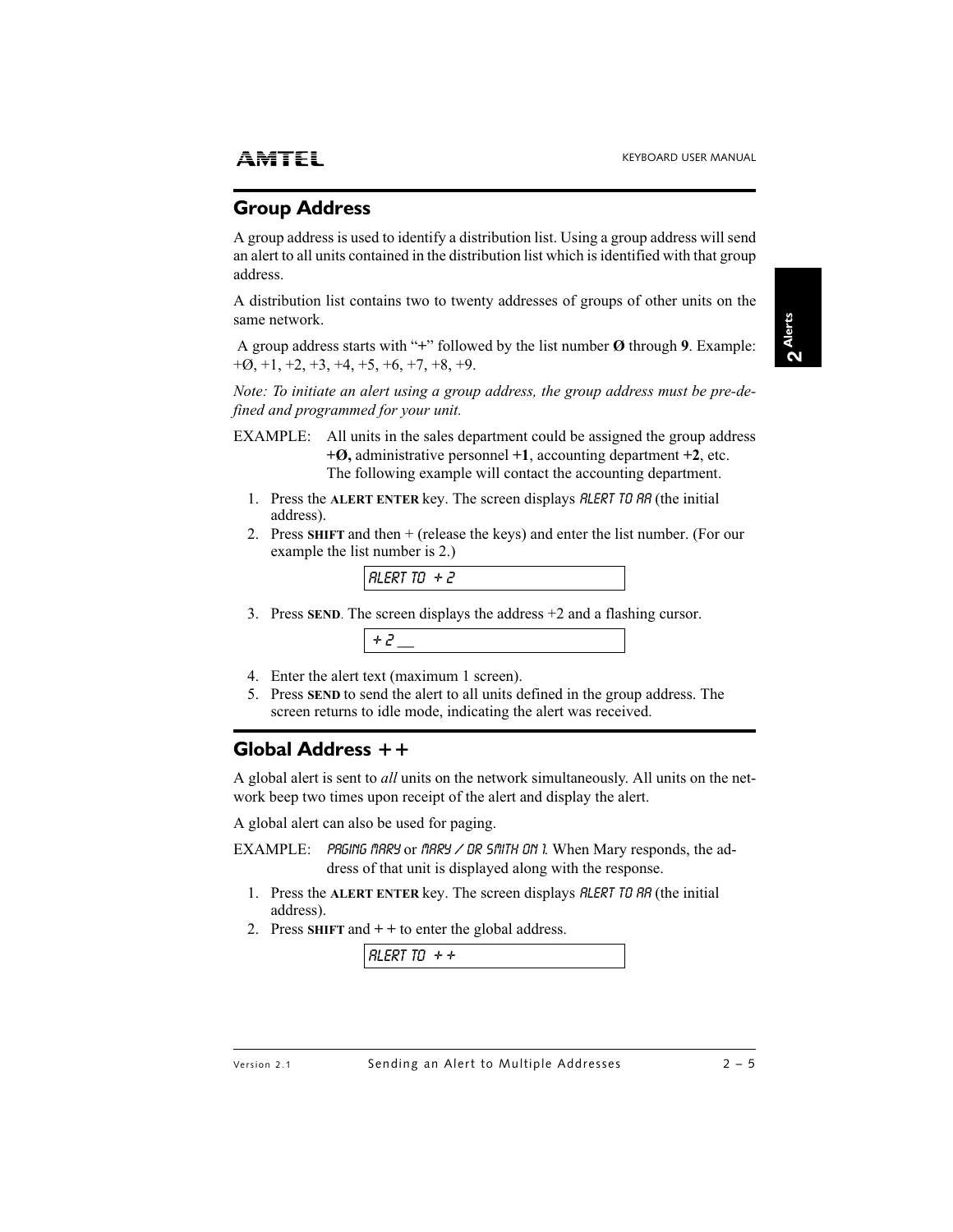## Group Address

A group address is used to identify a distribution list. Using a group address will send an alert to all units contained in the distribution list which is identified with that group address.

A distribution list contains two to twenty addresses of groups of other units on the same network.

A group address starts with "+" followed by the list number **Ø** through **9**. Example: +Ø, +1, +2, +3, +4, +5, +6, +7, +8, +9.

*Note: To initiate an alert using a group address, the group address must be pre-defined and programmed for your unit.*

EXAMPLE: All units in the sales department could be assigned the group address **+Ø,** administrative personnel **+1**, accounting department **+2**, etc. The following example will contact the accounting department.

1. Press the **ALERT ENTER** key. The screen displays ALERT TO AA (the initial address).
2. Press **SHIFT** and then + (release the keys) and enter the list number. (For our example the list number is 2.)

   ALERT TO +2

3. Press **SEND**. The screen displays the address +2 and a flashing cursor.

   +2 _

4. Enter the alert text (maximum 1 screen).
5. Press **SEND** to send the alert to all units defined in the group address. The screen returns to idle mode, indicating the alert was received.

## Global Address ++

A global alert is sent to *all* units on the network simultaneously. All units on the network beep two times upon receipt of the alert and display the alert.

A global alert can also be used for paging.

EXAMPLE: PAGING MARY or MARY / DR SMITH ON 1. When Mary responds, the address of that unit is displayed along with the response.

1. Press the **ALERT ENTER** key. The screen displays ALERT TO AA (the initial address).
2. Press **SHIFT** and **+ +** to enter the global address.

   ALERT TO ++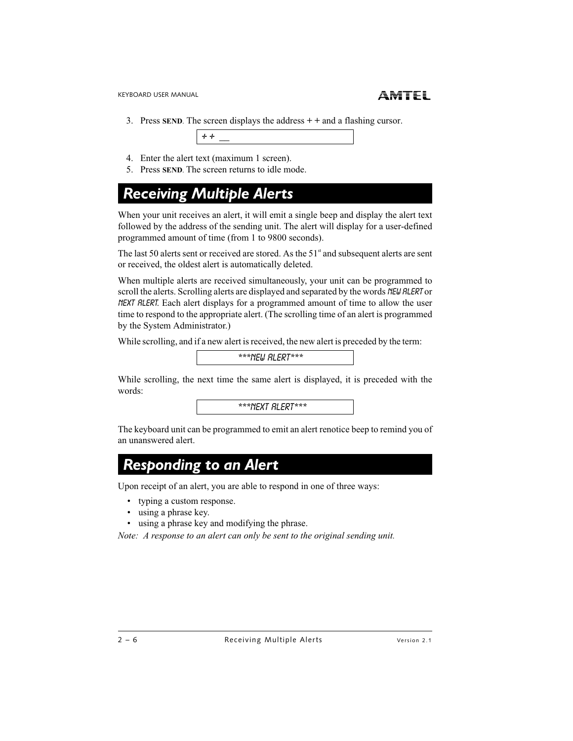3. Press **SEND**. The screen displays the address + + and a flashing cursor.

```
+ + __
```

4. Enter the alert text (maximum 1 screen).
5. Press **SEND**. The screen returns to idle mode.

## Receiving Multiple Alerts

When your unit receives an alert, it will emit a single beep and display the alert text followed by the address of the sending unit. The alert will display for a user-defined programmed amount of time (from 1 to 9800 seconds).

The last 50 alerts sent or received are stored. As the 51st and subsequent alerts are sent or received, the oldest alert is automatically deleted.

When multiple alerts are received simultaneously, your unit can be programmed to scroll the alerts. Scrolling alerts are displayed and separated by the words NEW ALERT or NEXT ALERT. Each alert displays for a programmed amount of time to allow the user time to respond to the appropriate alert. (The scrolling time of an alert is programmed by the System Administrator.)

While scrolling, and if a new alert is received, the new alert is preceded by the term:

```
***NEW ALERT***
```

While scrolling, the next time the same alert is displayed, it is preceded with the words:

```
***NEXT ALERT***
```

The keyboard unit can be programmed to emit an alert renotice beep to remind you of an unanswered alert.

## Responding to an Alert

Upon receipt of an alert, you are able to respond in one of three ways:

- typing a custom response.
- using a phrase key.
- using a phrase key and modifying the phrase.

*Note: A response to an alert can only be sent to the original sending unit.*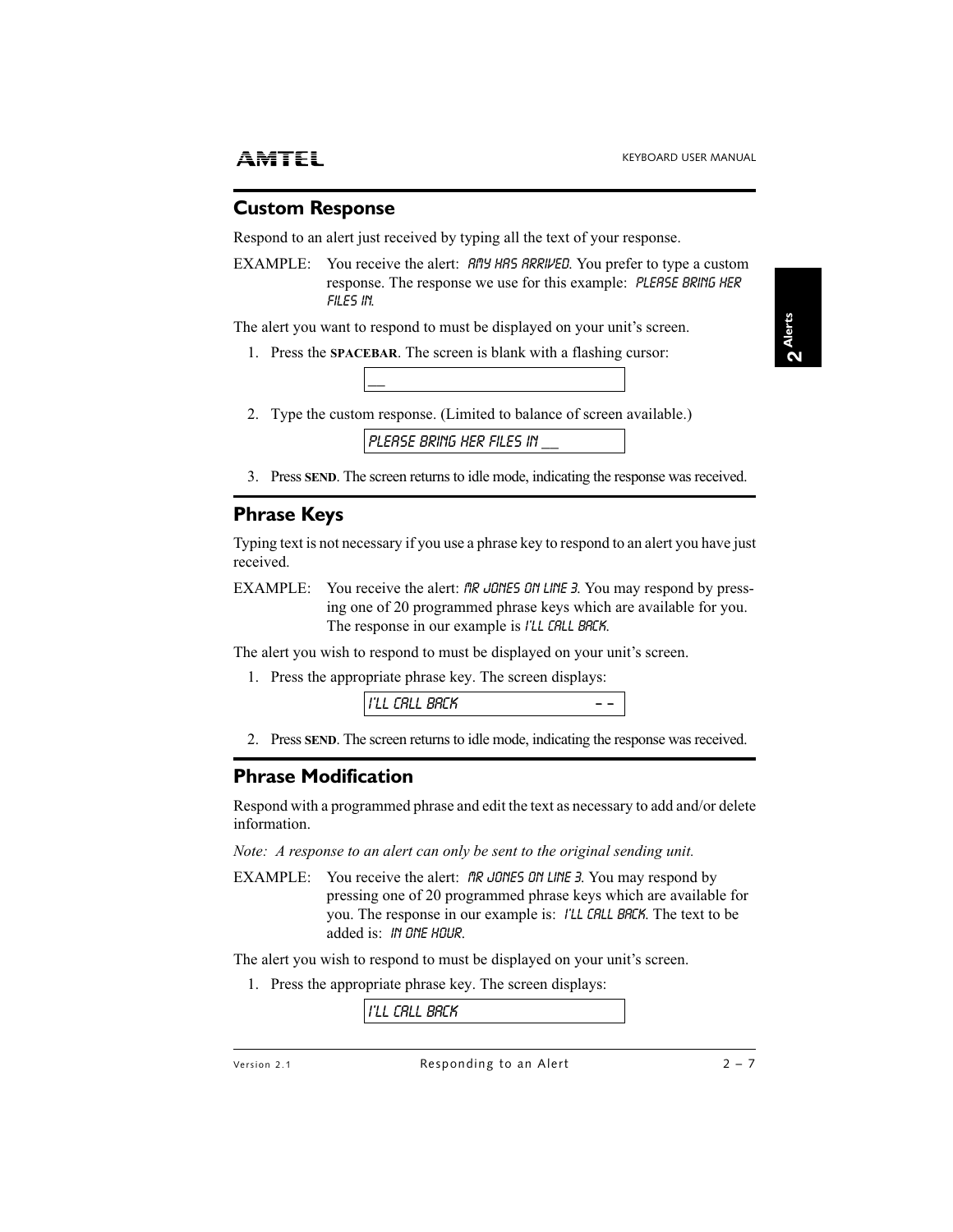## Custom Response

Respond to an alert just received by typing all the text of your response.

EXAMPLE: You receive the alert: AMY HAS ARRIVED. You prefer to type a custom response. The response we use for this example: PLEASE BRING HER FILES IN.

The alert you want to respond to must be displayed on your unit's screen.

1. Press the **SPACEBAR**. The screen is blank with a flashing cursor:

   | __ |
   |---|

2. Type the custom response. (Limited to balance of screen available.)

   | PLEASE BRING HER FILES IN __ |
   |---|

3. Press **SEND**. The screen returns to idle mode, indicating the response was received.

## Phrase Keys

Typing text is not necessary if you use a phrase key to respond to an alert you have just received.

EXAMPLE: You receive the alert: MR JONES ON LINE 3. You may respond by pressing one of 20 programmed phrase keys which are available for you. The response in our example is I'LL CALL BACK.

The alert you wish to respond to must be displayed on your unit's screen.

1. Press the appropriate phrase key. The screen displays:

   | I'LL CALL BACK -- |
   |---|

2. Press **SEND**. The screen returns to idle mode, indicating the response was received.

## Phrase Modification

Respond with a programmed phrase and edit the text as necessary to add and/or delete information.

*Note: A response to an alert can only be sent to the original sending unit.*

EXAMPLE: You receive the alert: MR JONES ON LINE 3. You may respond by pressing one of 20 programmed phrase keys which are available for you. The response in our example is: I'LL CALL BACK. The text to be added is: IN ONE HOUR.

The alert you wish to respond to must be displayed on your unit's screen.

1. Press the appropriate phrase key. The screen displays:

   | I'LL CALL BACK |
   |---|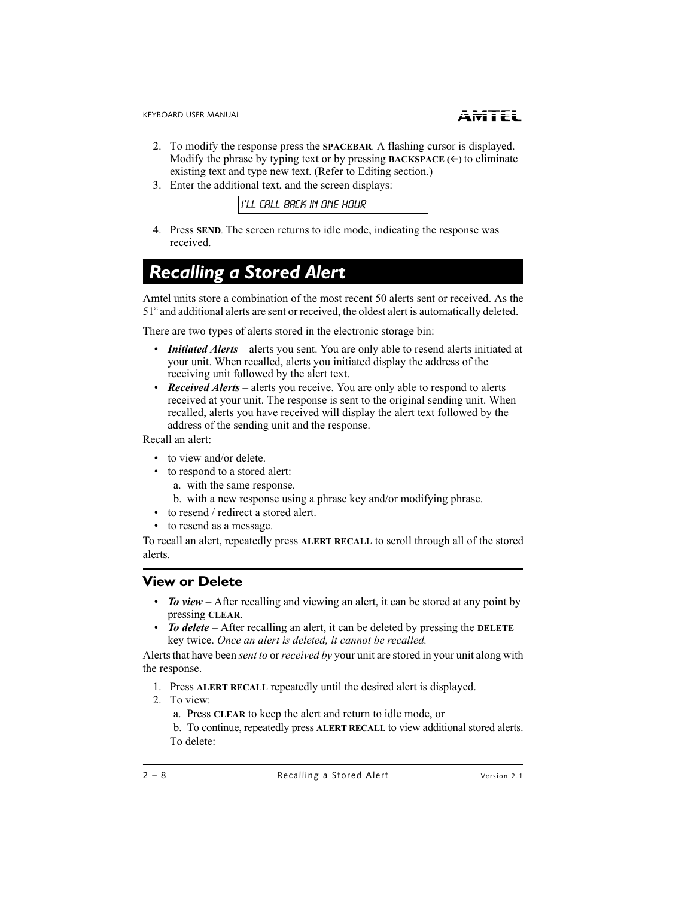2. To modify the response press the **SPACEBAR**. A flashing cursor is displayed. Modify the phrase by typing text or by pressing **BACKSPACE (←)** to eliminate existing text and type new text. (Refer to Editing section.)
3. Enter the additional text, and the screen displays:

   ```
   I'LL CALL BACK IN ONE HOUR
   ```

4. Press **SEND**. The screen returns to idle mode, indicating the response was received.

# Recalling a Stored Alert

Amtel units store a combination of the most recent 50 alerts sent or received. As the 51st and additional alerts are sent or received, the oldest alert is automatically deleted.

There are two types of alerts stored in the electronic storage bin:

- ***Initiated Alerts*** – alerts you sent. You are only able to resend alerts initiated at your unit. When recalled, alerts you initiated display the address of the receiving unit followed by the alert text.
- ***Received Alerts*** – alerts you receive. You are only able to respond to alerts received at your unit. The response is sent to the original sending unit. When recalled, alerts you have received will display the alert text followed by the address of the sending unit and the response.

Recall an alert:

- to view and/or delete.
- to respond to a stored alert:
  a. with the same response.
  b. with a new response using a phrase key and/or modifying phrase.
- to resend / redirect a stored alert.
- to resend as a message.

To recall an alert, repeatedly press **ALERT RECALL** to scroll through all of the stored alerts.

## View or Delete

- ***To view*** – After recalling and viewing an alert, it can be stored at any point by pressing **CLEAR**.
- ***To delete*** – After recalling an alert, it can be deleted by pressing the **DELETE** key twice. *Once an alert is deleted, it cannot be recalled.*

Alerts that have been *sent to* or *received by* your unit are stored in your unit along with the response.

1. Press **ALERT RECALL** repeatedly until the desired alert is displayed.
2. To view:
   a. Press **CLEAR** to keep the alert and return to idle mode, or
   b. To continue, repeatedly press **ALERT RECALL** to view additional stored alerts.

   To delete: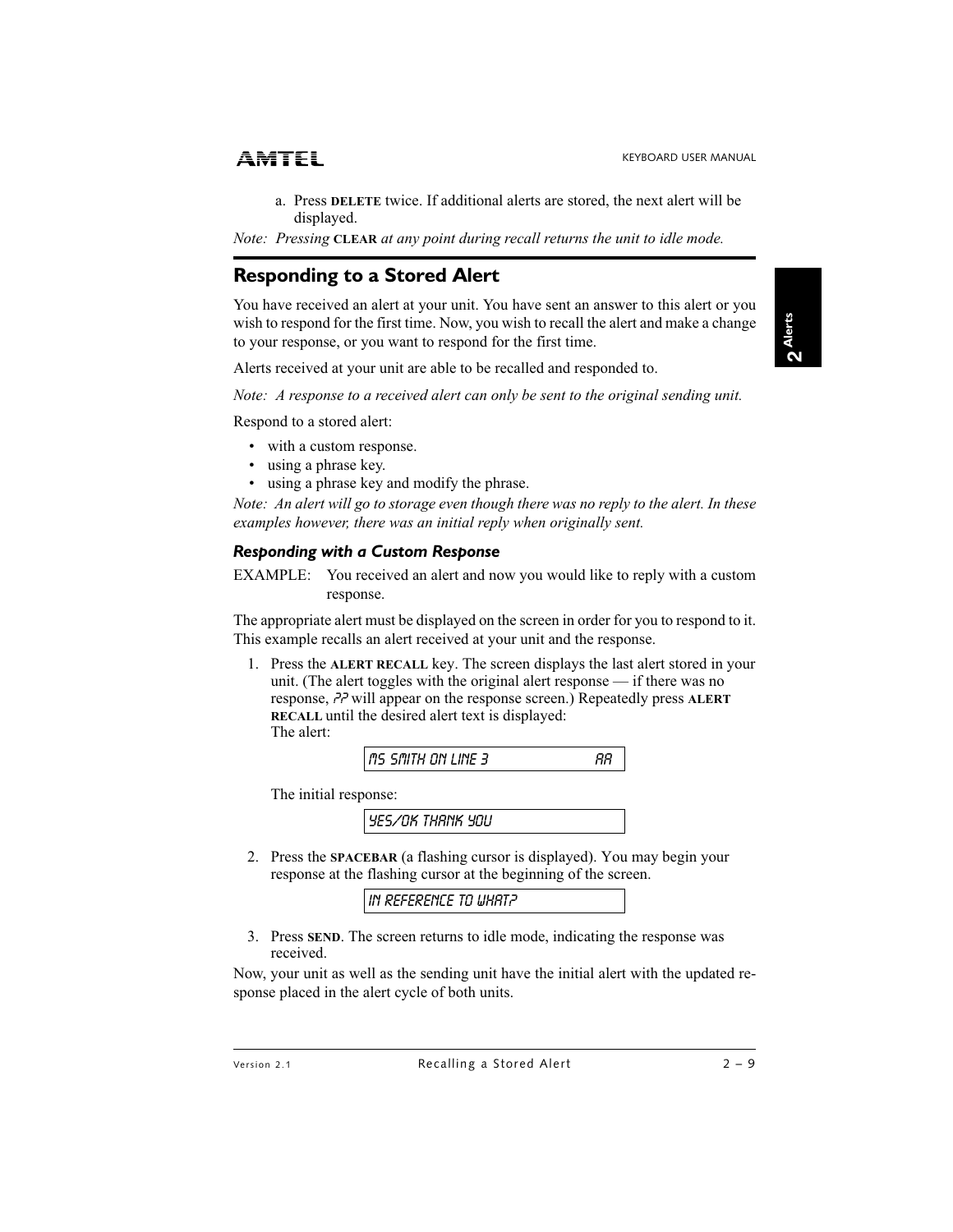a. Press **DELETE** twice. If additional alerts are stored, the next alert will be displayed.

*Note: Pressing* **CLEAR** *at any point during recall returns the unit to idle mode.*

## Responding to a Stored Alert

You have received an alert at your unit. You have sent an answer to this alert or you wish to respond for the first time. Now, you wish to recall the alert and make a change to your response, or you want to respond for the first time.

Alerts received at your unit are able to be recalled and responded to.

*Note: A response to a received alert can only be sent to the original sending unit.*

Respond to a stored alert:

- with a custom response.
- using a phrase key.
- using a phrase key and modify the phrase.

*Note: An alert will go to storage even though there was no reply to the alert. In these examples however, there was an initial reply when originally sent.*

### *Responding with a Custom Response*

EXAMPLE: You received an alert and now you would like to reply with a custom response.

The appropriate alert must be displayed on the screen in order for you to respond to it. This example recalls an alert received at your unit and the response.

1. Press the **ALERT RECALL** key. The screen displays the last alert stored in your unit. (The alert toggles with the original alert response — if there was no response, ?? will appear on the response screen.) Repeatedly press **ALERT RECALL** until the desired alert text is displayed:
   The alert:

   ```
   MS SMITH ON LINE 3                AA
   ```

   The initial response:

   ```
   YES/OK THANK YOU
   ```

2. Press the **SPACEBAR** (a flashing cursor is displayed). You may begin your response at the flashing cursor at the beginning of the screen.

   ```
   IN REFERENCE TO WHAT?
   ```

3. Press **SEND**. The screen returns to idle mode, indicating the response was received.

Now, your unit as well as the sending unit have the initial alert with the updated response placed in the alert cycle of both units.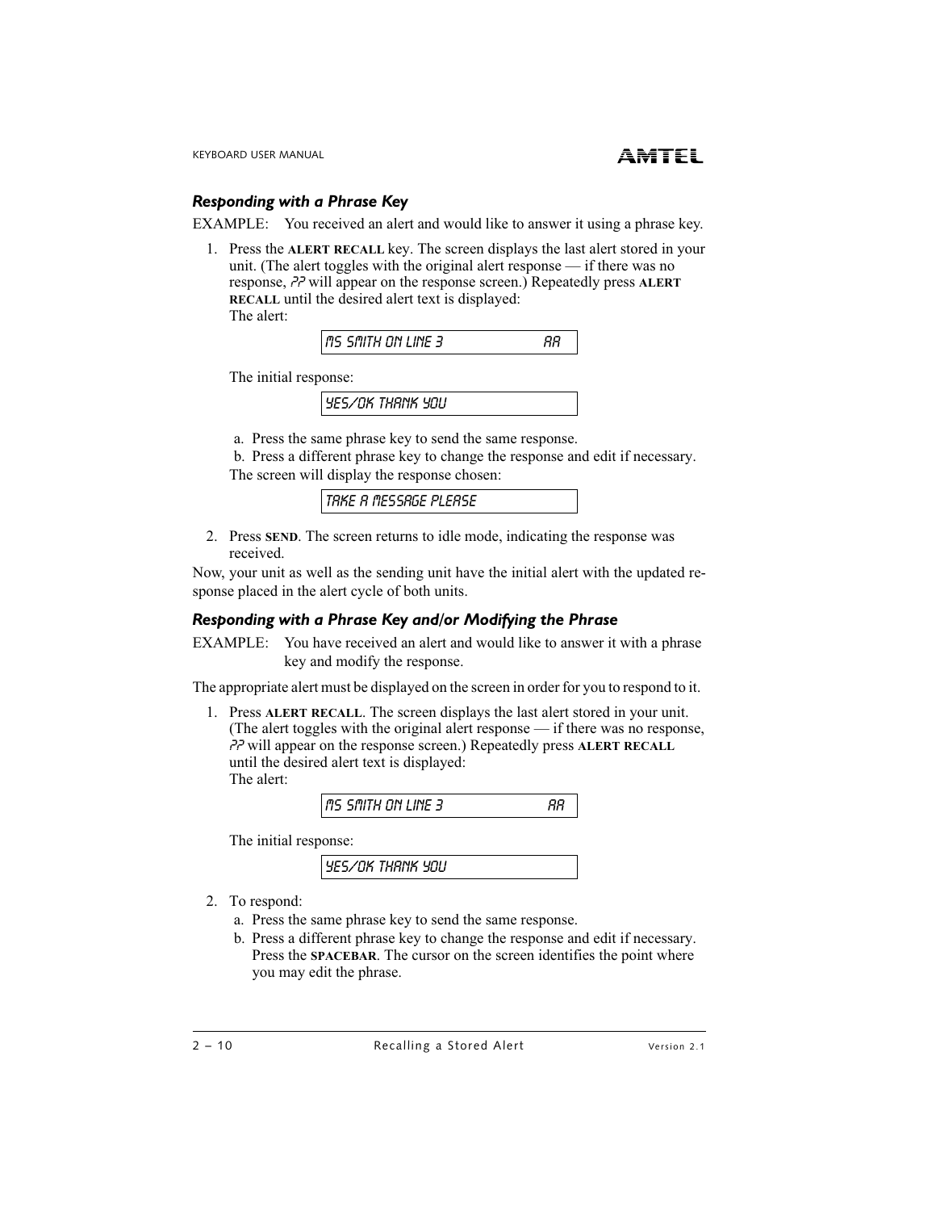### *Responding with a Phrase Key*

EXAMPLE: You received an alert and would like to answer it using a phrase key.

1. Press the **ALERT RECALL** key. The screen displays the last alert stored in your unit. (The alert toggles with the original alert response — if there was no response, ?? will appear on the response screen.) Repeatedly press **ALERT RECALL** until the desired alert text is displayed:
   The alert:

   ```
   MS SMITH ON LINE 3                AA
   ```

   The initial response:

   ```
   YES/OK THANK YOU
   ```

   a. Press the same phrase key to send the same response.
   b. Press a different phrase key to change the response and edit if necessary.

   The screen will display the response chosen:

   ```
   TAKE A MESSAGE PLEASE
   ```

2. Press **SEND**. The screen returns to idle mode, indicating the response was received.

Now, your unit as well as the sending unit have the initial alert with the updated response placed in the alert cycle of both units.

### *Responding with a Phrase Key and/or Modifying the Phrase*

EXAMPLE: You have received an alert and would like to answer it with a phrase key and modify the response.

The appropriate alert must be displayed on the screen in order for you to respond to it.

1. Press **ALERT RECALL**. The screen displays the last alert stored in your unit. (The alert toggles with the original alert response — if there was no response, ?? will appear on the response screen.) Repeatedly press **ALERT RECALL** until the desired alert text is displayed:
   The alert:

   ```
   MS SMITH ON LINE 3                AA
   ```

   The initial response:

   ```
   YES/OK THANK YOU
   ```

2. To respond:
   a. Press the same phrase key to send the same response.
   b. Press a different phrase key to change the response and edit if necessary. Press the **SPACEBAR**. The cursor on the screen identifies the point where you may edit the phrase.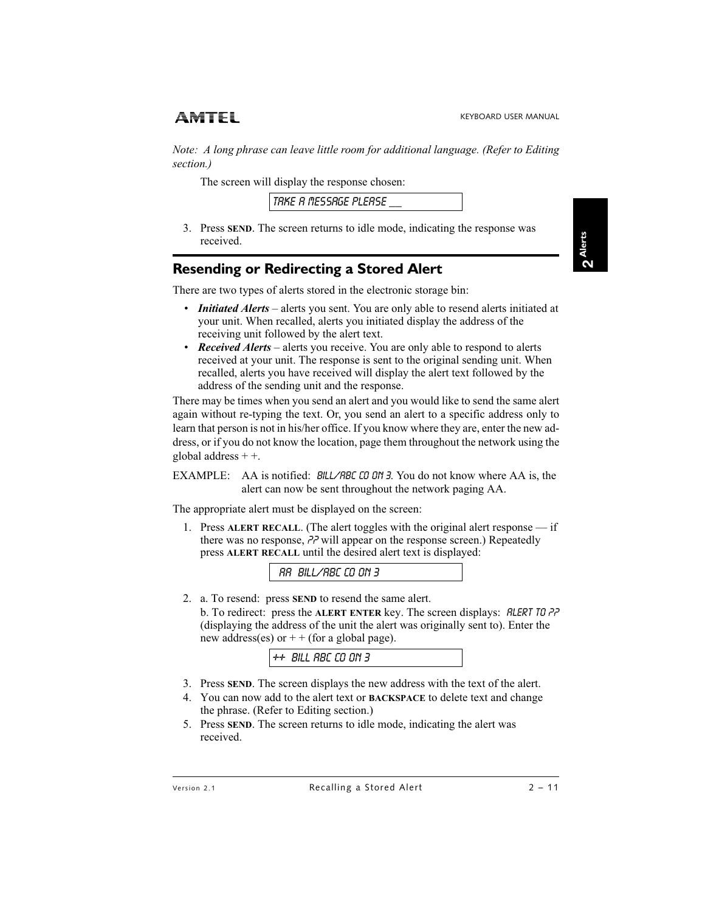*Note: A long phrase can leave little room for additional language. (Refer to Editing section.)*

The screen will display the response chosen:

```
TAKE A MESSAGE PLEASE __
```

3. Press **SEND**. The screen returns to idle mode, indicating the response was received.

## Resending or Redirecting a Stored Alert

There are two types of alerts stored in the electronic storage bin:

- ***Initiated Alerts*** – alerts you sent. You are only able to resend alerts initiated at your unit. When recalled, alerts you initiated display the address of the receiving unit followed by the alert text.
- ***Received Alerts*** – alerts you receive. You are only able to respond to alerts received at your unit. The response is sent to the original sending unit. When recalled, alerts you have received will display the alert text followed by the address of the sending unit and the response.

There may be times when you send an alert and you would like to send the same alert again without re-typing the text. Or, you send an alert to a specific address only to learn that person is not in his/her office. If you know where they are, enter the new address, or if you do not know the location, page them throughout the network using the global address + +.

EXAMPLE: AA is notified: BILL/ABC CO ON 3. You do not know where AA is, the alert can now be sent throughout the network paging AA.

The appropriate alert must be displayed on the screen:

1. Press **ALERT RECALL**. (The alert toggles with the original alert response — if there was no response, ?? will appear on the response screen.) Repeatedly press **ALERT RECALL** until the desired alert text is displayed:

```
AA  BILL/ABC CO ON 3
```

2. a. To resend: press **SEND** to resend the same alert.
   b. To redirect: press the **ALERT ENTER** key. The screen displays: ALERT TO ?? (displaying the address of the unit the alert was originally sent to). Enter the new address(es) or + + (for a global page).

```
++  BILL ABC CO ON 3
```

3. Press **SEND**. The screen displays the new address with the text of the alert.
4. You can now add to the alert text or **BACKSPACE** to delete text and change the phrase. (Refer to Editing section.)
5. Press **SEND**. The screen returns to idle mode, indicating the alert was received.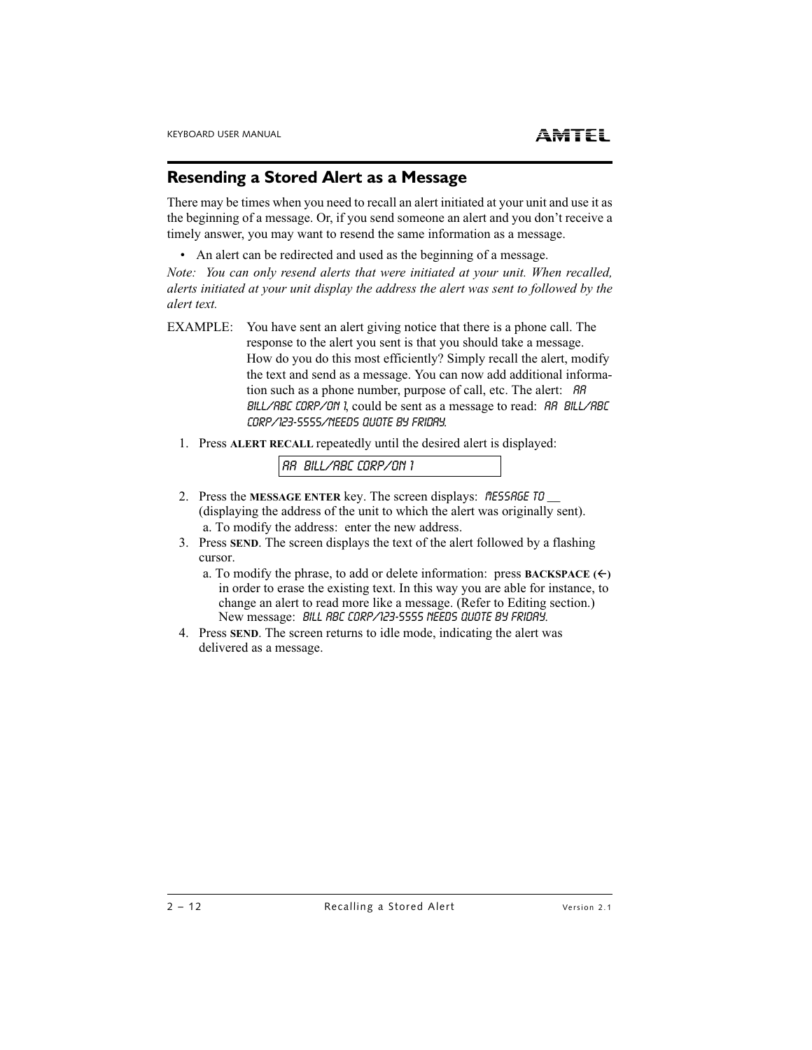## Resending a Stored Alert as a Message

There may be times when you need to recall an alert initiated at your unit and use it as the beginning of a message. Or, if you send someone an alert and you don't receive a timely answer, you may want to resend the same information as a message.

- An alert can be redirected and used as the beginning of a message.

*Note: You can only resend alerts that were initiated at your unit. When recalled, alerts initiated at your unit display the address the alert was sent to followed by the alert text.*

EXAMPLE: You have sent an alert giving notice that there is a phone call. The response to the alert you sent is that you should take a message. How do you do this most efficiently? Simply recall the alert, modify the text and send as a message. You can now add additional information such as a phone number, purpose of call, etc. The alert: `AA BILL/ABC CORP/ON 1`, could be sent as a message to read: `AA BILL/ABC CORP/123-5555/NEEDS QUOTE BY FRIDAY`.

1. Press **ALERT RECALL** repeatedly until the desired alert is displayed:

   ```
   AA  BILL/ABC CORP/ON 1
   ```

2. Press the **MESSAGE ENTER** key. The screen displays: `MESSAGE TO __` (displaying the address of the unit to which the alert was originally sent).
   a. To modify the address: enter the new address.
3. Press **SEND**. The screen displays the text of the alert followed by a flashing cursor.
   a. To modify the phrase, to add or delete information: press **BACKSPACE (←)** in order to erase the existing text. In this way you are able for instance, to change an alert to read more like a message. (Refer to Editing section.) New message: `BILL ABC CORP/123-5555 NEEDS QUOTE BY FRIDAY`.
4. Press **SEND**. The screen returns to idle mode, indicating the alert was delivered as a message.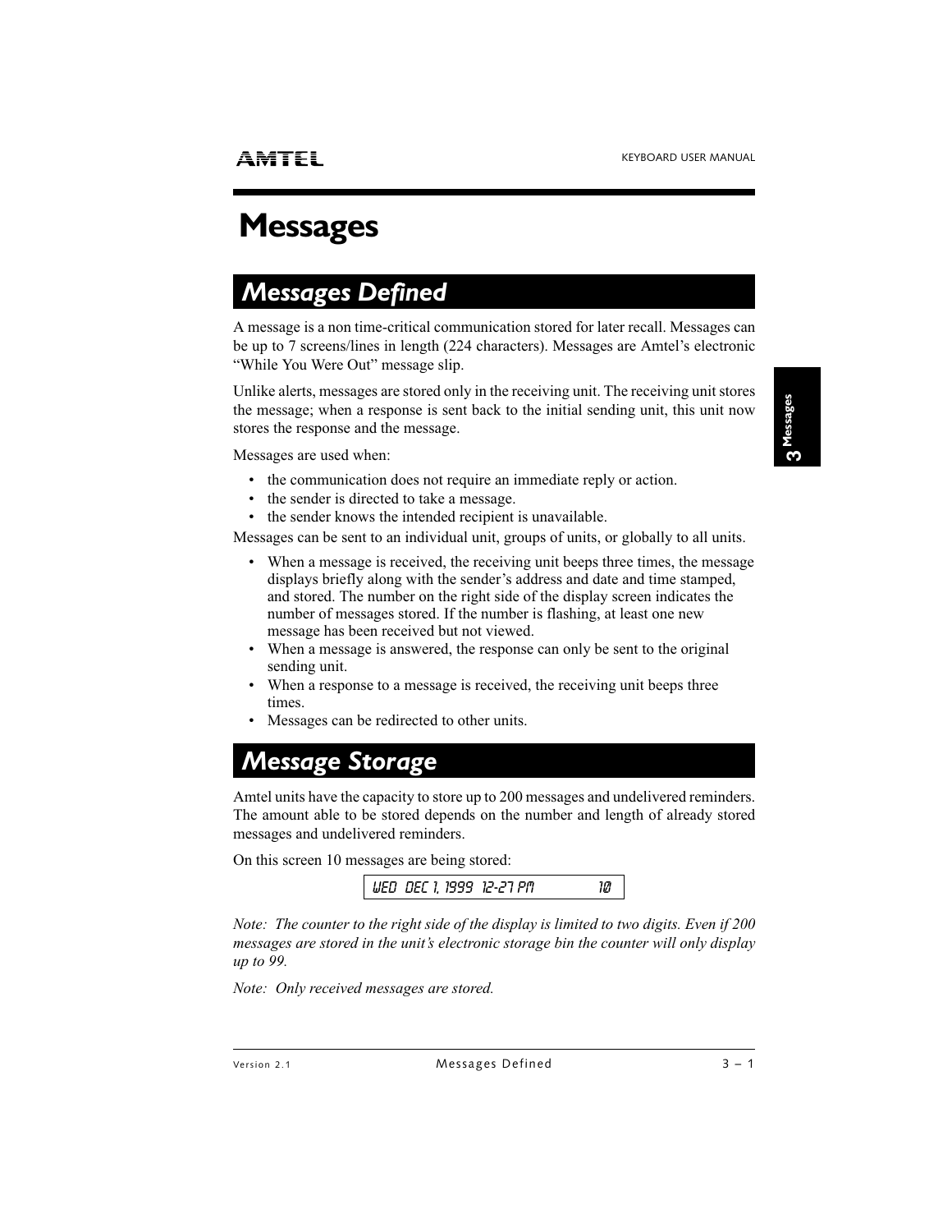# Messages

## Messages Defined

A message is a non time-critical communication stored for later recall. Messages can be up to 7 screens/lines in length (224 characters). Messages are Amtel's electronic "While You Were Out" message slip.

Unlike alerts, messages are stored only in the receiving unit. The receiving unit stores the message; when a response is sent back to the initial sending unit, this unit now stores the response and the message.

Messages are used when:

- the communication does not require an immediate reply or action.
- the sender is directed to take a message.
- the sender knows the intended recipient is unavailable.

Messages can be sent to an individual unit, groups of units, or globally to all units.

- When a message is received, the receiving unit beeps three times, the message displays briefly along with the sender's address and date and time stamped, and stored. The number on the right side of the display screen indicates the number of messages stored. If the number is flashing, at least one new message has been received but not viewed.
- When a message is answered, the response can only be sent to the original sending unit.
- When a response to a message is received, the receiving unit beeps three times.
- Messages can be redirected to other units.

## Message Storage

Amtel units have the capacity to store up to 200 messages and undelivered reminders. The amount able to be stored depends on the number and length of already stored messages and undelivered reminders.

On this screen 10 messages are being stored:

```
WED DEC 1, 1999 12-27 PM          10
```

*Note: The counter to the right side of the display is limited to two digits. Even if 200 messages are stored in the unit's electronic storage bin the counter will only display up to 99.*

*Note: Only received messages are stored.*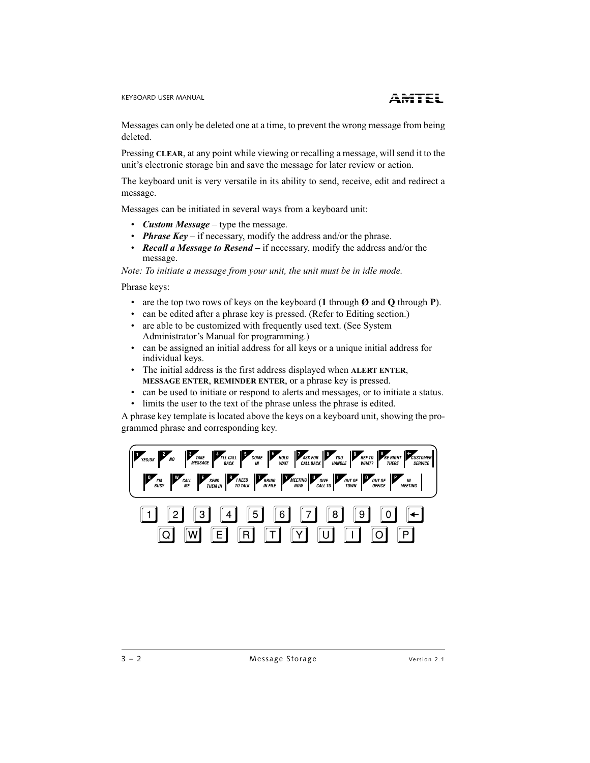Messages can only be deleted one at a time, to prevent the wrong message from being deleted.

Pressing **CLEAR**, at any point while viewing or recalling a message, will send it to the unit's electronic storage bin and save the message for later review or action.

The keyboard unit is very versatile in its ability to send, receive, edit and redirect a message.

Messages can be initiated in several ways from a keyboard unit:

- ***Custom Message*** – type the message.
- ***Phrase Key*** – if necessary, modify the address and/or the phrase.
- ***Recall a Message to Resend –*** if necessary, modify the address and/or the message.

*Note: To initiate a message from your unit, the unit must be in idle mode.*

Phrase keys:

- are the top two rows of keys on the keyboard (**1** through **Ø** and **Q** through **P**).
- can be edited after a phrase key is pressed. (Refer to Editing section.)
- are able to be customized with frequently used text. (See System Administrator's Manual for programming.)
- can be assigned an initial address for all keys or a unique initial address for individual keys.
- The initial address is the first address displayed when **ALERT ENTER**, **MESSAGE ENTER**, **REMINDER ENTER**, or a phrase key is pressed.
- can be used to initiate or respond to alerts and messages, or to initiate a status.
- limits the user to the text of the phrase unless the phrase is edited.

A phrase key template is located above the keys on a keyboard unit, showing the programmed phrase and corresponding key.

| 1 | 2 | 3 | 4 | 5 | 6 | 7 | 8 | 9 | 0 | ← |
|---|---|---|---|---|---|---|---|---|---|---|
| YES/OK | NO | TAKE MESSAGE | I'LL CALL BACK | COME IN | HOLD WAIT | ASK FOR CALL BACK | YOU HANDLE | REF TO WHAT? | BE RIGHT THERE | CUSTOMER SERVICE |

| Q | W | E | R | T | Y | U | I | O | P |
|---|---|---|---|---|---|---|---|---|---|
| I'M BUSY | CALL ME | SEND THEM IN | I NEED TO TALK | BRING IN FILE | MEETING NOW | GIVE CALL TO | OUT OF TOWN | OUT OF OFFICE | IN MEETING |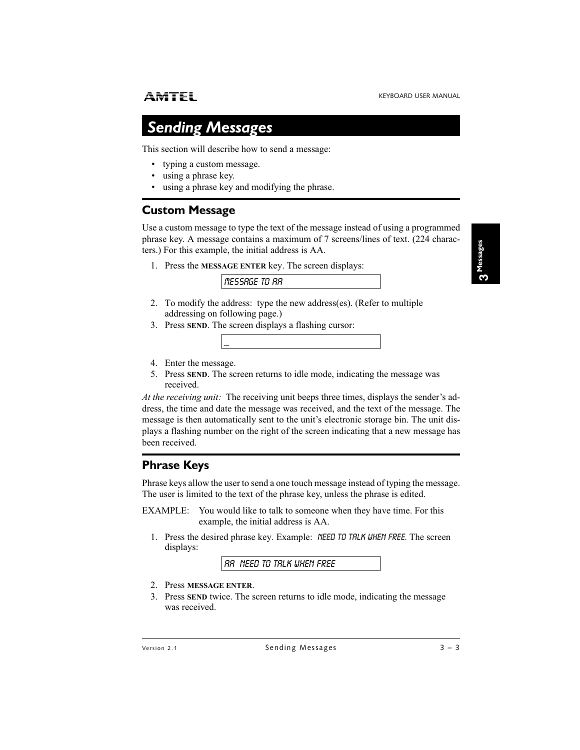# Sending Messages

This section will describe how to send a message:

- typing a custom message.
- using a phrase key.
- using a phrase key and modifying the phrase.

## Custom Message

Use a custom message to type the text of the message instead of using a programmed phrase key. A message contains a maximum of 7 screens/lines of text. (224 characters.) For this example, the initial address is AA.

1. Press the **MESSAGE ENTER** key. The screen displays:

   ```
   MESSAGE TO AA
   ```

2. To modify the address: type the new address(es). (Refer to multiple addressing on following page.)
3. Press **SEND**. The screen displays a flashing cursor:

   ```
   _
   ```

4. Enter the message.
5. Press **SEND**. The screen returns to idle mode, indicating the message was received.

*At the receiving unit:* The receiving unit beeps three times, displays the sender's address, the time and date the message was received, and the text of the message. The message is then automatically sent to the unit's electronic storage bin. The unit displays a flashing number on the right of the screen indicating that a new message has been received.

## Phrase Keys

Phrase keys allow the user to send a one touch message instead of typing the message. The user is limited to the text of the phrase key, unless the phrase is edited.

EXAMPLE: You would like to talk to someone when they have time. For this example, the initial address is AA.

1. Press the desired phrase key. Example: NEED TO TALK WHEN FREE. The screen displays:

   ```
   AA  NEED TO TALK WHEN FREE
   ```

2. Press **MESSAGE ENTER**.
3. Press **SEND** twice. The screen returns to idle mode, indicating the message was received.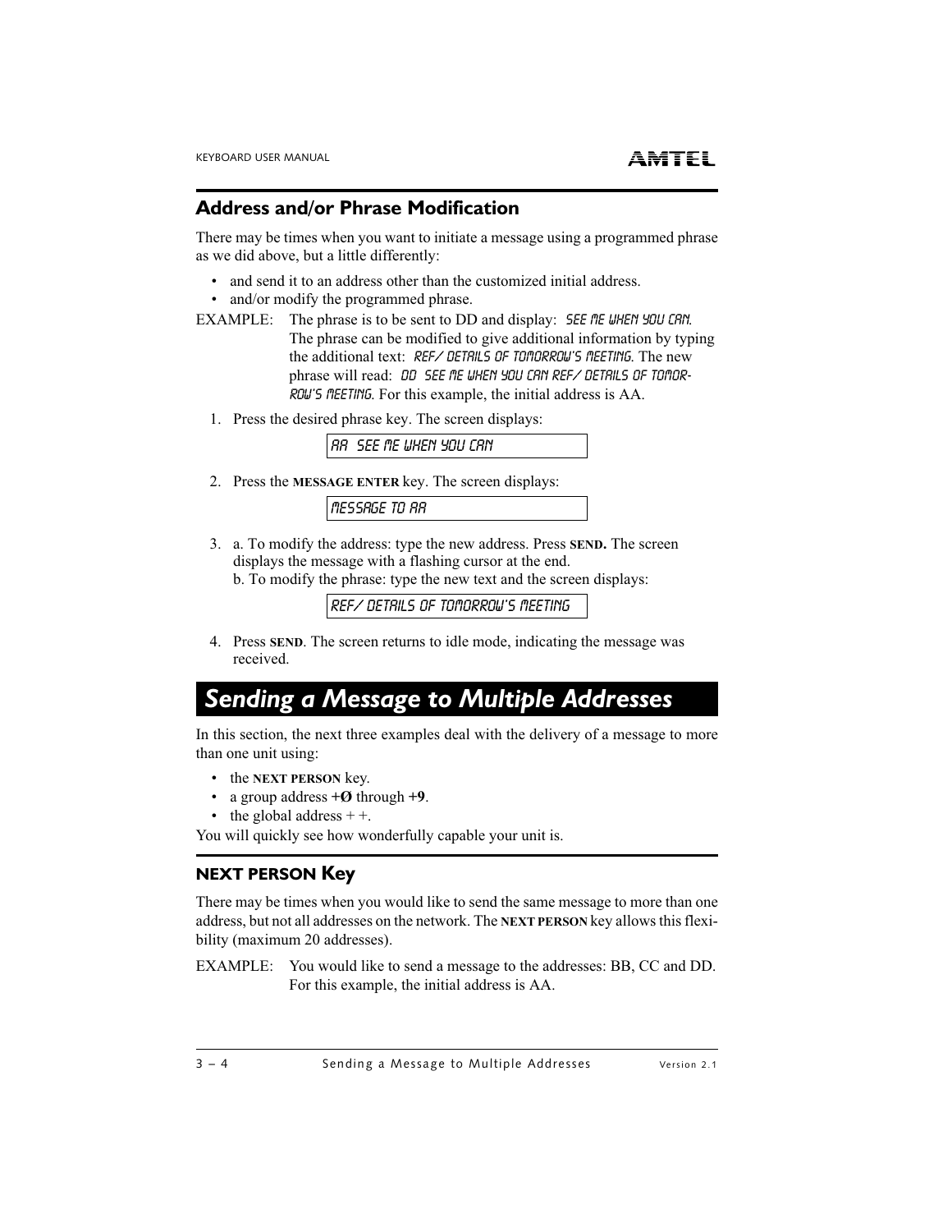## Address and/or Phrase Modification

There may be times when you want to initiate a message using a programmed phrase as we did above, but a little differently:

- and send it to an address other than the customized initial address.
- and/or modify the programmed phrase.

EXAMPLE: The phrase is to be sent to DD and display: SEE ME WHEN YOU CAN. The phrase can be modified to give additional information by typing the additional text: REF/ DETAILS OF TOMORROW'S MEETING. The new phrase will read: DD SEE ME WHEN YOU CAN REF/ DETAILS OF TOMORROW'S MEETING. For this example, the initial address is AA.

1. Press the desired phrase key. The screen displays:

   ```
   AA  SEE ME WHEN YOU CAN
   ```

2. Press the **MESSAGE ENTER** key. The screen displays:

   ```
   MESSAGE TO AA
   ```

3. a. To modify the address: type the new address. Press **SEND.** The screen displays the message with a flashing cursor at the end.
   b. To modify the phrase: type the new text and the screen displays:

   ```
   REF/ DETAILS OF TOMORROW'S MEETING
   ```

4. Press **SEND**. The screen returns to idle mode, indicating the message was received.

# *Sending a Message to Multiple Addresses*

In this section, the next three examples deal with the delivery of a message to more than one unit using:

- the **NEXT PERSON** key.
- a group address **+Ø** through **+9**.
- the global address + +.

You will quickly see how wonderfully capable your unit is.

## NEXT PERSON Key

There may be times when you would like to send the same message to more than one address, but not all addresses on the network. The **NEXT PERSON** key allows this flexibility (maximum 20 addresses).

EXAMPLE: You would like to send a message to the addresses: BB, CC and DD. For this example, the initial address is AA.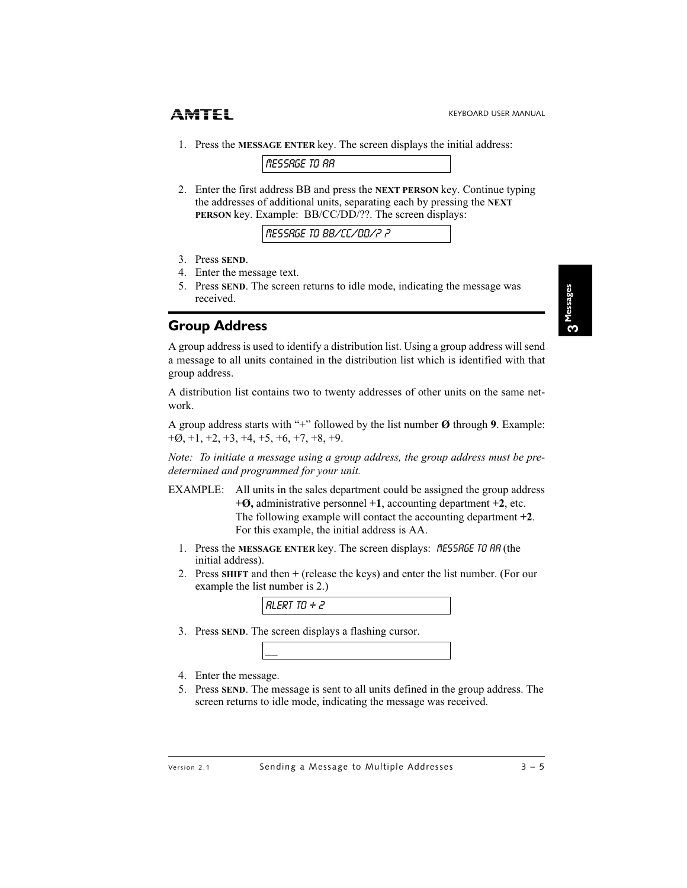1. Press the **MESSAGE ENTER** key. The screen displays the initial address:

```
MESSAGE TO AA
```

2. Enter the first address BB and press the **NEXT PERSON** key. Continue typing the addresses of additional units, separating each by pressing the **NEXT PERSON** key. Example: BB/CC/DD/??. The screen displays:

```
MESSAGE TO BB/CC/DD/? ?
```

3. Press **SEND**.
4. Enter the message text.
5. Press **SEND**. The screen returns to idle mode, indicating the message was received.

## Group Address

A group address is used to identify a distribution list. Using a group address will send a message to all units contained in the distribution list which is identified with that group address.

A distribution list contains two to twenty addresses of other units on the same network.

A group address starts with "+" followed by the list number **Ø** through **9**. Example: +Ø, +1, +2, +3, +4, +5, +6, +7, +8, +9.

*Note: To initiate a message using a group address, the group address must be predetermined and programmed for your unit.*

EXAMPLE: All units in the sales department could be assigned the group address **+Ø,** administrative personnel **+1**, accounting department **+2**, etc. The following example will contact the accounting department **+2**. For this example, the initial address is AA.

1. Press the **MESSAGE ENTER** key. The screen displays: `MESSAGE TO AA` (the initial address).
2. Press **SHIFT** and then **+** (release the keys) and enter the list number. (For our example the list number is 2.)

```
ALERT TO + 2
```

3. Press **SEND**. The screen displays a flashing cursor.

```
__
```

4. Enter the message.
5. Press **SEND**. The message is sent to all units defined in the group address. The screen returns to idle mode, indicating the message was received.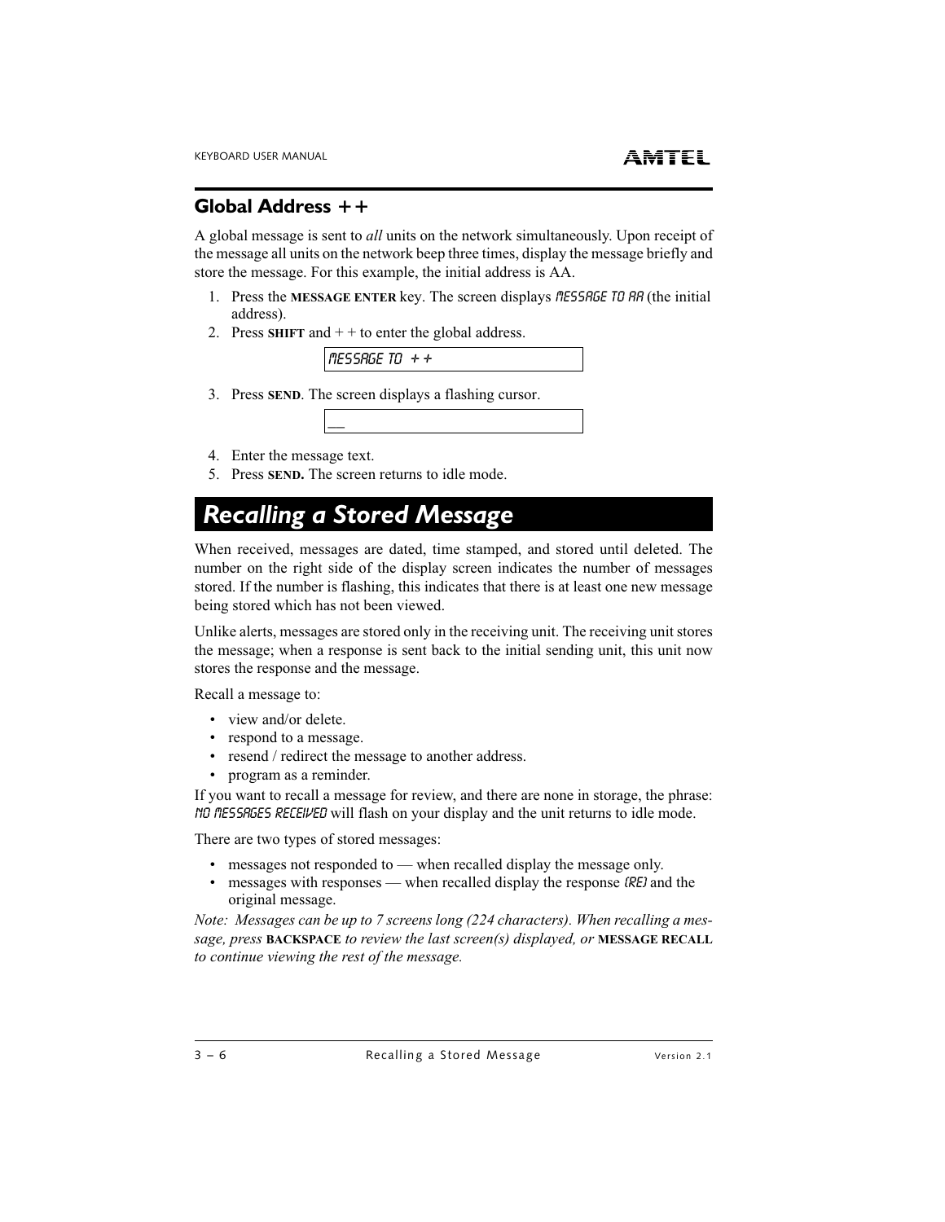## Global Address ++

A global message is sent to *all* units on the network simultaneously. Upon receipt of the message all units on the network beep three times, display the message briefly and store the message. For this example, the initial address is AA.

1. Press the **MESSAGE ENTER** key. The screen displays `MESSAGE TO AA` (the initial address).
2. Press **SHIFT** and + + to enter the global address.

   | MESSAGE TO ++ |
   |---|

3. Press **SEND**. The screen displays a flashing cursor.

   | _ |
   |---|

4. Enter the message text.
5. Press **SEND.** The screen returns to idle mode.

# *Recalling a Stored Message*

When received, messages are dated, time stamped, and stored until deleted. The number on the right side of the display screen indicates the number of messages stored. If the number is flashing, this indicates that there is at least one new message being stored which has not been viewed.

Unlike alerts, messages are stored only in the receiving unit. The receiving unit stores the message; when a response is sent back to the initial sending unit, this unit now stores the response and the message.

Recall a message to:

- view and/or delete.
- respond to a message.
- resend / redirect the message to another address.
- program as a reminder.

If you want to recall a message for review, and there are none in storage, the phrase: `NO MESSAGES RECEIVED` will flash on your display and the unit returns to idle mode.

There are two types of stored messages:

- messages not responded to — when recalled display the message only.
- messages with responses — when recalled display the response `(RE)` and the original message.

*Note: Messages can be up to 7 screens long (224 characters). When recalling a message, press* **BACKSPACE** *to review the last screen(s) displayed, or* **MESSAGE RECALL** *to continue viewing the rest of the message.*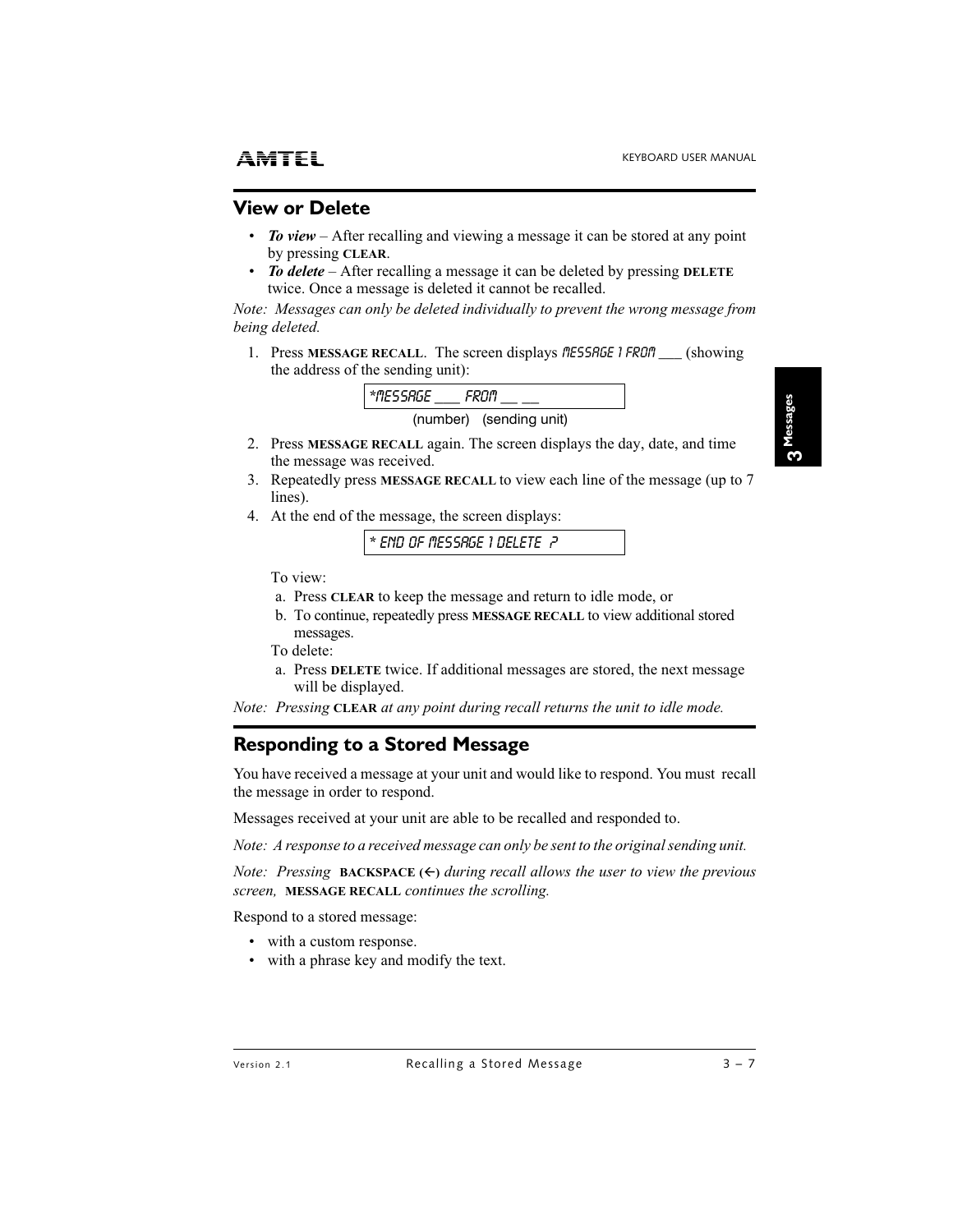## View or Delete

- ***To view*** – After recalling and viewing a message it can be stored at any point by pressing **CLEAR**.
- ***To delete*** – After recalling a message it can be deleted by pressing **DELETE** twice. Once a message is deleted it cannot be recalled.

*Note: Messages can only be deleted individually to prevent the wrong message from being deleted.*

1. Press **MESSAGE RECALL**. The screen displays MESSAGE 1 FROM ___ (showing the address of the sending unit):

   | *MESSAGE ___ FROM __ __ |
   |---|

   (number) (sending unit)

2. Press **MESSAGE RECALL** again. The screen displays the day, date, and time the message was received.
3. Repeatedly press **MESSAGE RECALL** to view each line of the message (up to 7 lines).
4. At the end of the message, the screen displays:

   | * END OF MESSAGE 1 DELETE ? |
   |---|

   To view:

   a. Press **CLEAR** to keep the message and return to idle mode, or
   b. To continue, repeatedly press **MESSAGE RECALL** to view additional stored messages.

   To delete:

   a. Press **DELETE** twice. If additional messages are stored, the next message will be displayed.

*Note: Pressing* **CLEAR** *at any point during recall returns the unit to idle mode.*

## Responding to a Stored Message

You have received a message at your unit and would like to respond. You must recall the message in order to respond.

Messages received at your unit are able to be recalled and responded to.

*Note: A response to a received message can only be sent to the original sending unit.*

*Note: Pressing* **BACKSPACE (←)** *during recall allows the user to view the previous screen,* **MESSAGE RECALL** *continues the scrolling.*

Respond to a stored message:

- with a custom response.
- with a phrase key and modify the text.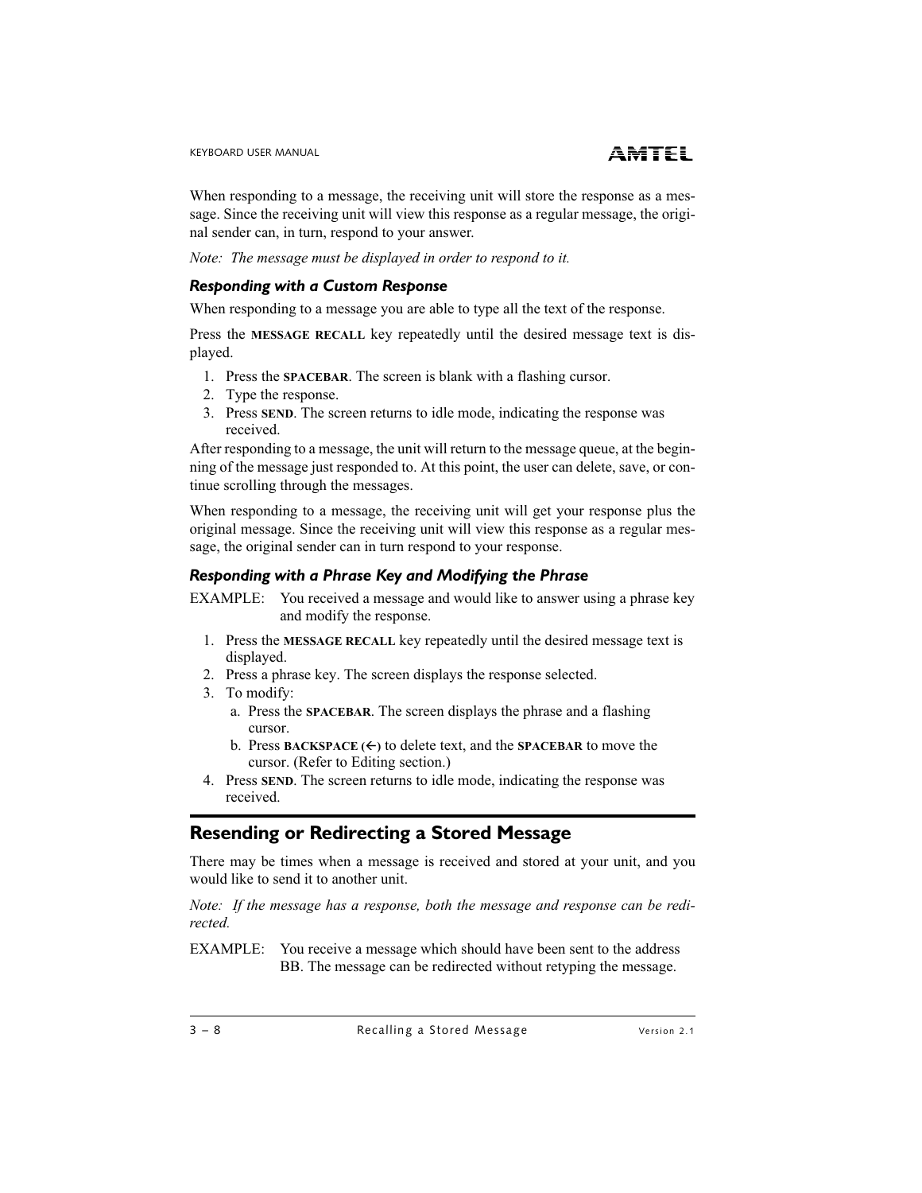When responding to a message, the receiving unit will store the response as a message. Since the receiving unit will view this response as a regular message, the original sender can, in turn, respond to your answer.

*Note: The message must be displayed in order to respond to it.*

### *Responding with a Custom Response*

When responding to a message you are able to type all the text of the response.

Press the **MESSAGE RECALL** key repeatedly until the desired message text is displayed.

1. Press the **SPACEBAR**. The screen is blank with a flashing cursor.
2. Type the response.
3. Press **SEND**. The screen returns to idle mode, indicating the response was received.

After responding to a message, the unit will return to the message queue, at the beginning of the message just responded to. At this point, the user can delete, save, or continue scrolling through the messages.

When responding to a message, the receiving unit will get your response plus the original message. Since the receiving unit will view this response as a regular message, the original sender can in turn respond to your response.

### *Responding with a Phrase Key and Modifying the Phrase*

EXAMPLE: You received a message and would like to answer using a phrase key and modify the response.

1. Press the **MESSAGE RECALL** key repeatedly until the desired message text is displayed.
2. Press a phrase key. The screen displays the response selected.
3. To modify:
   a. Press the **SPACEBAR**. The screen displays the phrase and a flashing cursor.
   b. Press **BACKSPACE (←)** to delete text, and the **SPACEBAR** to move the cursor. (Refer to Editing section.)
4. Press **SEND**. The screen returns to idle mode, indicating the response was received.

## Resending or Redirecting a Stored Message

There may be times when a message is received and stored at your unit, and you would like to send it to another unit.

*Note: If the message has a response, both the message and response can be redirected.*

EXAMPLE: You receive a message which should have been sent to the address BB. The message can be redirected without retyping the message.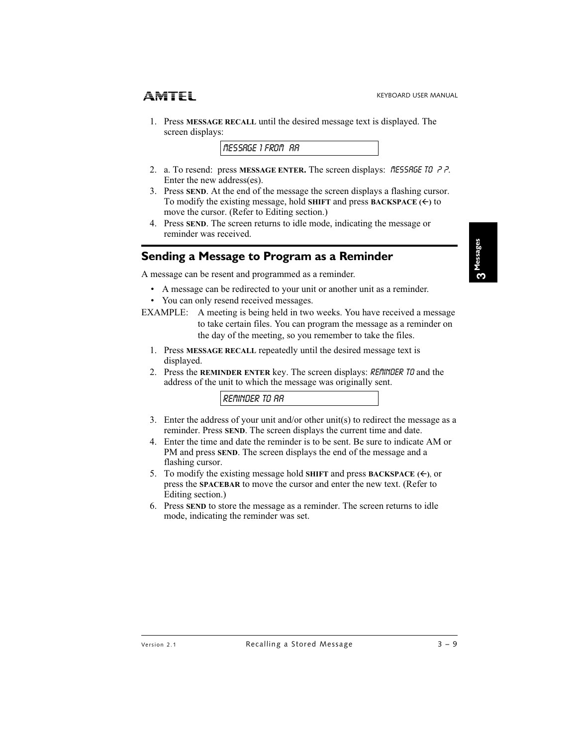1. Press **MESSAGE RECALL** until the desired message text is displayed. The screen displays:

   ```
   MESSAGE 1 FROM  AA
   ```

2. a. To resend: press **MESSAGE ENTER.** The screen displays: `MESSAGE TO  ? ?`. Enter the new address(es).
3. Press **SEND**. At the end of the message the screen displays a flashing cursor. To modify the existing message, hold **SHIFT** and press **BACKSPACE (←)** to move the cursor. (Refer to Editing section.)
4. Press **SEND**. The screen returns to idle mode, indicating the message or reminder was received.

## Sending a Message to Program as a Reminder

A message can be resent and programmed as a reminder.

- A message can be redirected to your unit or another unit as a reminder.
- You can only resend received messages.

EXAMPLE: A meeting is being held in two weeks. You have received a message to take certain files. You can program the message as a reminder on the day of the meeting, so you remember to take the files.

1. Press **MESSAGE RECALL** repeatedly until the desired message text is displayed.
2. Press the **REMINDER ENTER** key. The screen displays: `REMINDER TO` and the address of the unit to which the message was originally sent.

   ```
   REMINDER TO AA
   ```

3. Enter the address of your unit and/or other unit(s) to redirect the message as a reminder. Press **SEND**. The screen displays the current time and date.
4. Enter the time and date the reminder is to be sent. Be sure to indicate AM or PM and press **SEND**. The screen displays the end of the message and a flashing cursor.
5. To modify the existing message hold **SHIFT** and press **BACKSPACE (←)**, or press the **SPACEBAR** to move the cursor and enter the new text. (Refer to Editing section.)
6. Press **SEND** to store the message as a reminder. The screen returns to idle mode, indicating the reminder was set.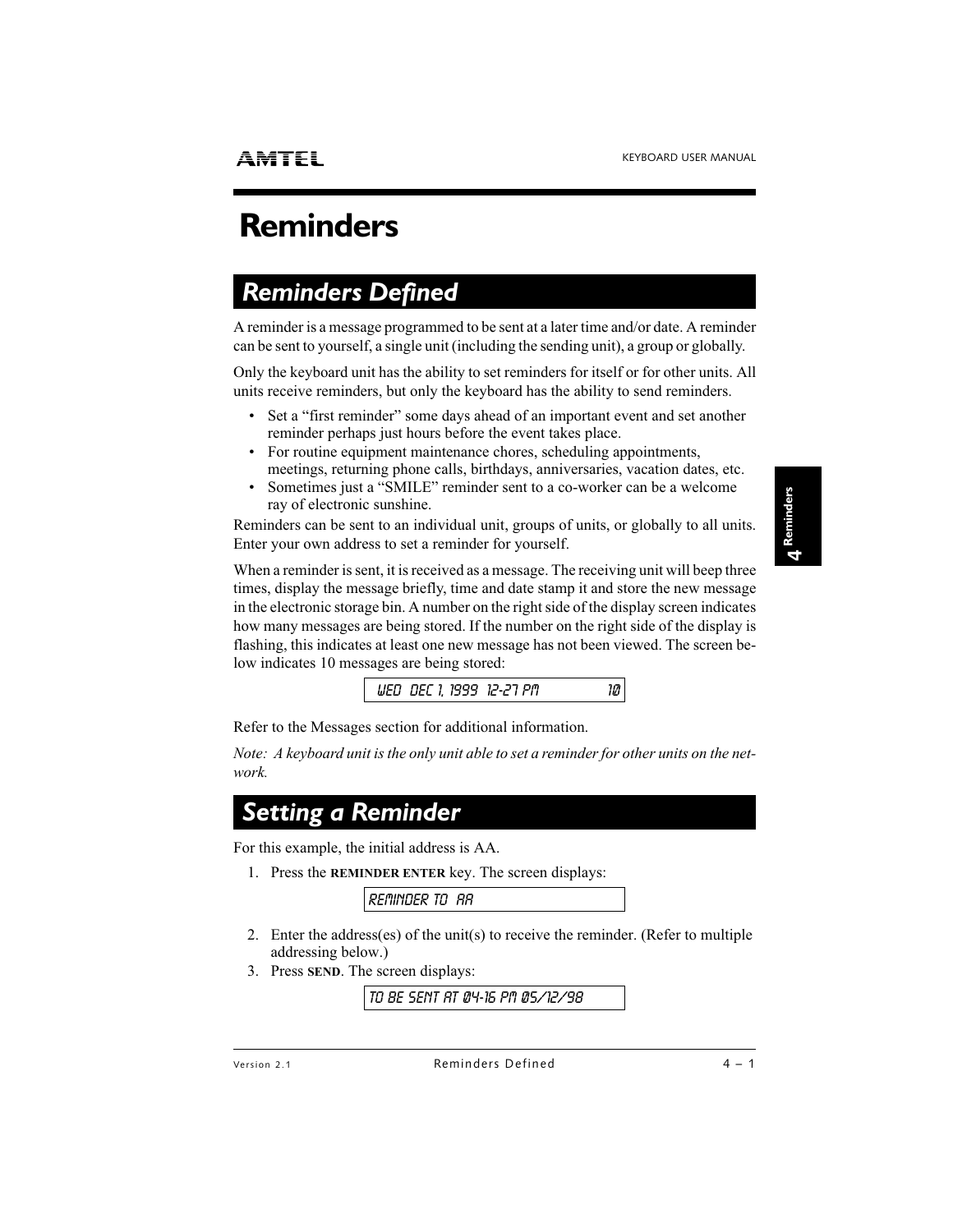# Reminders

## *Reminders Defined*

A reminder is a message programmed to be sent at a later time and/or date. A reminder can be sent to yourself, a single unit (including the sending unit), a group or globally.

Only the keyboard unit has the ability to set reminders for itself or for other units. All units receive reminders, but only the keyboard has the ability to send reminders.

- Set a "first reminder" some days ahead of an important event and set another reminder perhaps just hours before the event takes place.
- For routine equipment maintenance chores, scheduling appointments, meetings, returning phone calls, birthdays, anniversaries, vacation dates, etc.
- Sometimes just a "SMILE" reminder sent to a co-worker can be a welcome ray of electronic sunshine.

Reminders can be sent to an individual unit, groups of units, or globally to all units. Enter your own address to set a reminder for yourself.

When a reminder is sent, it is received as a message. The receiving unit will beep three times, display the message briefly, time and date stamp it and store the new message in the electronic storage bin. A number on the right side of the display screen indicates how many messages are being stored. If the number on the right side of the display is flashing, this indicates at least one new message has not been viewed. The screen below indicates 10 messages are being stored:

```
WED DEC 1, 1999 12-27 PM          10
```

Refer to the Messages section for additional information.

*Note: A keyboard unit is the only unit able to set a reminder for other units on the network.*

## *Setting a Reminder*

For this example, the initial address is AA.

1. Press the **REMINDER ENTER** key. The screen displays:

   ```
   REMINDER TO AA
   ```

2. Enter the address(es) of the unit(s) to receive the reminder. (Refer to multiple addressing below.)
3. Press **SEND**. The screen displays:

   ```
   TO BE SENT AT 04-16 PM 05/12/98
   ```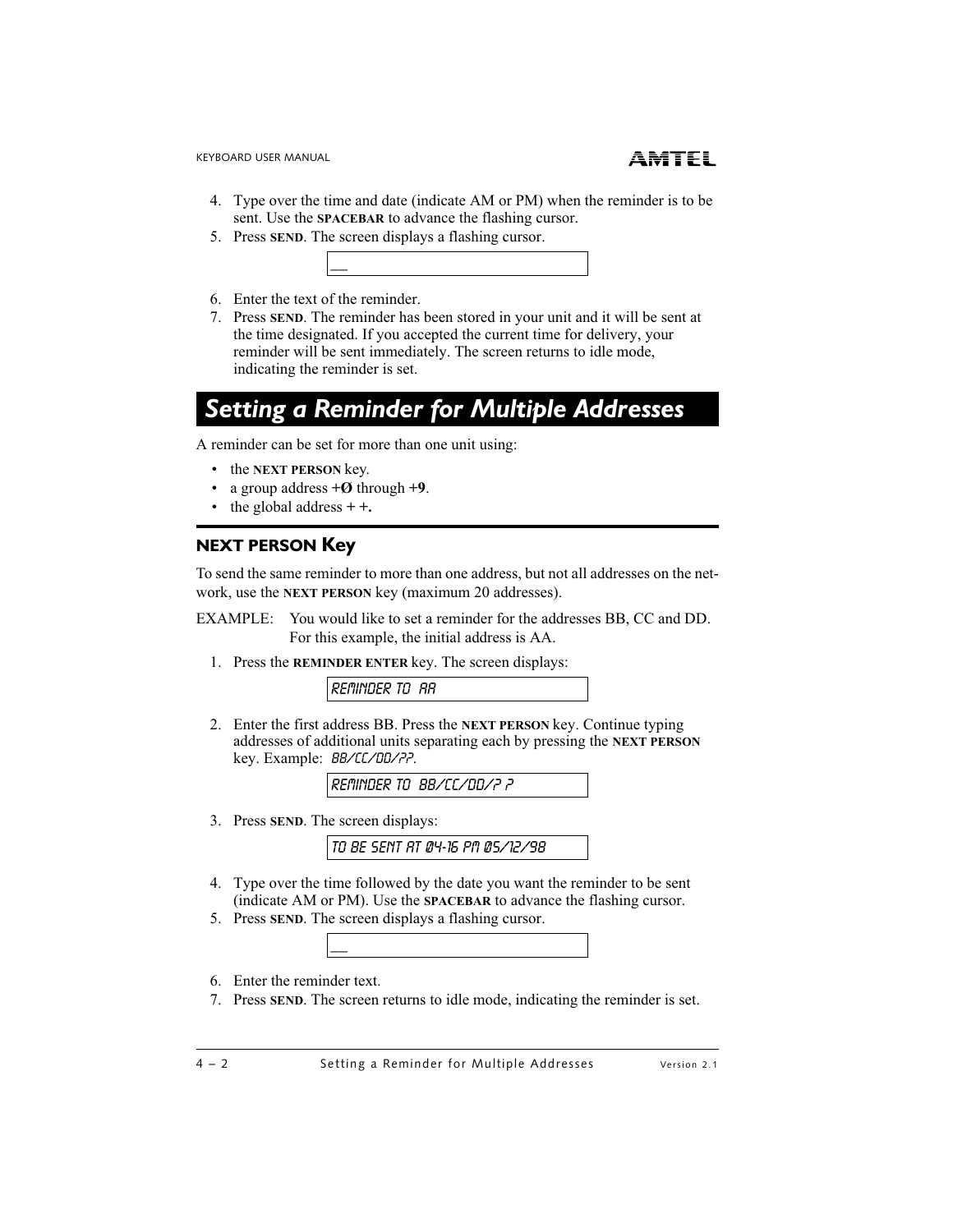4. Type over the time and date (indicate AM or PM) when the reminder is to be sent. Use the **SPACEBAR** to advance the flashing cursor.
5. Press **SEND**. The screen displays a flashing cursor.

```
_
```

6. Enter the text of the reminder.
7. Press **SEND**. The reminder has been stored in your unit and it will be sent at the time designated. If you accepted the current time for delivery, your reminder will be sent immediately. The screen returns to idle mode, indicating the reminder is set.

## Setting a Reminder for Multiple Addresses

A reminder can be set for more than one unit using:

- the **NEXT PERSON** key.
- a group address **+Ø** through **+9**.
- the global address **+ +.**

### NEXT PERSON Key

To send the same reminder to more than one address, but not all addresses on the network, use the **NEXT PERSON** key (maximum 20 addresses).

EXAMPLE: You would like to set a reminder for the addresses BB, CC and DD. For this example, the initial address is AA.

1. Press the **REMINDER ENTER** key. The screen displays:

```
REMINDER TO AA
```

2. Enter the first address BB. Press the **NEXT PERSON** key. Continue typing addresses of additional units separating each by pressing the **NEXT PERSON** key. Example: BB/CC/DD/??.

```
REMINDER TO BB/CC/DD/? ?
```

3. Press **SEND**. The screen displays:

```
TO BE SENT AT 04-16 PM 05/12/98
```

4. Type over the time followed by the date you want the reminder to be sent (indicate AM or PM). Use the **SPACEBAR** to advance the flashing cursor.
5. Press **SEND**. The screen displays a flashing cursor.

```
_
```

6. Enter the reminder text.
7. Press **SEND**. The screen returns to idle mode, indicating the reminder is set.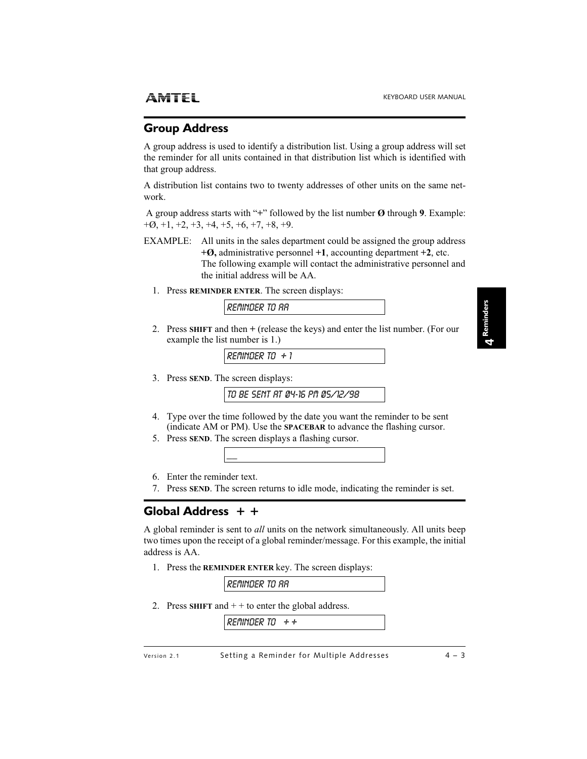## Group Address

A group address is used to identify a distribution list. Using a group address will set the reminder for all units contained in that distribution list which is identified with that group address.

A distribution list contains two to twenty addresses of other units on the same network.

A group address starts with "+" followed by the list number **Ø** through **9**. Example: +Ø, +1, +2, +3, +4, +5, +6, +7, +8, +9.

EXAMPLE: All units in the sales department could be assigned the group address **+Ø,** administrative personnel **+1**, accounting department **+2**, etc. The following example will contact the administrative personnel and the initial address will be AA.

1. Press **REMINDER ENTER**. The screen displays:

   ```
   REMINDER TO AA
   ```

2. Press **SHIFT** and then **+** (release the keys) and enter the list number. (For our example the list number is 1.)

   ```
   REMINDER TO  + 1
   ```

3. Press **SEND**. The screen displays:

   ```
   TO BE SENT AT Ø4-16 PM Ø5/12/98
   ```

4. Type over the time followed by the date you want the reminder to be sent (indicate AM or PM). Use the **SPACEBAR** to advance the flashing cursor.
5. Press **SEND**. The screen displays a flashing cursor.

   ```
   __
   ```

6. Enter the reminder text.
7. Press **SEND**. The screen returns to idle mode, indicating the reminder is set.

## Global Address + +

A global reminder is sent to *all* units on the network simultaneously. All units beep two times upon the receipt of a global reminder/message. For this example, the initial address is AA.

1. Press the **REMINDER ENTER** key. The screen displays:

   ```
   REMINDER TO AA
   ```

2. Press **SHIFT** and + + to enter the global address.

   ```
   REMINDER TO  + +
   ```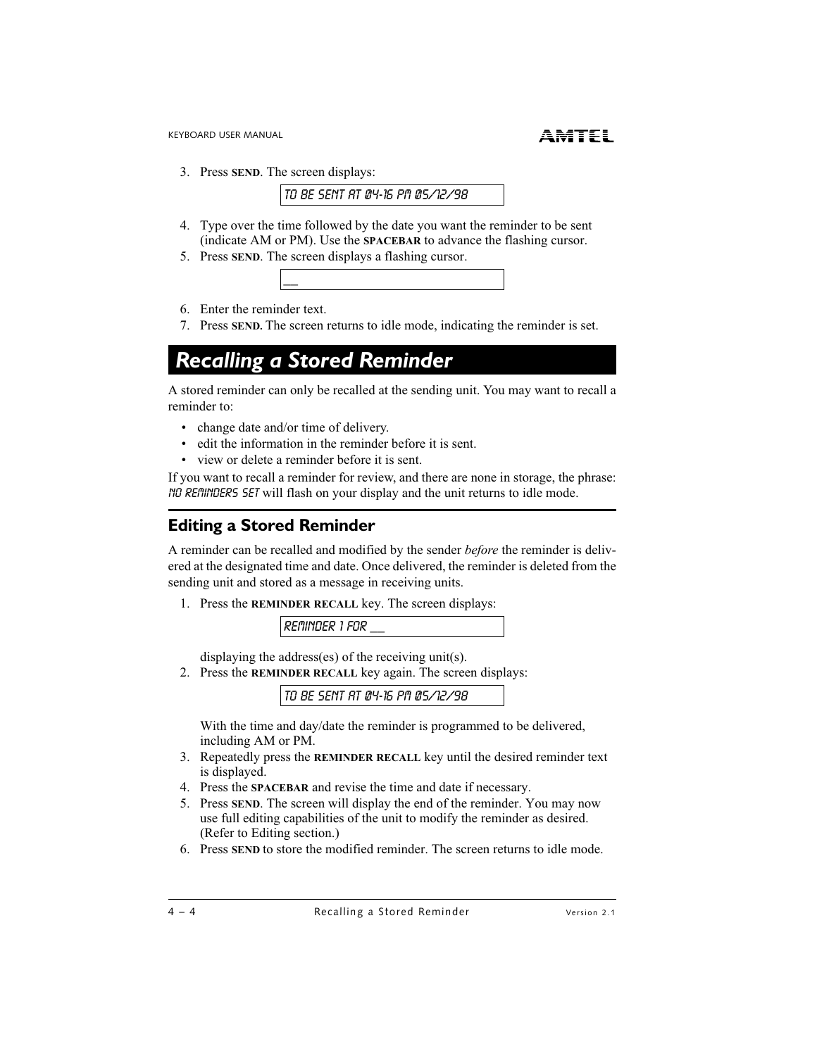3. Press **SEND**. The screen displays:

   ```
   TO BE SENT AT 04-16 PM 05/12/98
   ```

4. Type over the time followed by the date you want the reminder to be sent (indicate AM or PM). Use the **SPACEBAR** to advance the flashing cursor.
5. Press **SEND**. The screen displays a flashing cursor.

   ```
   __
   ```

6. Enter the reminder text.
7. Press **SEND.** The screen returns to idle mode, indicating the reminder is set.

# *Recalling a Stored Reminder*

A stored reminder can only be recalled at the sending unit. You may want to recall a reminder to:

- change date and/or time of delivery.
- edit the information in the reminder before it is sent.
- view or delete a reminder before it is sent.

If you want to recall a reminder for review, and there are none in storage, the phrase: NO REMINDERS SET will flash on your display and the unit returns to idle mode.

## Editing a Stored Reminder

A reminder can be recalled and modified by the sender *before* the reminder is delivered at the designated time and date. Once delivered, the reminder is deleted from the sending unit and stored as a message in receiving units.

1. Press the **REMINDER RECALL** key. The screen displays:

   ```
   REMINDER 1 FOR __
   ```

   displaying the address(es) of the receiving unit(s).
2. Press the **REMINDER RECALL** key again. The screen displays:

   ```
   TO BE SENT AT 04-16 PM 05/12/98
   ```

   With the time and day/date the reminder is programmed to be delivered, including AM or PM.
3. Repeatedly press the **REMINDER RECALL** key until the desired reminder text is displayed.
4. Press the **SPACEBAR** and revise the time and date if necessary.
5. Press **SEND**. The screen will display the end of the reminder. You may now use full editing capabilities of the unit to modify the reminder as desired. (Refer to Editing section.)
6. Press **SEND** to store the modified reminder. The screen returns to idle mode.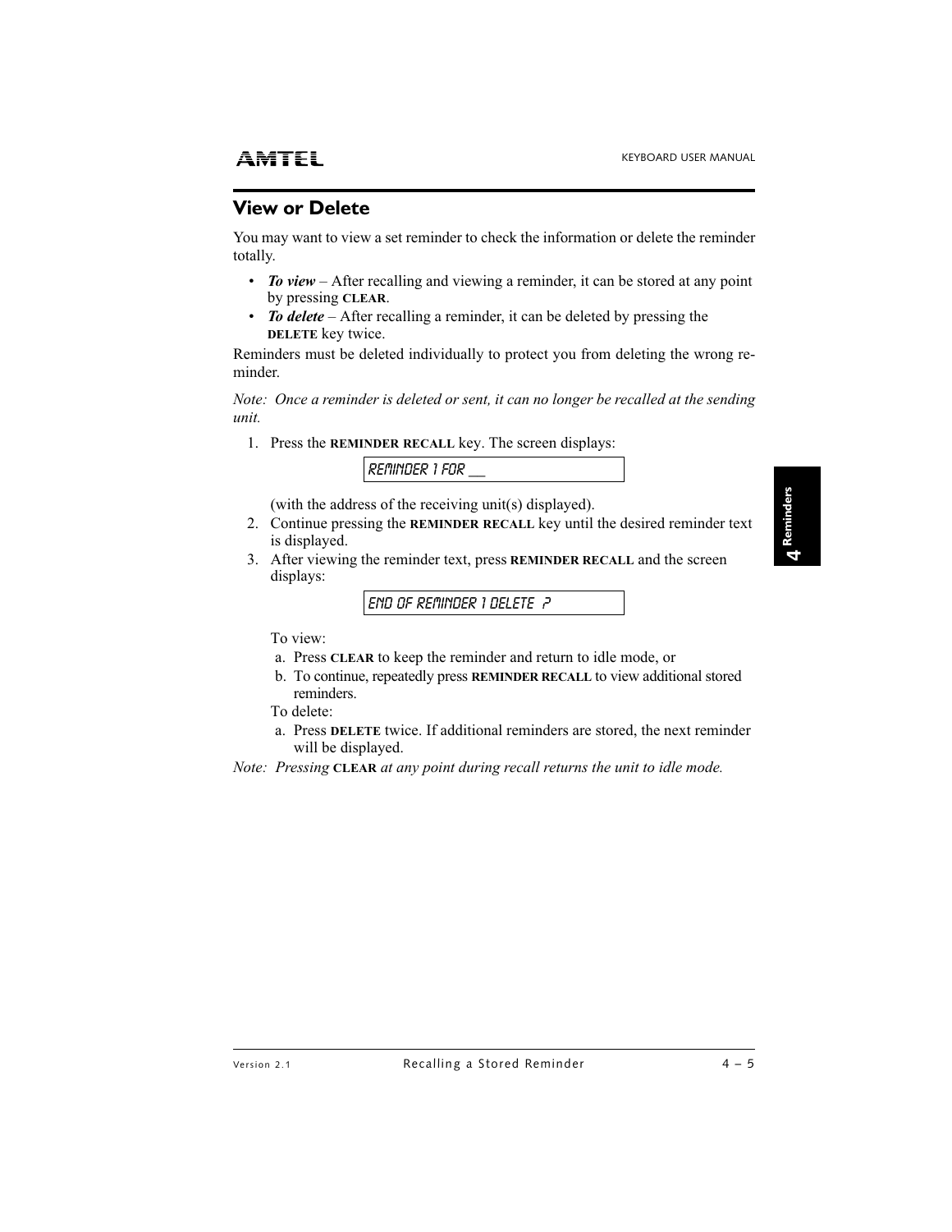## View or Delete

You may want to view a set reminder to check the information or delete the reminder totally.

- ***To view*** – After recalling and viewing a reminder, it can be stored at any point by pressing **CLEAR**.
- ***To delete*** – After recalling a reminder, it can be deleted by pressing the **DELETE** key twice.

Reminders must be deleted individually to protect you from deleting the wrong reminder.

*Note: Once a reminder is deleted or sent, it can no longer be recalled at the sending unit.*

1. Press the **REMINDER RECALL** key. The screen displays:

   ```
   REMINDER 1 FOR __
   ```

   (with the address of the receiving unit(s) displayed).
2. Continue pressing the **REMINDER RECALL** key until the desired reminder text is displayed.
3. After viewing the reminder text, press **REMINDER RECALL** and the screen displays:

   ```
   END OF REMINDER 1 DELETE ?
   ```

   To view:

   a. Press **CLEAR** to keep the reminder and return to idle mode, or

   b. To continue, repeatedly press **REMINDER RECALL** to view additional stored reminders.

   To delete:

   a. Press **DELETE** twice. If additional reminders are stored, the next reminder will be displayed.

*Note: Pressing **CLEAR** at any point during recall returns the unit to idle mode.*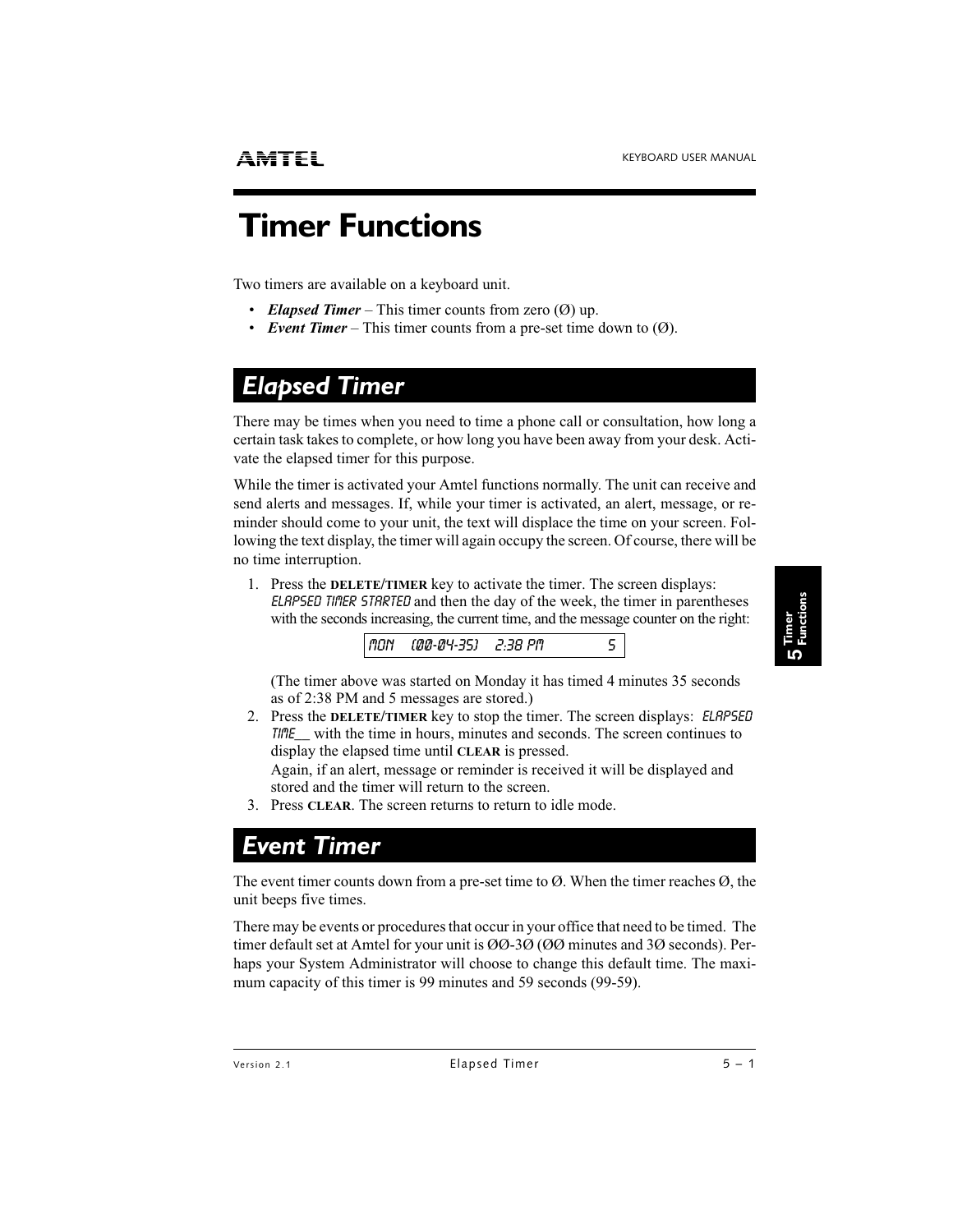# Timer Functions

Two timers are available on a keyboard unit.

- ***Elapsed Timer*** – This timer counts from zero (Ø) up.
- ***Event Timer*** – This timer counts from a pre-set time down to (Ø).

## *Elapsed Timer*

There may be times when you need to time a phone call or consultation, how long a certain task takes to complete, or how long you have been away from your desk. Activate the elapsed timer for this purpose.

While the timer is activated your Amtel functions normally. The unit can receive and send alerts and messages. If, while your timer is activated, an alert, message, or reminder should come to your unit, the text will displace the time on your screen. Following the text display, the timer will again occupy the screen. Of course, there will be no time interruption.

1. Press the **DELETE/TIMER** key to activate the timer. The screen displays: ELAPSED TIMER STARTED and then the day of the week, the timer in parentheses with the seconds increasing, the current time, and the message counter on the right:

   ```
   MON   (00-04-35)   2:38 PM          5
   ```

   (The timer above was started on Monday it has timed 4 minutes 35 seconds as of 2:38 PM and 5 messages are stored.)

2. Press the **DELETE/TIMER** key to stop the timer. The screen displays: ELAPSED TIME__ with the time in hours, minutes and seconds. The screen continues to display the elapsed time until **CLEAR** is pressed.
   Again, if an alert, message or reminder is received it will be displayed and stored and the timer will return to the screen.
3. Press **CLEAR**. The screen returns to return to idle mode.

## *Event Timer*

The event timer counts down from a pre-set time to Ø. When the timer reaches Ø, the unit beeps five times.

There may be events or procedures that occur in your office that need to be timed. The timer default set at Amtel for your unit is ØØ-3Ø (ØØ minutes and 3Ø seconds). Perhaps your System Administrator will choose to change this default time. The maximum capacity of this timer is 99 minutes and 59 seconds (99-59).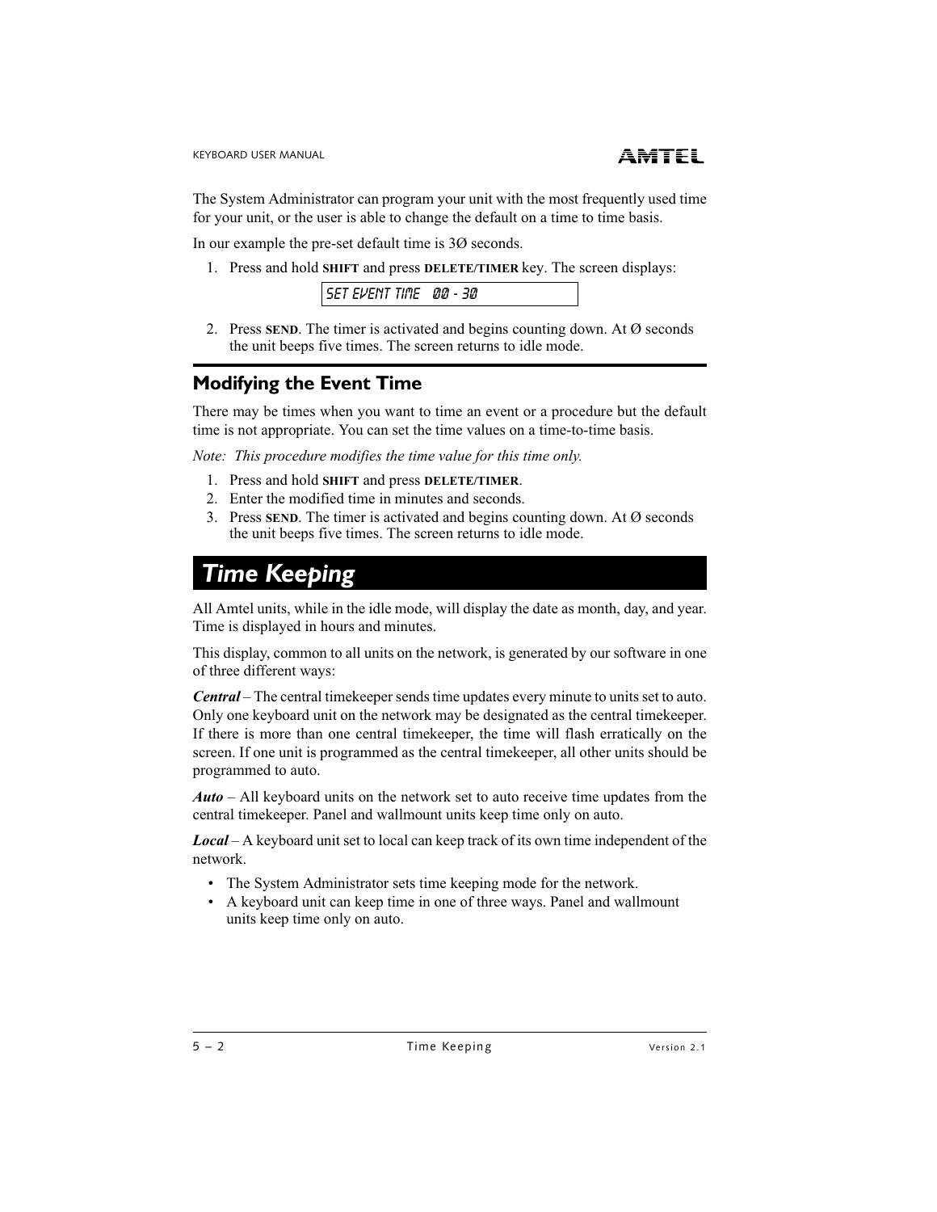The System Administrator can program your unit with the most frequently used time for your unit, or the user is able to change the default on a time to time basis.

In our example the pre-set default time is 3Ø seconds.

1. Press and hold **SHIFT** and press **DELETE/TIMER** key. The screen displays:

```
SET EVENT TIME  00 - 30
```

2. Press **SEND**. The timer is activated and begins counting down. At Ø seconds the unit beeps five times. The screen returns to idle mode.

## Modifying the Event Time

There may be times when you want to time an event or a procedure but the default time is not appropriate. You can set the time values on a time-to-time basis.

*Note: This procedure modifies the time value for this time only.*

1. Press and hold **SHIFT** and press **DELETE/TIMER**.
2. Enter the modified time in minutes and seconds.
3. Press **SEND**. The timer is activated and begins counting down. At Ø seconds the unit beeps five times. The screen returns to idle mode.

# *Time Keeping*

All Amtel units, while in the idle mode, will display the date as month, day, and year. Time is displayed in hours and minutes.

This display, common to all units on the network, is generated by our software in one of three different ways:

***Central*** – The central timekeeper sends time updates every minute to units set to auto. Only one keyboard unit on the network may be designated as the central timekeeper. If there is more than one central timekeeper, the time will flash erratically on the screen. If one unit is programmed as the central timekeeper, all other units should be programmed to auto.

***Auto*** – All keyboard units on the network set to auto receive time updates from the central timekeeper. Panel and wallmount units keep time only on auto.

***Local*** – A keyboard unit set to local can keep track of its own time independent of the network.

- The System Administrator sets time keeping mode for the network.
- A keyboard unit can keep time in one of three ways. Panel and wallmount units keep time only on auto.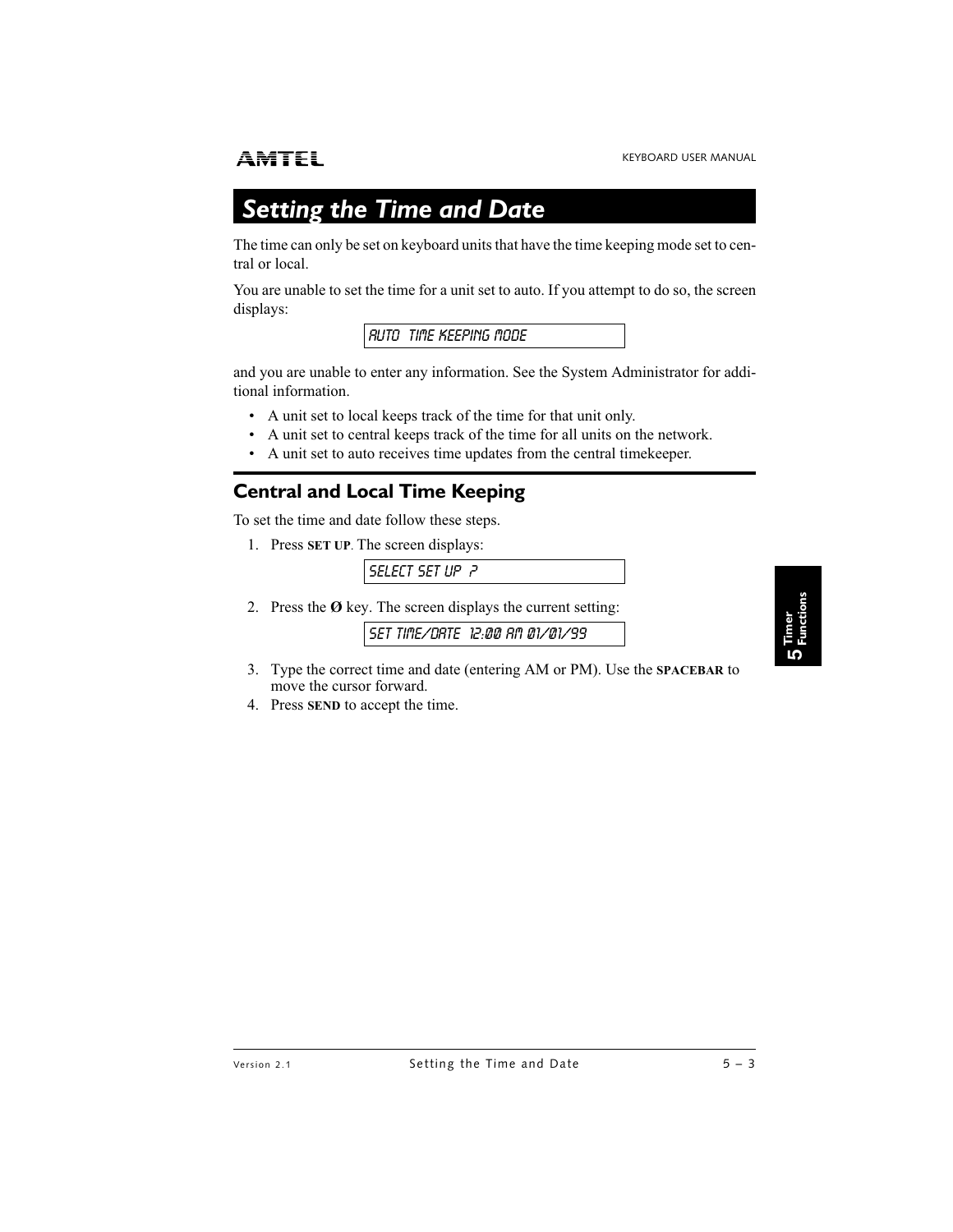# Setting the Time and Date

The time can only be set on keyboard units that have the time keeping mode set to central or local.

You are unable to set the time for a unit set to auto. If you attempt to do so, the screen displays:

```
AUTO  TIME KEEPING MODE
```

and you are unable to enter any information. See the System Administrator for additional information.

- A unit set to local keeps track of the time for that unit only.
- A unit set to central keeps track of the time for all units on the network.
- A unit set to auto receives time updates from the central timekeeper.

## Central and Local Time Keeping

To set the time and date follow these steps.

1. Press **SET UP**. The screen displays:

   ```
   SELECT SET UP  ?
   ```

2. Press the **Ø** key. The screen displays the current setting:

   ```
   SET TIME/DATE  12:00 AM 01/01/99
   ```

3. Type the correct time and date (entering AM or PM). Use the **SPACEBAR** to move the cursor forward.
4. Press **SEND** to accept the time.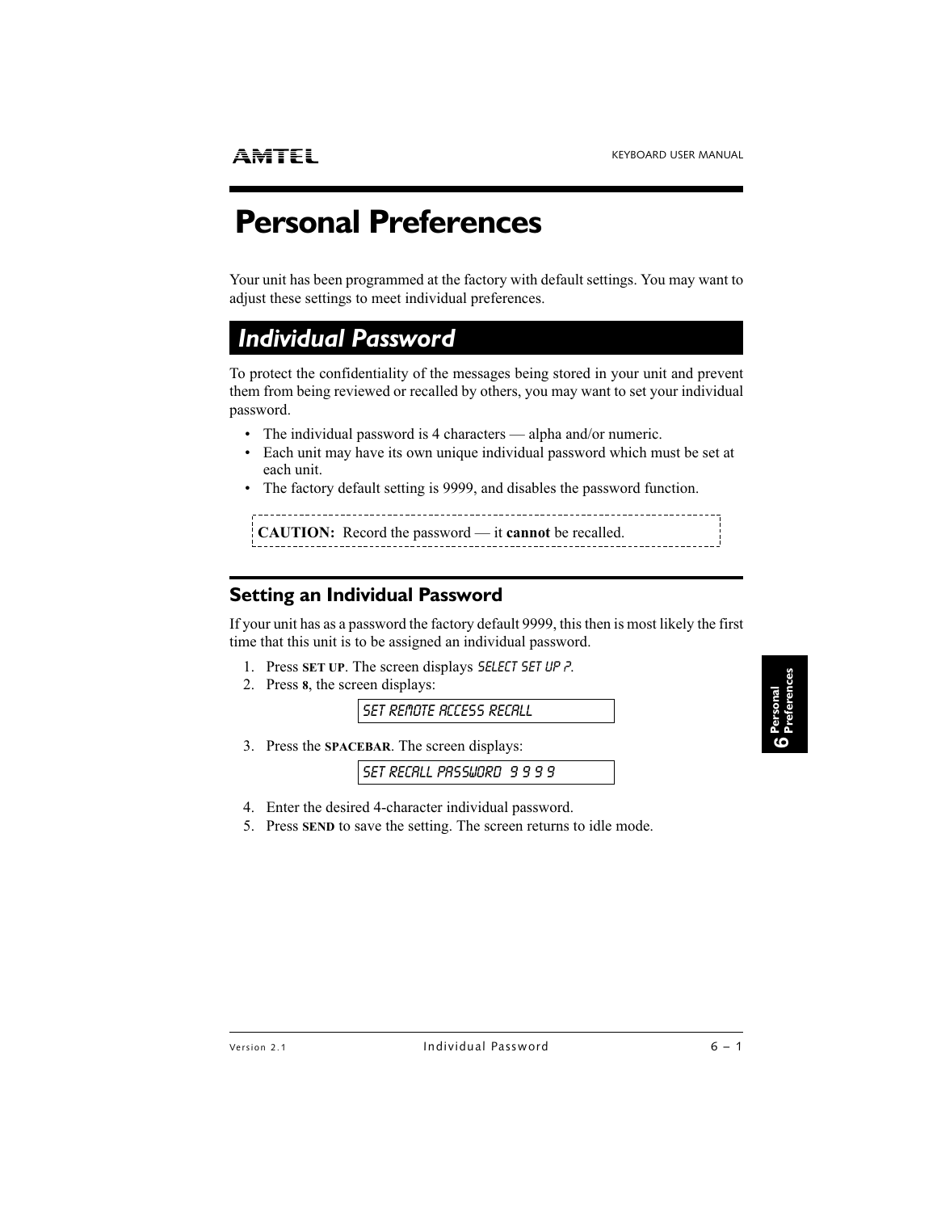# Personal Preferences

Your unit has been programmed at the factory with default settings. You may want to adjust these settings to meet individual preferences.

## Individual Password

To protect the confidentiality of the messages being stored in your unit and prevent them from being reviewed or recalled by others, you may want to set your individual password.

- The individual password is 4 characters — alpha and/or numeric.
- Each unit may have its own unique individual password which must be set at each unit.
- The factory default setting is 9999, and disables the password function.

**CAUTION:** Record the password — it **cannot** be recalled.

### Setting an Individual Password

If your unit has as a password the factory default 9999, this then is most likely the first time that this unit is to be assigned an individual password.

1. Press **SET UP**. The screen displays `SELECT SET UP ?`.
2. Press **8**, the screen displays:

   `SET REMOTE ACCESS RECALL`

3. Press the **SPACEBAR**. The screen displays:

   `SET RECALL PASSWORD 9 9 9 9`

4. Enter the desired 4-character individual password.
5. Press **SEND** to save the setting. The screen returns to idle mode.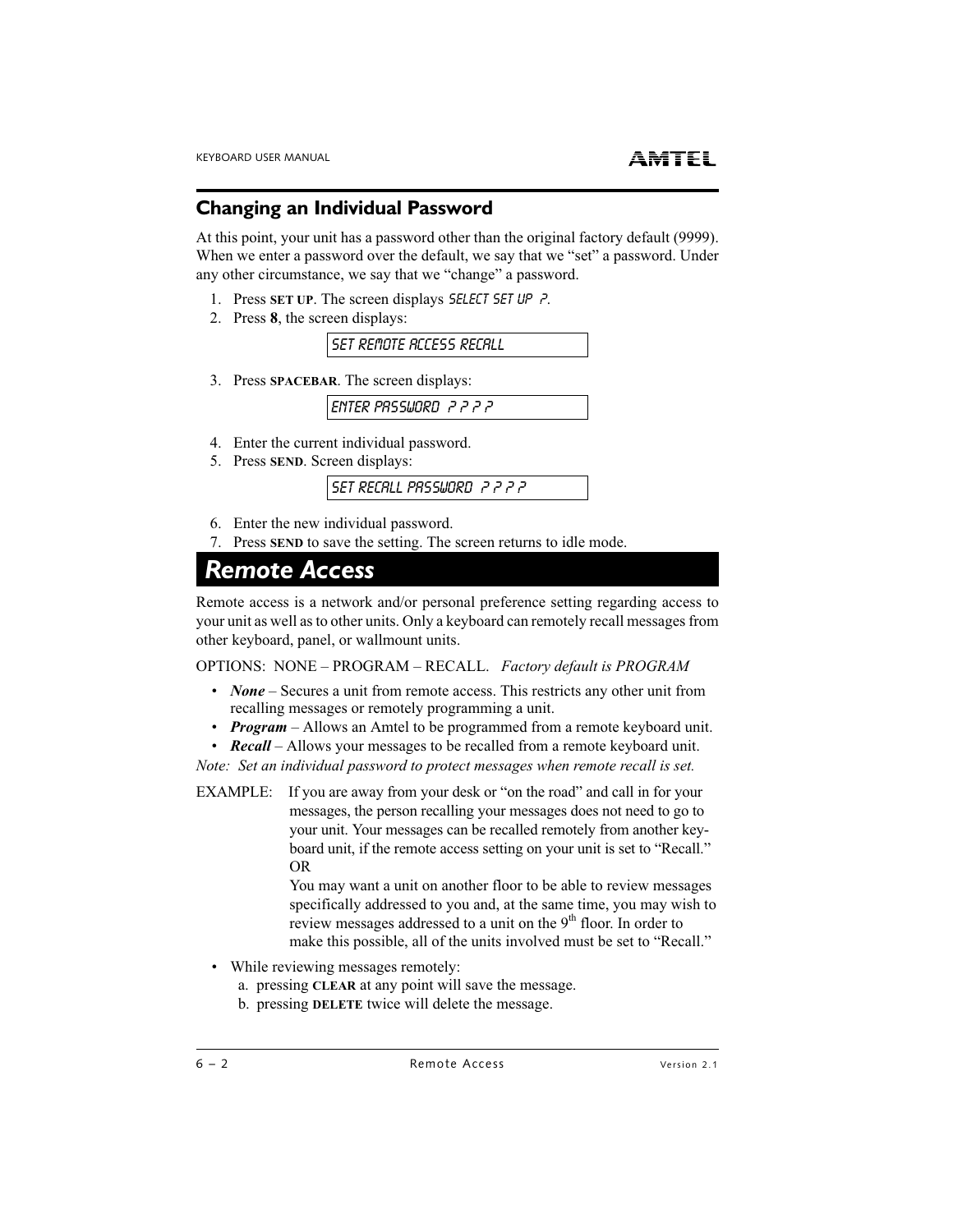## Changing an Individual Password

At this point, your unit has a password other than the original factory default (9999). When we enter a password over the default, we say that we "set" a password. Under any other circumstance, we say that we "change" a password.

1. Press **SET UP**. The screen displays `SELECT SET UP ?`.
2. Press **8**, the screen displays:

   `SET REMOTE ACCESS RECALL`

3. Press **SPACEBAR**. The screen displays:

   `ENTER PASSWORD ? ? ? ?`

4. Enter the current individual password.
5. Press **SEND**. Screen displays:

   `SET RECALL PASSWORD ? ? ? ?`

6. Enter the new individual password.
7. Press **SEND** to save the setting. The screen returns to idle mode.

# *Remote Access*

Remote access is a network and/or personal preference setting regarding access to your unit as well as to other units. Only a keyboard can remotely recall messages from other keyboard, panel, or wallmount units.

OPTIONS: NONE – PROGRAM – RECALL. *Factory default is PROGRAM*

- ***None*** – Secures a unit from remote access. This restricts any other unit from recalling messages or remotely programming a unit.
- ***Program*** – Allows an Amtel to be programmed from a remote keyboard unit.
- ***Recall*** – Allows your messages to be recalled from a remote keyboard unit.

*Note: Set an individual password to protect messages when remote recall is set.*

EXAMPLE: If you are away from your desk or "on the road" and call in for your messages, the person recalling your messages does not need to go to your unit. Your messages can be recalled remotely from another keyboard unit, if the remote access setting on your unit is set to "Recall."

OR

You may want a unit on another floor to be able to review messages specifically addressed to you and, at the same time, you may wish to review messages addressed to a unit on the 9th floor. In order to make this possible, all of the units involved must be set to "Recall."

- While reviewing messages remotely:
  a. pressing **CLEAR** at any point will save the message.
  b. pressing **DELETE** twice will delete the message.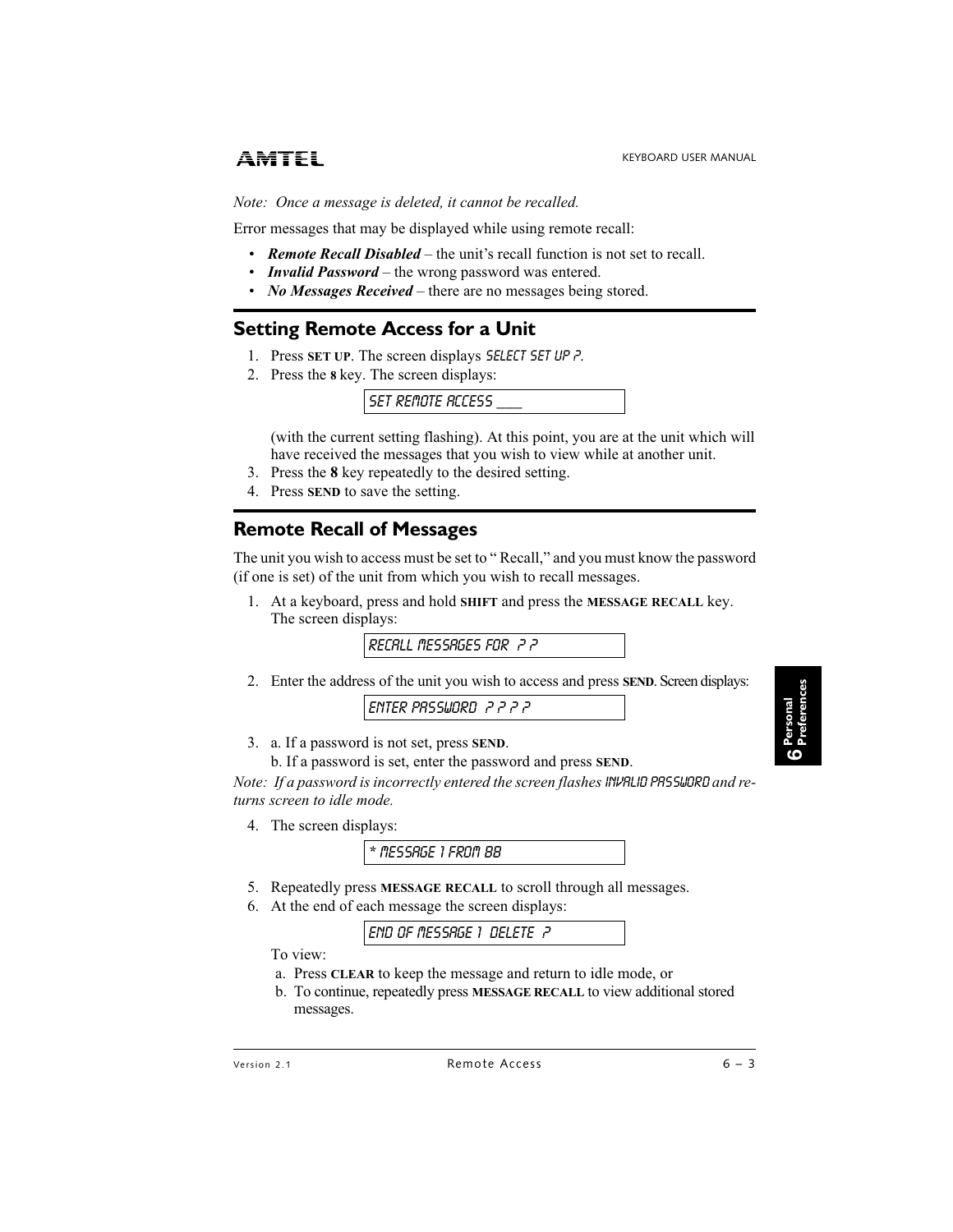*Note: Once a message is deleted, it cannot be recalled.*

Error messages that may be displayed while using remote recall:

- ***Remote Recall Disabled*** – the unit's recall function is not set to recall.
- ***Invalid Password*** – the wrong password was entered.
- ***No Messages Received*** – there are no messages being stored.

## Setting Remote Access for a Unit

1. Press **SET UP**. The screen displays SELECT SET UP ?.
2. Press the **8** key. The screen displays:

   ```
   SET REMOTE ACCESS ___
   ```

   (with the current setting flashing). At this point, you are at the unit which will have received the messages that you wish to view while at another unit.
3. Press the **8** key repeatedly to the desired setting.
4. Press **SEND** to save the setting.

## Remote Recall of Messages

The unit you wish to access must be set to " Recall," and you must know the password (if one is set) of the unit from which you wish to recall messages.

1. At a keyboard, press and hold **SHIFT** and press the **MESSAGE RECALL** key. The screen displays:

   ```
   RECALL MESSAGES FOR ? ?
   ```

2. Enter the address of the unit you wish to access and press **SEND**. Screen displays:

   ```
   ENTER PASSWORD ? ? ? ?
   ```

3. a. If a password is not set, press **SEND**.
   b. If a password is set, enter the password and press **SEND**.

*Note: If a password is incorrectly entered the screen flashes* INVALID PASSWORD *and returns screen to idle mode.*

4. The screen displays:

   ```
   * MESSAGE 1 FROM 88
   ```

5. Repeatedly press **MESSAGE RECALL** to scroll through all messages.
6. At the end of each message the screen displays:

   ```
   END OF MESSAGE 1 DELETE ?
   ```

   To view:
   a. Press **CLEAR** to keep the message and return to idle mode, or
   b. To continue, repeatedly press **MESSAGE RECALL** to view additional stored messages.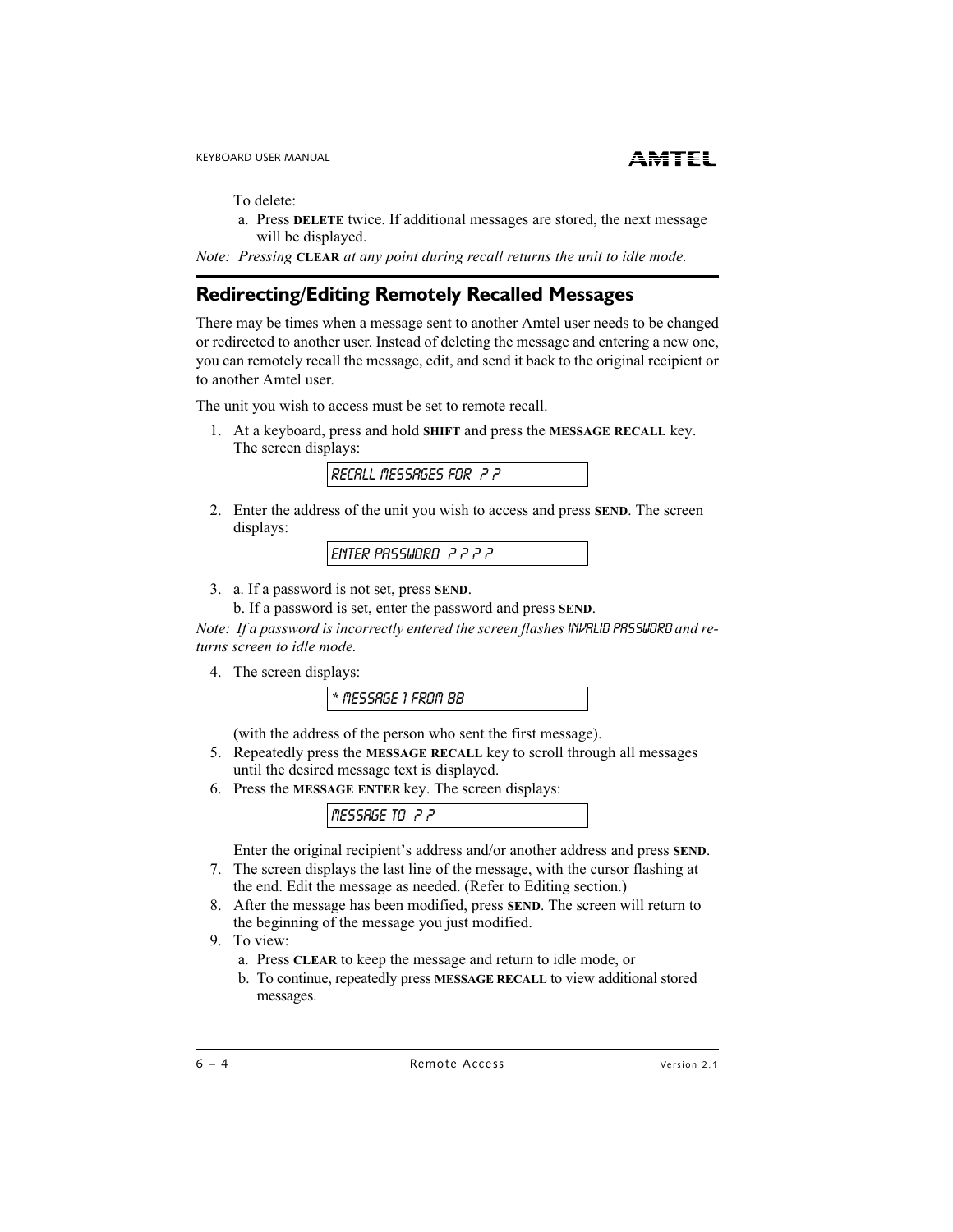To delete:

a. Press **DELETE** twice. If additional messages are stored, the next message will be displayed.

*Note: Pressing* **CLEAR** *at any point during recall returns the unit to idle mode.*

## Redirecting/Editing Remotely Recalled Messages

There may be times when a message sent to another Amtel user needs to be changed or redirected to another user. Instead of deleting the message and entering a new one, you can remotely recall the message, edit, and send it back to the original recipient or to another Amtel user.

The unit you wish to access must be set to remote recall.

1. At a keyboard, press and hold **SHIFT** and press the **MESSAGE RECALL** key. The screen displays:

```
RECALL MESSAGES FOR ? ?
```

2. Enter the address of the unit you wish to access and press **SEND**. The screen displays:

```
ENTER PASSWORD ? ? ? ?
```

3. a. If a password is not set, press **SEND**.
   b. If a password is set, enter the password and press **SEND**.

*Note: If a password is incorrectly entered the screen flashes* INVALID PASSWORD *and returns screen to idle mode.*

4. The screen displays:

```
* MESSAGE 1 FROM 88
```

   (with the address of the person who sent the first message).

5. Repeatedly press the **MESSAGE RECALL** key to scroll through all messages until the desired message text is displayed.
6. Press the **MESSAGE ENTER** key. The screen displays:

```
MESSAGE TO ? ?
```

   Enter the original recipient's address and/or another address and press **SEND**.

7. The screen displays the last line of the message, with the cursor flashing at the end. Edit the message as needed. (Refer to Editing section.)
8. After the message has been modified, press **SEND**. The screen will return to the beginning of the message you just modified.
9. To view:
   a. Press **CLEAR** to keep the message and return to idle mode, or
   b. To continue, repeatedly press **MESSAGE RECALL** to view additional stored messages.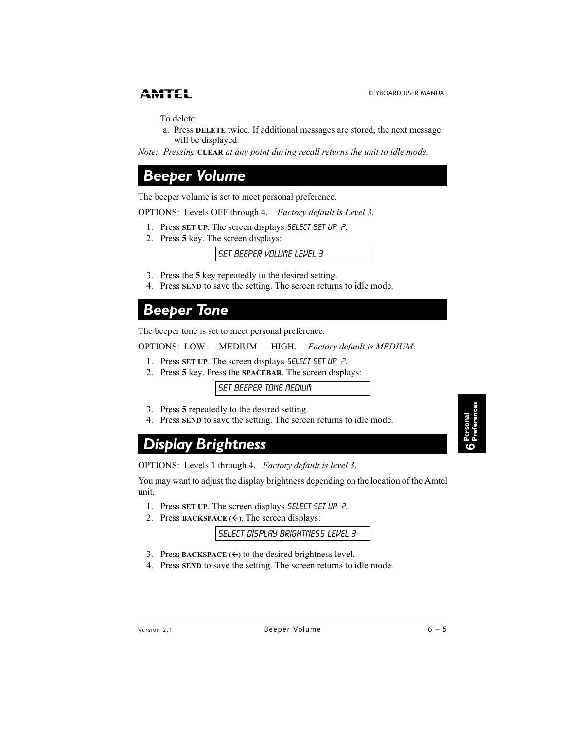To delete:

a. Press **DELETE** twice. If additional messages are stored, the next message will be displayed.

*Note: Pressing* **CLEAR** *at any point during recall returns the unit to idle mode.*

## Beeper Volume

The beeper volume is set to meet personal preference.

OPTIONS: Levels OFF through 4. *Factory default is Level 3.*

1. Press **SET UP**. The screen displays `SELECT SET UP ?`.
2. Press **5** key. The screen displays:

   `SET BEEPER VOLUME LEVEL 3`

3. Press the **5** key repeatedly to the desired setting.
4. Press **SEND** to save the setting. The screen returns to idle mode.

## Beeper Tone

The beeper tone is set to meet personal preference.

OPTIONS: LOW – MEDIUM – HIGH. *Factory default is MEDIUM.*

1. Press **SET UP**. The screen displays `SELECT SET UP ?`.
2. Press **5** key. Press the **SPACEBAR**. The screen displays:

   `SET BEEPER TONE MEDIUM`

3. Press **5** repeatedly to the desired setting.
4. Press **SEND** to save the setting. The screen returns to idle mode.

## Display Brightness

OPTIONS: Levels 1 through 4. *Factory default is level 3.*

You may want to adjust the display brightness depending on the location of the Amtel unit.

1. Press **SET UP**. The screen displays `SELECT SET UP ?`.
2. Press **BACKSPACE (←)**. The screen displays:

   `SELECT DISPLAY BRIGHTNESS LEVEL 3`

3. Press **BACKSPACE (←)** to the desired brightness level.
4. Press **SEND** to save the setting. The screen returns to idle mode.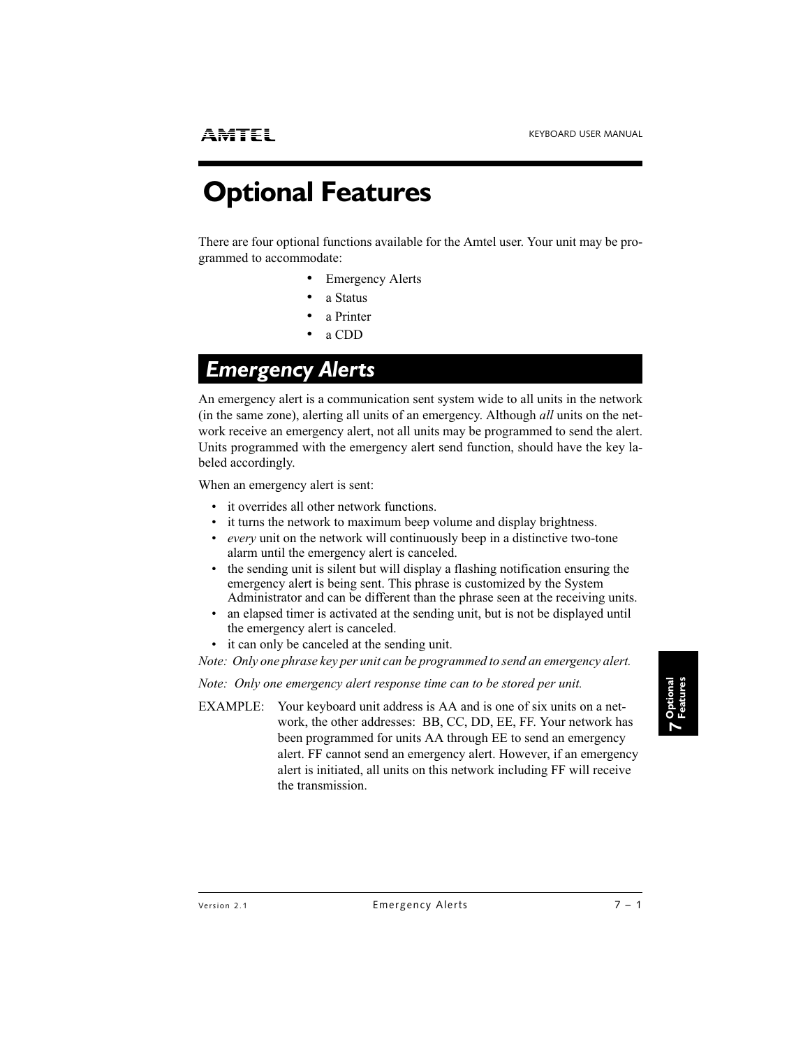# Optional Features

There are four optional functions available for the Amtel user. Your unit may be programmed to accommodate:

- Emergency Alerts
- a Status
- a Printer
- a CDD

## *Emergency Alerts*

An emergency alert is a communication sent system wide to all units in the network (in the same zone), alerting all units of an emergency. Although *all* units on the network receive an emergency alert, not all units may be programmed to send the alert. Units programmed with the emergency alert send function, should have the key labeled accordingly.

When an emergency alert is sent:

- it overrides all other network functions.
- it turns the network to maximum beep volume and display brightness.
- *every* unit on the network will continuously beep in a distinctive two-tone alarm until the emergency alert is canceled.
- the sending unit is silent but will display a flashing notification ensuring the emergency alert is being sent. This phrase is customized by the System Administrator and can be different than the phrase seen at the receiving units.
- an elapsed timer is activated at the sending unit, but is not be displayed until the emergency alert is canceled.
- it can only be canceled at the sending unit.

*Note: Only one phrase key per unit can be programmed to send an emergency alert.*

*Note: Only one emergency alert response time can to be stored per unit.*

EXAMPLE: Your keyboard unit address is AA and is one of six units on a network, the other addresses: BB, CC, DD, EE, FF. Your network has been programmed for units AA through EE to send an emergency alert. FF cannot send an emergency alert. However, if an emergency alert is initiated, all units on this network including FF will receive the transmission.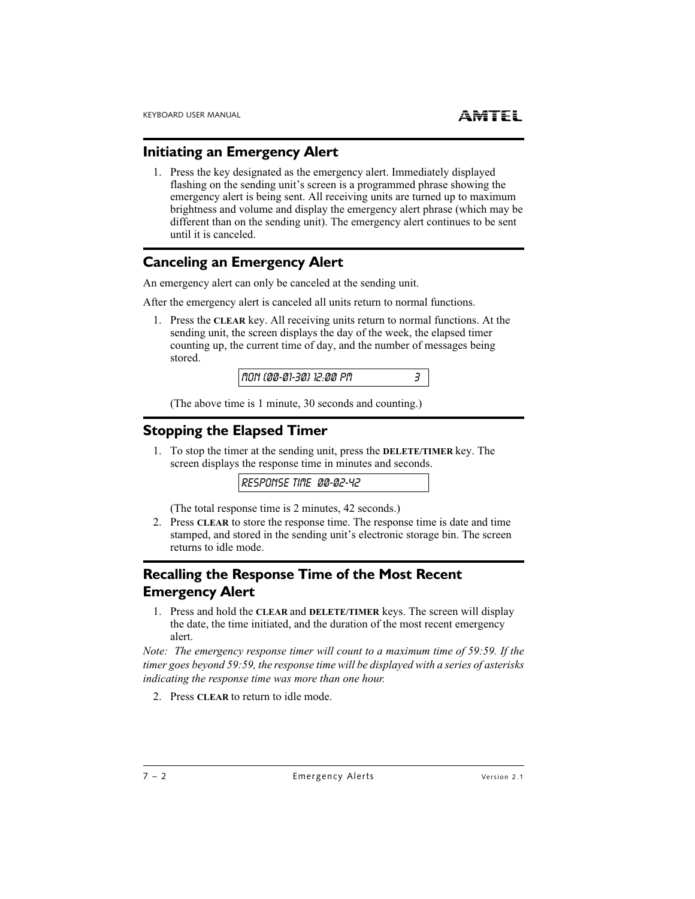## Initiating an Emergency Alert

1. Press the key designated as the emergency alert. Immediately displayed flashing on the sending unit's screen is a programmed phrase showing the emergency alert is being sent. All receiving units are turned up to maximum brightness and volume and display the emergency alert phrase (which may be different than on the sending unit). The emergency alert continues to be sent until it is canceled.

## Canceling an Emergency Alert

An emergency alert can only be canceled at the sending unit.

After the emergency alert is canceled all units return to normal functions.

1. Press the **CLEAR** key. All receiving units return to normal functions. At the sending unit, the screen displays the day of the week, the elapsed timer counting up, the current time of day, and the number of messages being stored.

```
MON (00-01-30) 12:00 PM            3
```

(The above time is 1 minute, 30 seconds and counting.)

## Stopping the Elapsed Timer

1. To stop the timer at the sending unit, press the **DELETE/TIMER** key. The screen displays the response time in minutes and seconds.

```
RESPONSE TIME  00-02-42
```

(The total response time is 2 minutes, 42 seconds.)

2. Press **CLEAR** to store the response time. The response time is date and time stamped, and stored in the sending unit's electronic storage bin. The screen returns to idle mode.

## Recalling the Response Time of the Most Recent Emergency Alert

1. Press and hold the **CLEAR** and **DELETE/TIMER** keys. The screen will display the date, the time initiated, and the duration of the most recent emergency alert.

*Note: The emergency response timer will count to a maximum time of 59:59. If the timer goes beyond 59:59, the response time will be displayed with a series of asterisks indicating the response time was more than one hour.*

2. Press **CLEAR** to return to idle mode.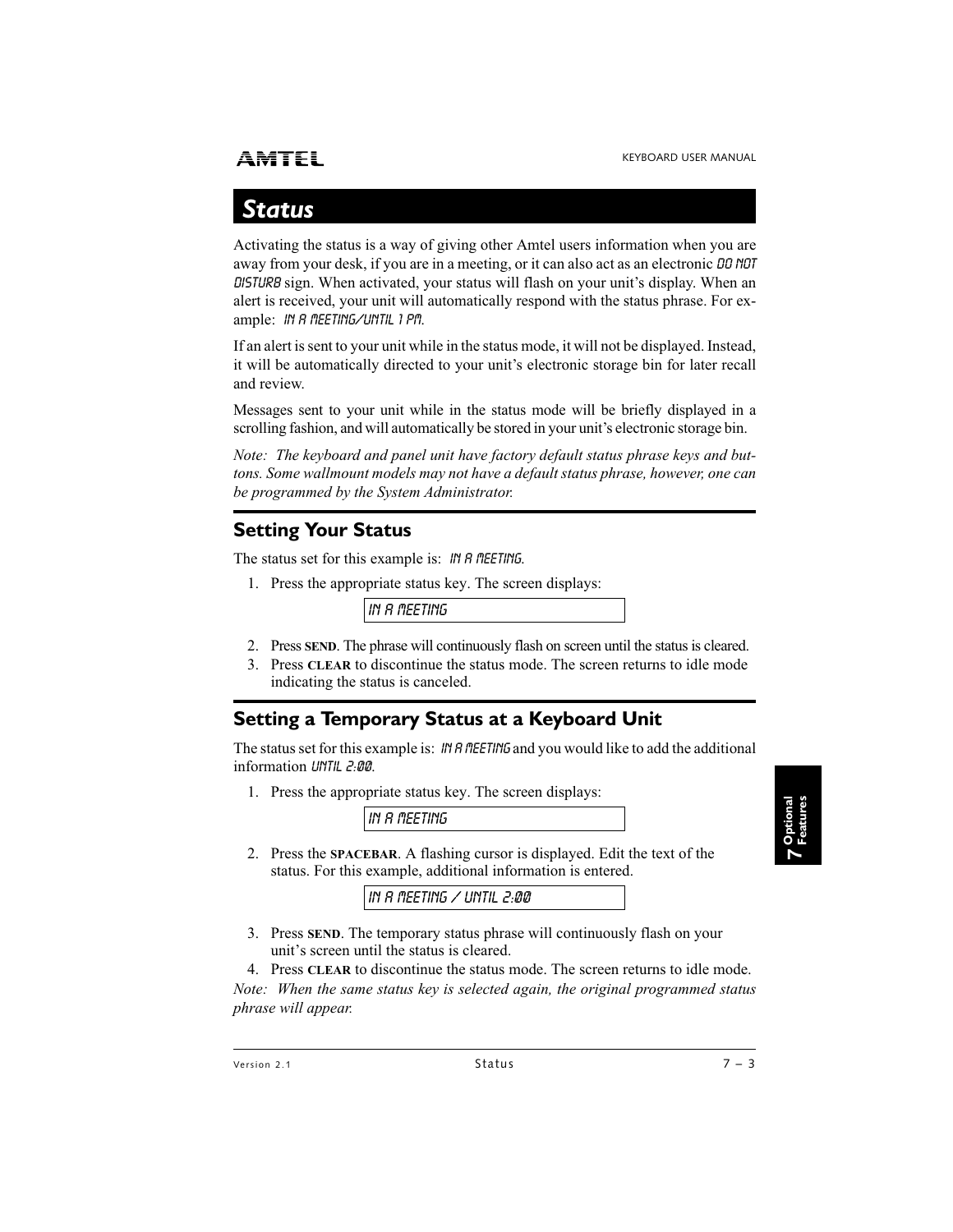# Status

Activating the status is a way of giving other Amtel users information when you are away from your desk, if you are in a meeting, or it can also act as an electronic DO NOT DISTURB sign. When activated, your status will flash on your unit's display. When an alert is received, your unit will automatically respond with the status phrase. For example: IN A MEETING/UNTIL 1 PM.

If an alert is sent to your unit while in the status mode, it will not be displayed. Instead, it will be automatically directed to your unit's electronic storage bin for later recall and review.

Messages sent to your unit while in the status mode will be briefly displayed in a scrolling fashion, and will automatically be stored in your unit's electronic storage bin.

*Note: The keyboard and panel unit have factory default status phrase keys and buttons. Some wallmount models may not have a default status phrase, however, one can be programmed by the System Administrator.*

## Setting Your Status

The status set for this example is: IN A MEETING.

1. Press the appropriate status key. The screen displays:

   ```
   IN A MEETING
   ```

2. Press **SEND**. The phrase will continuously flash on screen until the status is cleared.
3. Press **CLEAR** to discontinue the status mode. The screen returns to idle mode indicating the status is canceled.

## Setting a Temporary Status at a Keyboard Unit

The status set for this example is: IN A MEETING and you would like to add the additional information UNTIL 2:00.

1. Press the appropriate status key. The screen displays:

   ```
   IN A MEETING
   ```

2. Press the **SPACEBAR**. A flashing cursor is displayed. Edit the text of the status. For this example, additional information is entered.

   ```
   IN A MEETING / UNTIL 2:00
   ```

3. Press **SEND**. The temporary status phrase will continuously flash on your unit's screen until the status is cleared.
4. Press **CLEAR** to discontinue the status mode. The screen returns to idle mode.

*Note: When the same status key is selected again, the original programmed status phrase will appear.*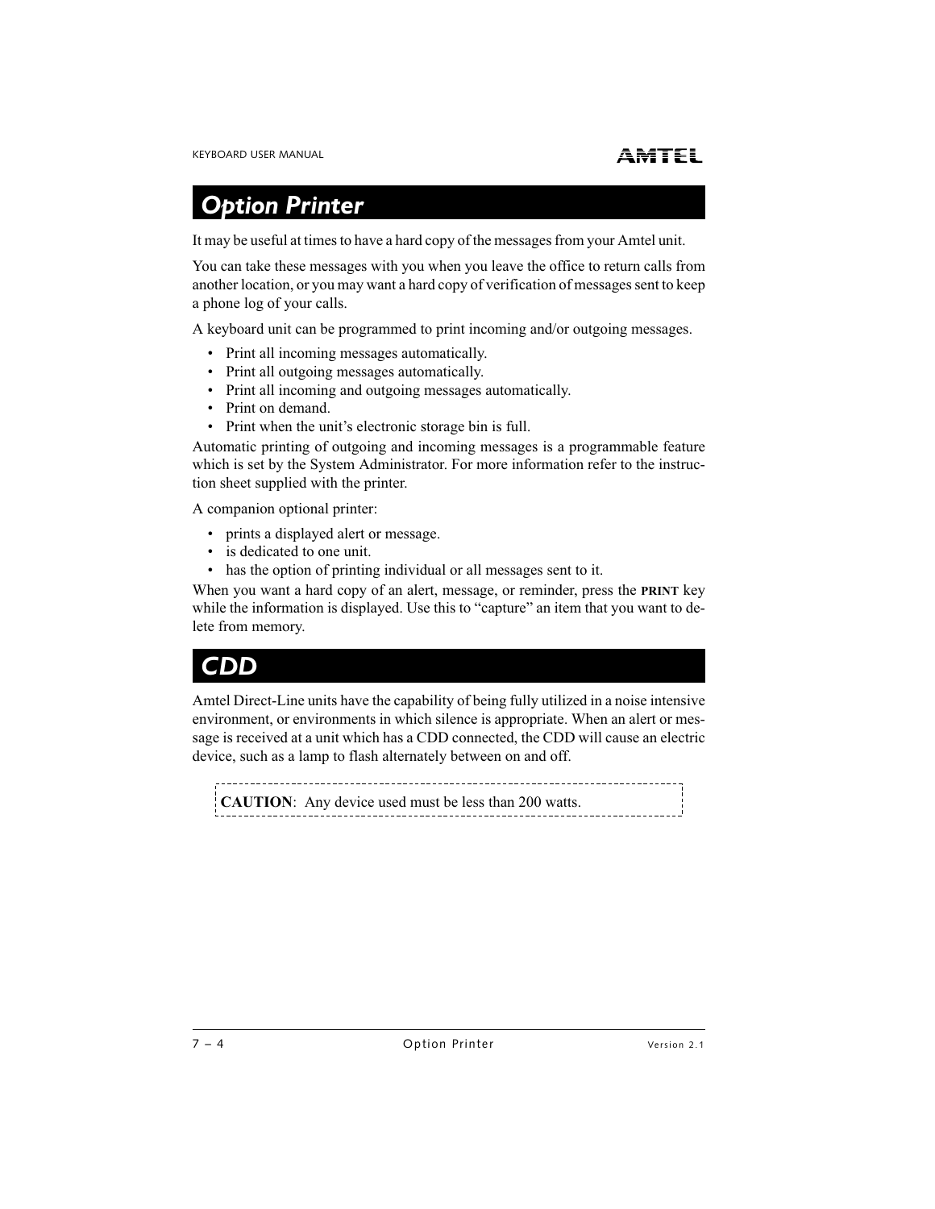## Option Printer

It may be useful at times to have a hard copy of the messages from your Amtel unit.

You can take these messages with you when you leave the office to return calls from another location, or you may want a hard copy of verification of messages sent to keep a phone log of your calls.

A keyboard unit can be programmed to print incoming and/or outgoing messages.

- Print all incoming messages automatically.
- Print all outgoing messages automatically.
- Print all incoming and outgoing messages automatically.
- Print on demand.
- Print when the unit's electronic storage bin is full.

Automatic printing of outgoing and incoming messages is a programmable feature which is set by the System Administrator. For more information refer to the instruction sheet supplied with the printer.

A companion optional printer:

- prints a displayed alert or message.
- is dedicated to one unit.
- has the option of printing individual or all messages sent to it.

When you want a hard copy of an alert, message, or reminder, press the **PRINT** key while the information is displayed. Use this to "capture" an item that you want to delete from memory.

## CDD

Amtel Direct-Line units have the capability of being fully utilized in a noise intensive environment, or environments in which silence is appropriate. When an alert or message is received at a unit which has a CDD connected, the CDD will cause an electric device, such as a lamp to flash alternately between on and off.

**CAUTION**: Any device used must be less than 200 watts.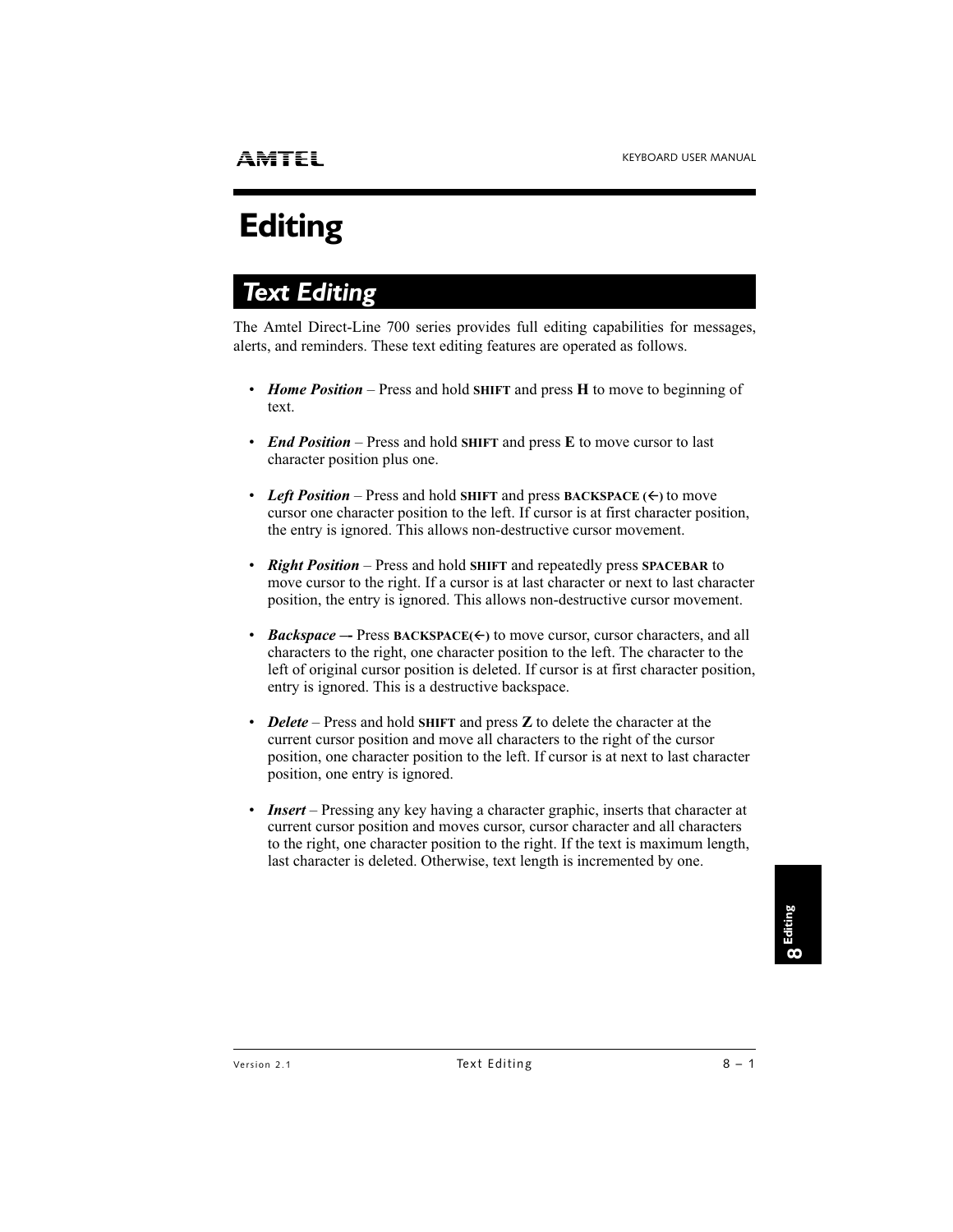# Editing

## *Text Editing*

The Amtel Direct-Line 700 series provides full editing capabilities for messages, alerts, and reminders. These text editing features are operated as follows.

- ***Home Position*** – Press and hold **SHIFT** and press **H** to move to beginning of text.
- ***End Position*** – Press and hold **SHIFT** and press **E** to move cursor to last character position plus one.
- ***Left Position*** – Press and hold **SHIFT** and press **BACKSPACE (←)** to move cursor one character position to the left. If cursor is at first character position, the entry is ignored. This allows non-destructive cursor movement.
- ***Right Position*** – Press and hold **SHIFT** and repeatedly press **SPACEBAR** to move cursor to the right. If a cursor is at last character or next to last character position, the entry is ignored. This allows non-destructive cursor movement.
- ***Backspace*** –- Press **BACKSPACE(←)** to move cursor, cursor characters, and all characters to the right, one character position to the left. The character to the left of original cursor position is deleted. If cursor is at first character position, entry is ignored. This is a destructive backspace.
- ***Delete*** – Press and hold **SHIFT** and press **Z** to delete the character at the current cursor position and move all characters to the right of the cursor position, one character position to the left. If cursor is at next to last character position, one entry is ignored.
- ***Insert*** – Pressing any key having a character graphic, inserts that character at current cursor position and moves cursor, cursor character and all characters to the right, one character position to the right. If the text is maximum length, last character is deleted. Otherwise, text length is incremented by one.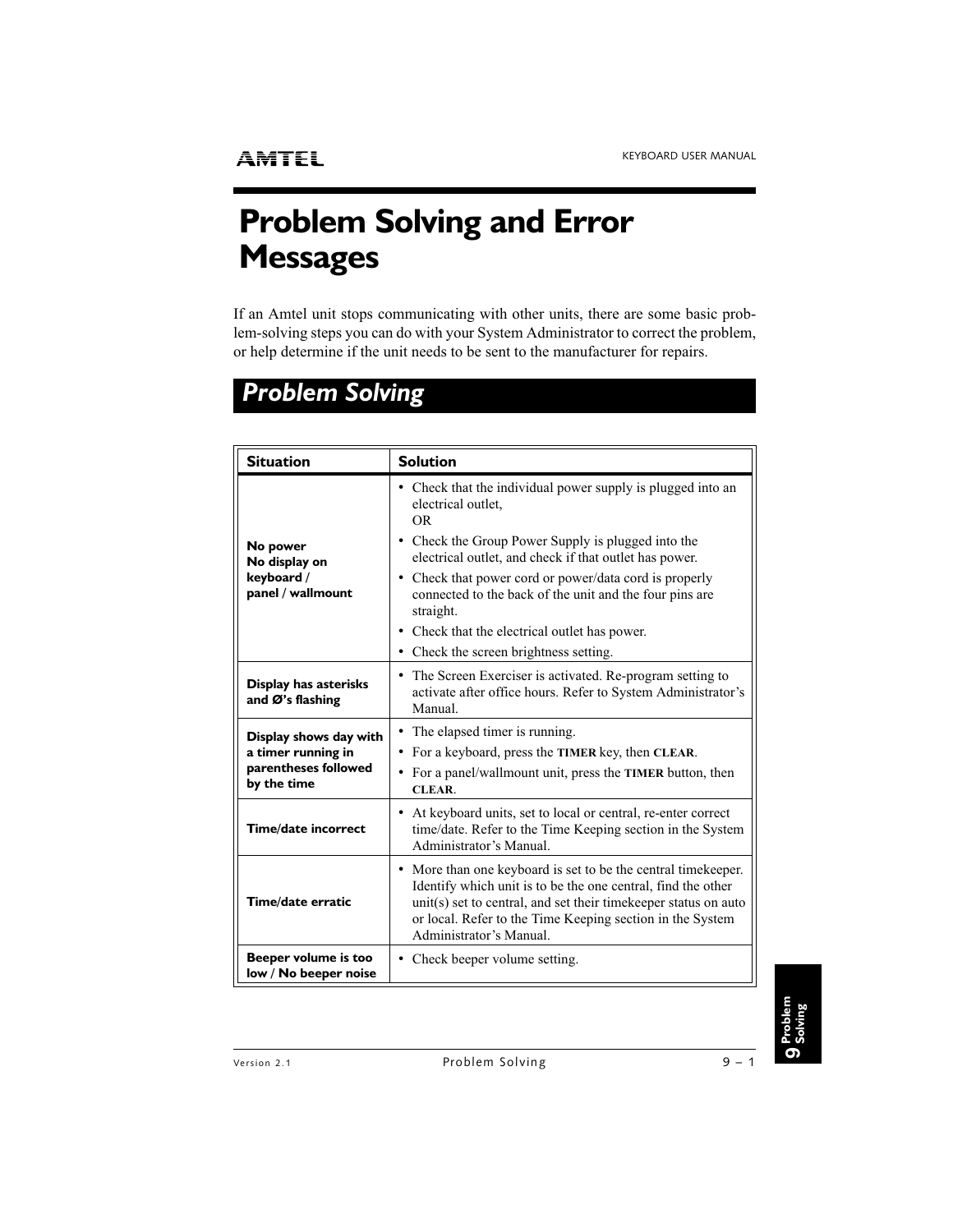# Problem Solving and Error Messages

If an Amtel unit stops communicating with other units, there are some basic problem-solving steps you can do with your System Administrator to correct the problem, or help determine if the unit needs to be sent to the manufacturer for repairs.

## Problem Solving

| Situation | Solution |
|---|---|
| **No power** **No display on keyboard / panel / wallmount** | • Check that the individual power supply is plugged into an electrical outlet, OR • Check the Group Power Supply is plugged into the electrical outlet, and check if that outlet has power. • Check that power cord or power/data cord is properly connected to the back of the unit and the four pins are straight. • Check that the electrical outlet has power. • Check the screen brightness setting. |
| **Display has asterisks and Ø's flashing** | • The Screen Exerciser is activated. Re-program setting to activate after office hours. Refer to System Administrator's Manual. |
| **Display shows day with a timer running in parentheses followed by the time** | • The elapsed timer is running. • For a keyboard, press the **TIMER** key, then **CLEAR**. • For a panel/wallmount unit, press the **TIMER** button, then **CLEAR**. |
| **Time/date incorrect** | • At keyboard units, set to local or central, re-enter correct time/date. Refer to the Time Keeping section in the System Administrator's Manual. |
| **Time/date erratic** | • More than one keyboard is set to be the central timekeeper. Identify which unit is to be the one central, find the other unit(s) set to central, and set their timekeeper status on auto or local. Refer to the Time Keeping section in the System Administrator's Manual. |
| **Beeper volume is too low / No beeper noise** | • Check beeper volume setting. |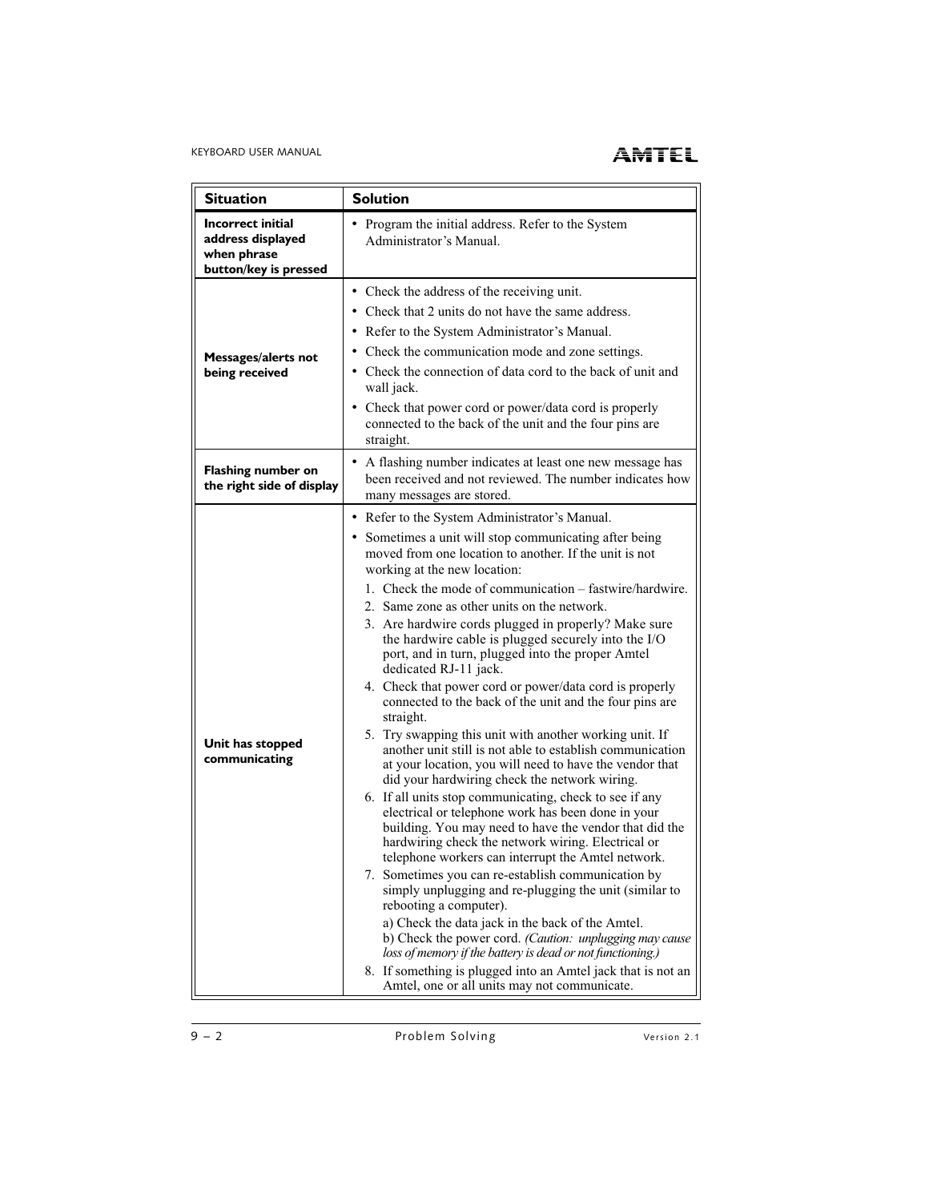| Situation | Solution |
|---|---|
| **Incorrect initial address displayed when phrase button/key is pressed** | • Program the initial address. Refer to the System Administrator's Manual. |
| **Messages/alerts not being received** | • Check the address of the receiving unit.<br>• Check that 2 units do not have the same address.<br>• Refer to the System Administrator's Manual.<br>• Check the communication mode and zone settings.<br>• Check the connection of data cord to the back of unit and wall jack.<br>• Check that power cord or power/data cord is properly connected to the back of the unit and the four pins are straight. |
| **Flashing number on the right side of display** | • A flashing number indicates at least one new message has been received and not reviewed. The number indicates how many messages are stored. |
| **Unit has stopped communicating** | • Refer to the System Administrator's Manual.<br>• Sometimes a unit will stop communicating after being moved from one location to another. If the unit is not working at the new location:<br>1. Check the mode of communication – fastwire/hardwire.<br>2. Same zone as other units on the network.<br>3. Are hardwire cords plugged in properly? Make sure the hardwire cable is plugged securely into the I/O port, and in turn, plugged into the proper Amtel dedicated RJ-11 jack.<br>4. Check that power cord or power/data cord is properly connected to the back of the unit and the four pins are straight.<br>5. Try swapping this unit with another working unit. If another unit still is not able to establish communication at your location, you will need to have the vendor that did your hardwiring check the network wiring.<br>6. If all units stop communicating, check to see if any electrical or telephone work has been done in your building. You may need to have the vendor that did the hardwiring check the network wiring. Electrical or telephone workers can interrupt the Amtel network.<br>7. Sometimes you can re-establish communication by simply unplugging and re-plugging the unit (similar to rebooting a computer).<br>a) Check the data jack in the back of the Amtel.<br>b) Check the power cord. *(Caution: unplugging may cause loss of memory if the battery is dead or not functioning.)*<br>8. If something is plugged into an Amtel jack that is not an Amtel, one or all units may not communicate. |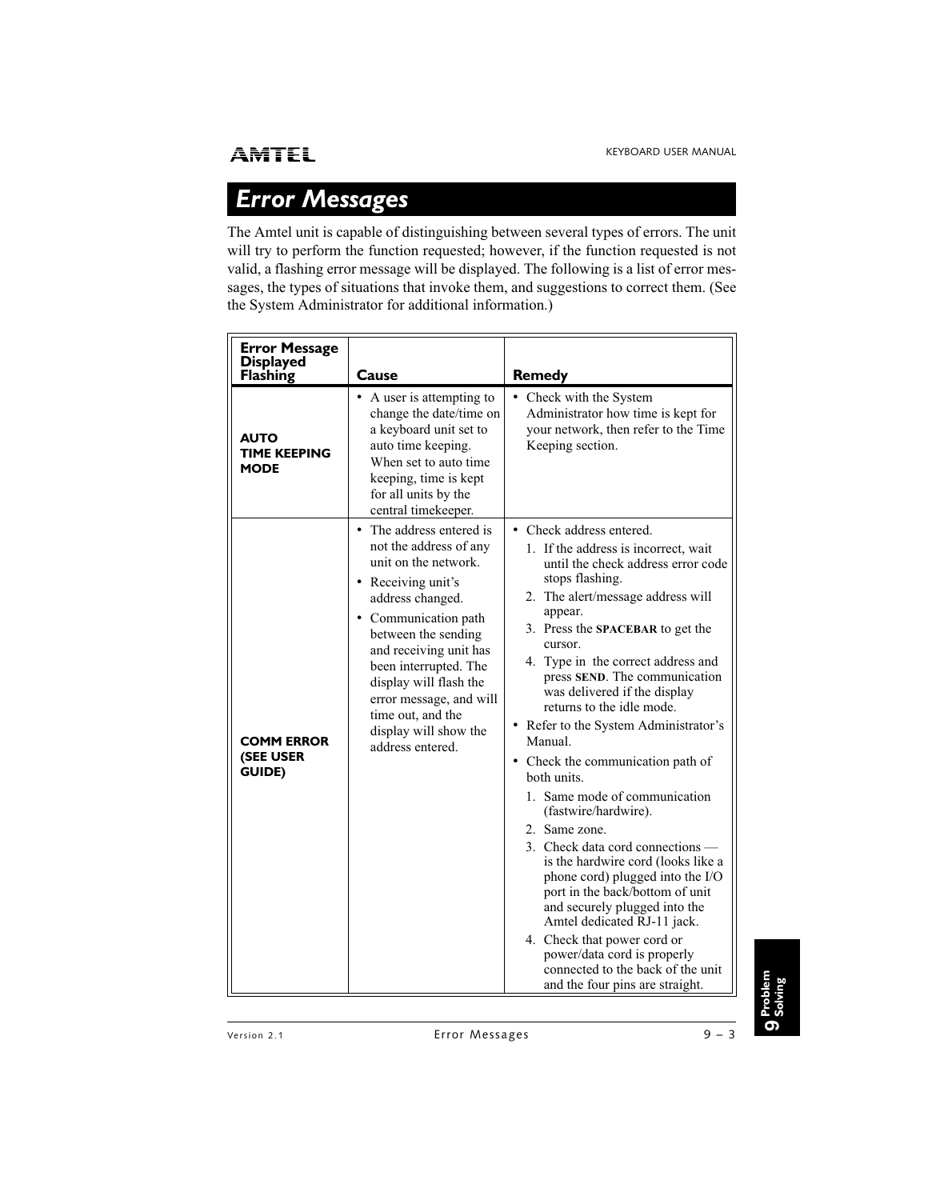## Error Messages

The Amtel unit is capable of distinguishing between several types of errors. The unit will try to perform the function requested; however, if the function requested is not valid, a flashing error message will be displayed. The following is a list of error messages, the types of situations that invoke them, and suggestions to correct them. (See the System Administrator for additional information.)

| Error Message Displayed Flashing | Cause | Remedy |
|---|---|---|
| **AUTO TIME KEEPING MODE** | • A user is attempting to change the date/time on a keyboard unit set to auto time keeping. When set to auto time keeping, time is kept for all units by the central timekeeper. | • Check with the System Administrator how time is kept for your network, then refer to the Time Keeping section. |
| **COMM ERROR (SEE USER GUIDE)** | • The address entered is not the address of any unit on the network.<br>• Receiving unit's address changed.<br>• Communication path between the sending and receiving unit has been interrupted. The display will flash the error message, and will time out, and the display will show the address entered. | • Check address entered.<br>1. If the address is incorrect, wait until the check address error code stops flashing.<br>2. The alert/message address will appear.<br>3. Press the **SPACEBAR** to get the cursor.<br>4. Type in the correct address and press **SEND**. The communication was delivered if the display returns to the idle mode.<br>• Refer to the System Administrator's Manual.<br>• Check the communication path of both units.<br>1. Same mode of communication (fastwire/hardwire).<br>2. Same zone.<br>3. Check data cord connections — is the hardwire cord (looks like a phone cord) plugged into the I/O port in the back/bottom of unit and securely plugged into the Amtel dedicated RJ-11 jack.<br>4. Check that power cord or power/data cord is properly connected to the back of the unit and the four pins are straight. |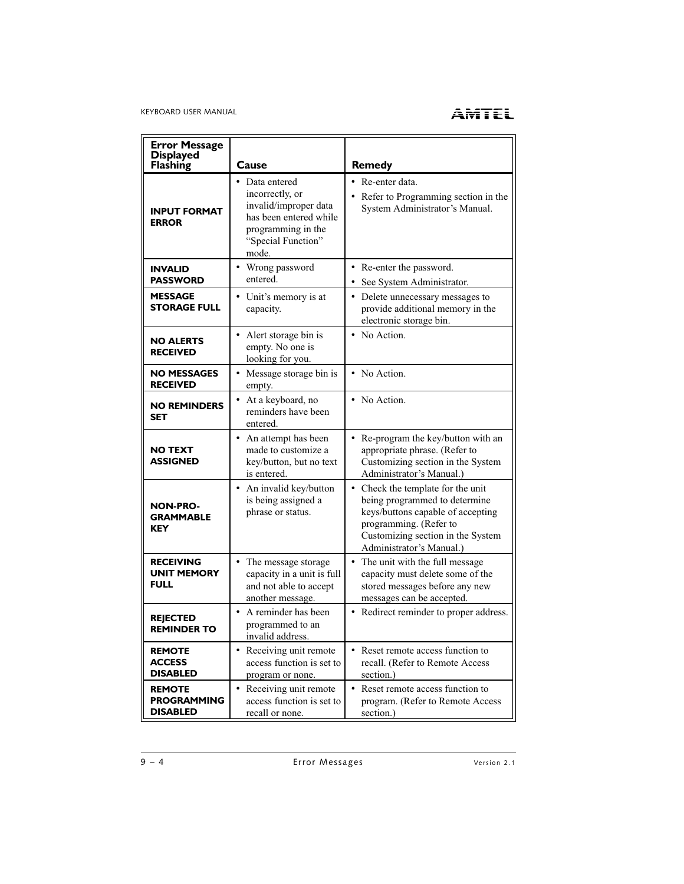| Error Message Displayed Flashing | Cause | Remedy |
|---|---|---|
| **INPUT FORMAT ERROR** | • Data entered incorrectly, or invalid/improper data has been entered while programming in the “Special Function” mode. | • Re-enter data. • Refer to Programming section in the System Administrator’s Manual. |
| **INVALID PASSWORD** | • Wrong password entered. | • Re-enter the password. • See System Administrator. |
| **MESSAGE STORAGE FULL** | • Unit’s memory is at capacity. | • Delete unnecessary messages to provide additional memory in the electronic storage bin. |
| **NO ALERTS RECEIVED** | • Alert storage bin is empty. No one is looking for you. | • No Action. |
| **NO MESSAGES RECEIVED** | • Message storage bin is empty. | • No Action. |
| **NO REMINDERS SET** | • At a keyboard, no reminders have been entered. | • No Action. |
| **NO TEXT ASSIGNED** | • An attempt has been made to customize a key/button, but no text is entered. | • Re-program the key/button with an appropriate phrase. (Refer to Customizing section in the System Administrator’s Manual.) |
| **NON-PRO-GRAMMABLE KEY** | • An invalid key/button is being assigned a phrase or status. | • Check the template for the unit being programmed to determine keys/buttons capable of accepting programming. (Refer to Customizing section in the System Administrator’s Manual.) |
| **RECEIVING UNIT MEMORY FULL** | • The message storage capacity in a unit is full and not able to accept another message. | • The unit with the full message capacity must delete some of the stored messages before any new messages can be accepted. |
| **REJECTED REMINDER TO** | • A reminder has been programmed to an invalid address. | • Redirect reminder to proper address. |
| **REMOTE ACCESS DISABLED** | • Receiving unit remote access function is set to program or none. | • Reset remote access function to recall. (Refer to Remote Access section.) |
| **REMOTE PROGRAMMING DISABLED** | • Receiving unit remote access function is set to recall or none. | • Reset remote access function to program. (Refer to Remote Access section.) |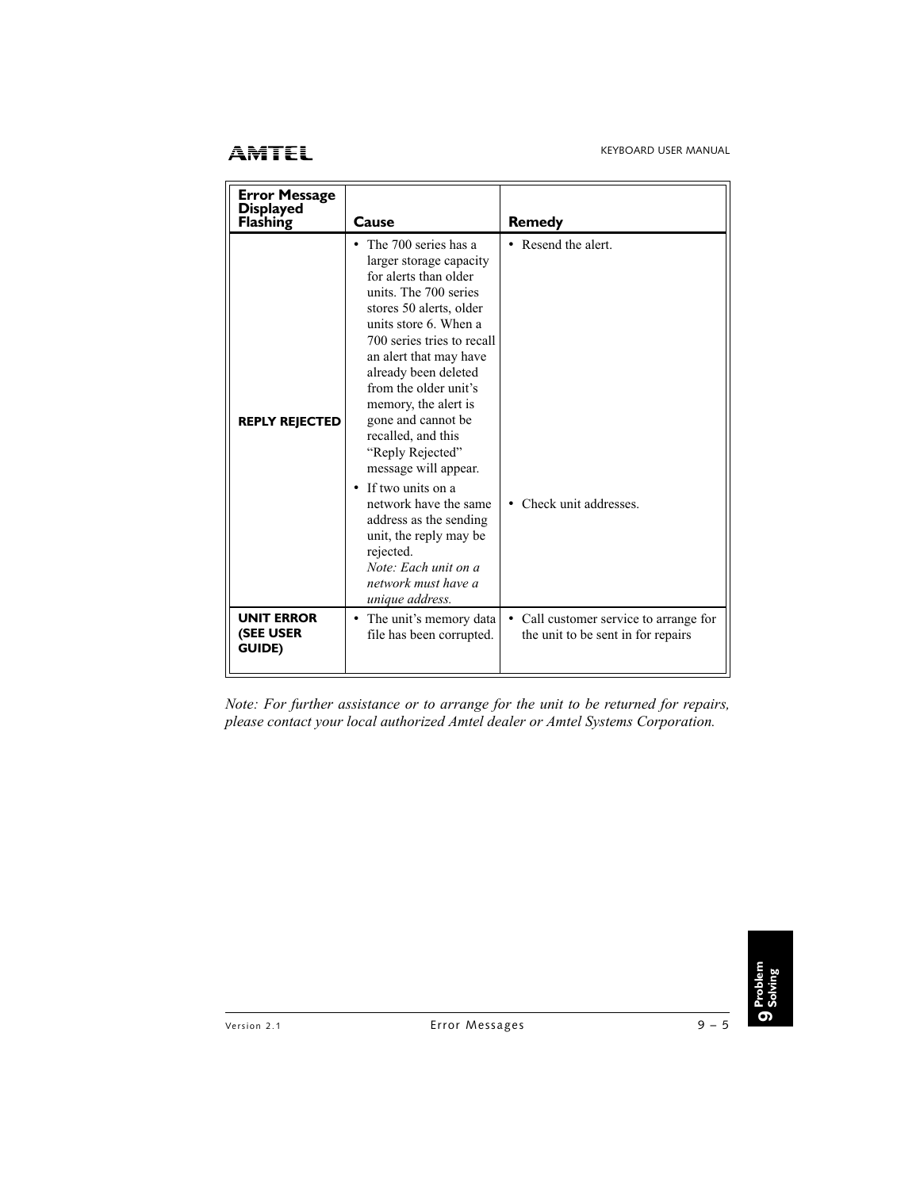| Error Message Displayed Flashing | Cause | Remedy |
|---|---|---|
| **REPLY REJECTED** | • The 700 series has a larger storage capacity for alerts than older units. The 700 series stores 50 alerts, older units store 6. When a 700 series tries to recall an alert that may have already been deleted from the older unit's memory, the alert is gone and cannot be recalled, and this "Reply Rejected" message will appear. | • Resend the alert. |
| | • If two units on a network have the same address as the sending unit, the reply may be rejected. *Note: Each unit on a network must have a unique address.* | • Check unit addresses. |
| **UNIT ERROR (SEE USER GUIDE)** | • The unit's memory data file has been corrupted. | • Call customer service to arrange for the unit to be sent in for repairs |

*Note: For further assistance or to arrange for the unit to be returned for repairs, please contact your local authorized Amtel dealer or Amtel Systems Corporation.*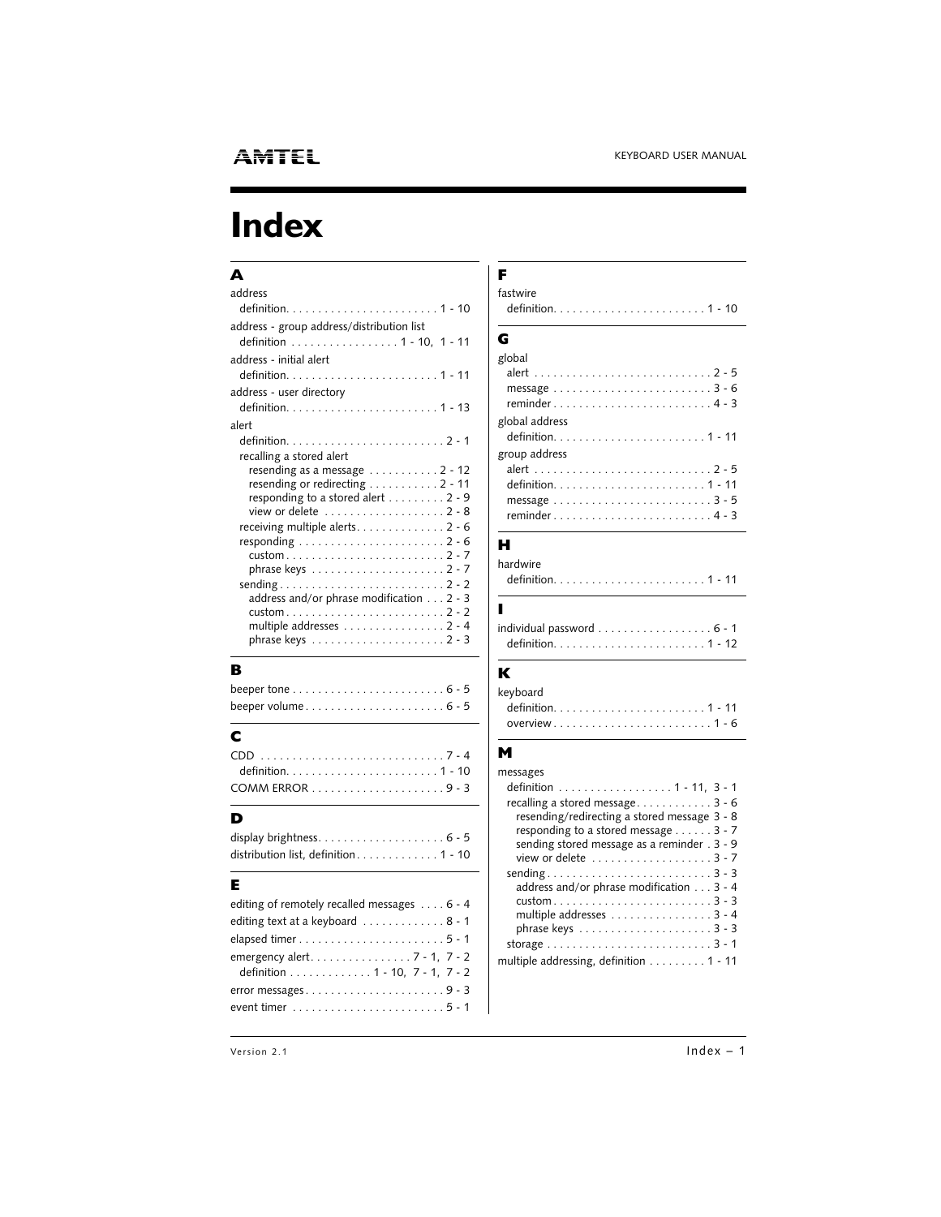# Index

## A

address
- definition . . . . . . . . . . . . . . . . . . . . . . . 1 - 10

address - group address/distribution list
- definition . . . . . . . . . . . . . . . . 1 - 10, 1 - 11

address - initial alert
- definition . . . . . . . . . . . . . . . . . . . . . . . 1 - 11

address - user directory
- definition . . . . . . . . . . . . . . . . . . . . . . . 1 - 13

alert
- definition . . . . . . . . . . . . . . . . . . . . . . . . 2 - 1
- recalling a stored alert
  - resending as a message . . . . . . . . . . . 2 - 12
  - resending or redirecting . . . . . . . . . . . 2 - 11
  - responding to a stored alert . . . . . . . . . 2 - 9
  - view or delete . . . . . . . . . . . . . . . . . . 2 - 8
- receiving multiple alerts . . . . . . . . . . . . . 2 - 6
- responding . . . . . . . . . . . . . . . . . . . . . . . 2 - 6
  - custom . . . . . . . . . . . . . . . . . . . . . . . . 2 - 7
  - phrase keys . . . . . . . . . . . . . . . . . . . . 2 - 7
- sending . . . . . . . . . . . . . . . . . . . . . . . . . 2 - 2
  - address and/or phrase modification . . . 2 - 3
  - custom . . . . . . . . . . . . . . . . . . . . . . . . 2 - 2
  - multiple addresses . . . . . . . . . . . . . . . 2 - 4
  - phrase keys . . . . . . . . . . . . . . . . . . . . 2 - 3

## B

beeper tone . . . . . . . . . . . . . . . . . . . . . . . . 6 - 5

beeper volume . . . . . . . . . . . . . . . . . . . . . . 6 - 5

## C

CDD . . . . . . . . . . . . . . . . . . . . . . . . . . . . 7 - 4
- definition . . . . . . . . . . . . . . . . . . . . . . . 1 - 10

COMM ERROR . . . . . . . . . . . . . . . . . . . . . 9 - 3

## D

display brightness . . . . . . . . . . . . . . . . . . . 6 - 5

distribution list, definition . . . . . . . . . . . . . 1 - 10

## E

editing of remotely recalled messages . . . . 6 - 4

editing text at a keyboard . . . . . . . . . . . . . 8 - 1

elapsed timer . . . . . . . . . . . . . . . . . . . . . . . 5 - 1

emergency alert . . . . . . . . . . . . . . . 7 - 1, 7 - 2
- definition . . . . . . . . . . . . 1 - 10, 7 - 1, 7 - 2

error messages . . . . . . . . . . . . . . . . . . . . . 9 - 3

event timer . . . . . . . . . . . . . . . . . . . . . . . . 5 - 1

## F

fastwire
- definition . . . . . . . . . . . . . . . . . . . . . . . 1 - 10

## G

global
- alert . . . . . . . . . . . . . . . . . . . . . . . . . . . 2 - 5
- message . . . . . . . . . . . . . . . . . . . . . . . . 3 - 6
- reminder . . . . . . . . . . . . . . . . . . . . . . . . 4 - 3

global address
- definition . . . . . . . . . . . . . . . . . . . . . . . 1 - 11

group address
- alert . . . . . . . . . . . . . . . . . . . . . . . . . . . 2 - 5
- definition . . . . . . . . . . . . . . . . . . . . . . . 1 - 11
- message . . . . . . . . . . . . . . . . . . . . . . . . 3 - 5
- reminder . . . . . . . . . . . . . . . . . . . . . . . . 4 - 3

## H

hardwire
- definition . . . . . . . . . . . . . . . . . . . . . . . 1 - 11

## I

individual password . . . . . . . . . . . . . . . . . 6 - 1
- definition . . . . . . . . . . . . . . . . . . . . . . . 1 - 12

## K

keyboard
- definition . . . . . . . . . . . . . . . . . . . . . . . 1 - 11
- overview . . . . . . . . . . . . . . . . . . . . . . . . 1 - 6

## M

messages
- definition . . . . . . . . . . . . . . . . . 1 - 11, 3 - 1
- recalling a stored message . . . . . . . . . . . 3 - 6
  - resending/redirecting a stored message 3 - 8
  - responding to a stored message . . . . . . 3 - 7
  - sending stored message as a reminder . 3 - 9
  - view or delete . . . . . . . . . . . . . . . . . . 3 - 7
- sending . . . . . . . . . . . . . . . . . . . . . . . . . 3 - 3
  - address and/or phrase modification . . . 3 - 4
  - custom . . . . . . . . . . . . . . . . . . . . . . . . 3 - 3
  - multiple addresses . . . . . . . . . . . . . . . 3 - 4
  - phrase keys . . . . . . . . . . . . . . . . . . . . 3 - 3
- storage . . . . . . . . . . . . . . . . . . . . . . . . . 3 - 1

multiple addressing, definition . . . . . . . . . 1 - 11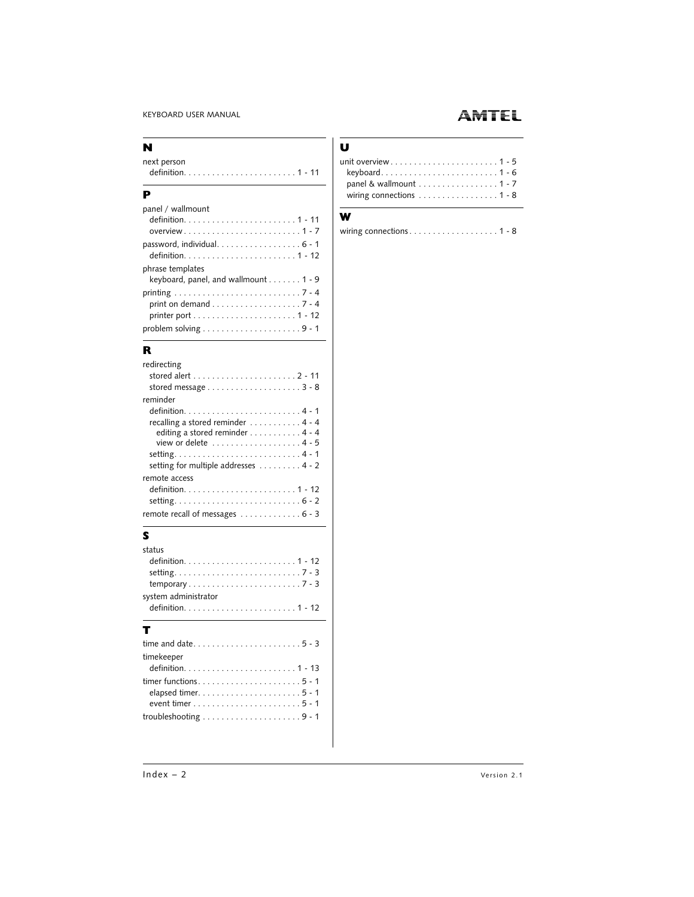## N

next person
- definition . . . . . . . . . . . . . . . . . . . . . . . 1 - 11

## P

panel / wallmount
- definition . . . . . . . . . . . . . . . . . . . . . . . 1 - 11
- overview . . . . . . . . . . . . . . . . . . . . . . . . 1 - 7

password, individual . . . . . . . . . . . . . . . . . 6 - 1
- definition . . . . . . . . . . . . . . . . . . . . . . . 1 - 12

phrase templates
- keyboard, panel, and wallmount . . . . . . . 1 - 9

printing . . . . . . . . . . . . . . . . . . . . . . . . . . 7 - 4
- print on demand . . . . . . . . . . . . . . . . . . 7 - 4
- printer port . . . . . . . . . . . . . . . . . . . . . 1 - 12

problem solving . . . . . . . . . . . . . . . . . . . . 9 - 1

## R

redirecting
- stored alert . . . . . . . . . . . . . . . . . . . . . 2 - 11
- stored message . . . . . . . . . . . . . . . . . . . 3 - 8

reminder
- definition . . . . . . . . . . . . . . . . . . . . . . . 4 - 1
- recalling a stored reminder . . . . . . . . . . . 4 - 4
  - editing a stored reminder . . . . . . . . . . . 4 - 4
  - view or delete . . . . . . . . . . . . . . . . . . 4 - 5
- setting . . . . . . . . . . . . . . . . . . . . . . . . . . 4 - 1
- setting for multiple addresses . . . . . . . . . 4 - 2

remote access
- definition . . . . . . . . . . . . . . . . . . . . . . . 1 - 12
- setting . . . . . . . . . . . . . . . . . . . . . . . . . . 6 - 2

remote recall of messages . . . . . . . . . . . . . 6 - 3

## S

status
- definition . . . . . . . . . . . . . . . . . . . . . . . 1 - 12
- setting . . . . . . . . . . . . . . . . . . . . . . . . . . 7 - 3
- temporary . . . . . . . . . . . . . . . . . . . . . . . 7 - 3

system administrator
- definition . . . . . . . . . . . . . . . . . . . . . . . 1 - 12

## T

time and date . . . . . . . . . . . . . . . . . . . . . . 5 - 3

timekeeper
- definition . . . . . . . . . . . . . . . . . . . . . . . 1 - 13

timer functions . . . . . . . . . . . . . . . . . . . . . 5 - 1
- elapsed timer . . . . . . . . . . . . . . . . . . . . . 5 - 1
- event timer . . . . . . . . . . . . . . . . . . . . . . 5 - 1

troubleshooting . . . . . . . . . . . . . . . . . . . . 9 - 1

## U

unit overview . . . . . . . . . . . . . . . . . . . . . . 1 - 5
- keyboard . . . . . . . . . . . . . . . . . . . . . . . . 1 - 6
- panel & wallmount . . . . . . . . . . . . . . . . 1 - 7
- wiring connections . . . . . . . . . . . . . . . . 1 - 8

## W

wiring connections . . . . . . . . . . . . . . . . . . 1 - 8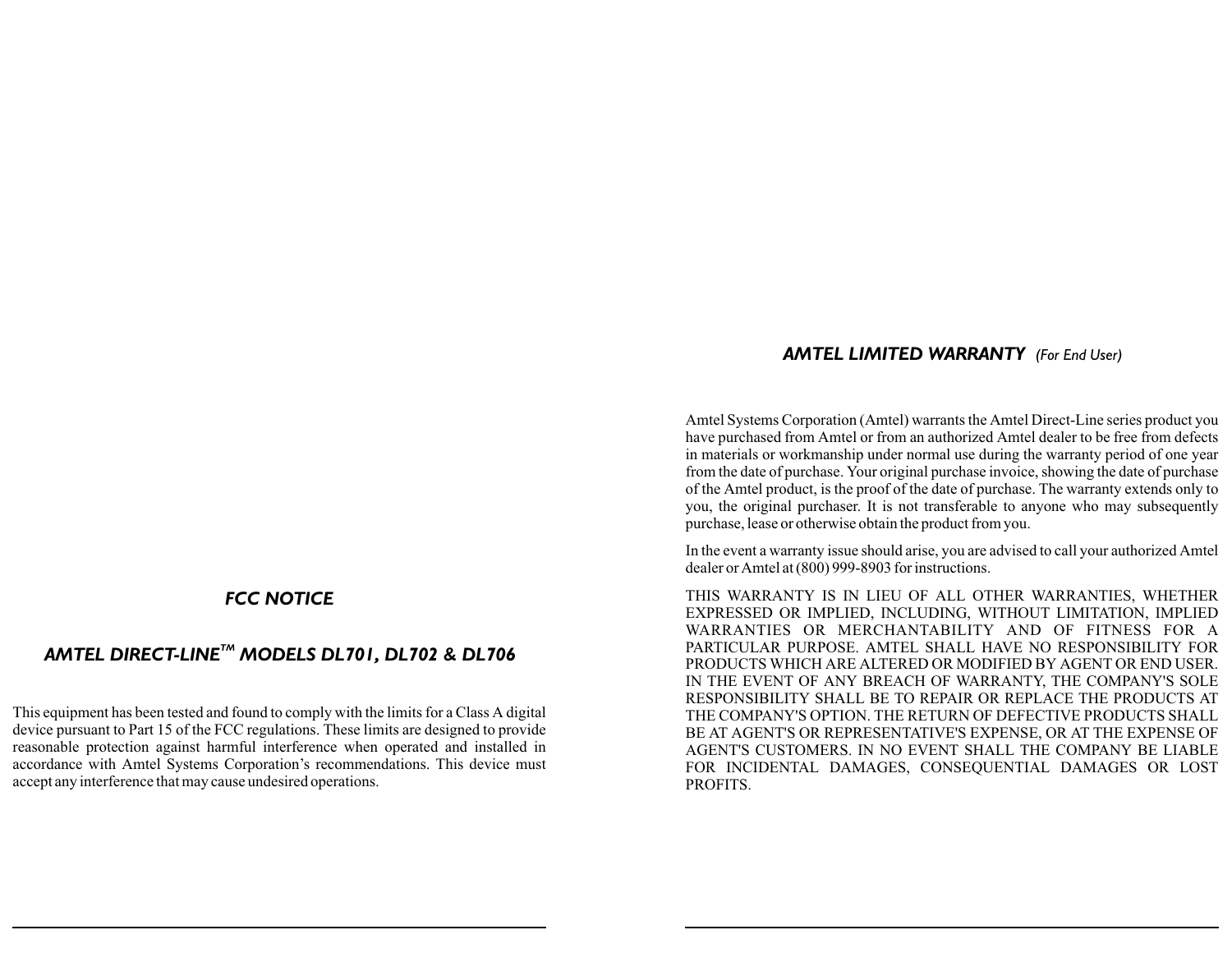## *FCC NOTICE*

## *AMTEL DIRECT-LINE™ MODELS DL701, DL702 & DL706*

This equipment has been tested and found to comply with the limits for a Class A digital device pursuant to Part 15 of the FCC regulations. These limits are designed to provide reasonable protection against harmful interference when operated and installed in accordance with Amtel Systems Corporation's recommendations. This device must accept any interference that may cause undesired operations.

## *AMTEL LIMITED WARRANTY* *(For End User)*

Amtel Systems Corporation (Amtel) warrants the Amtel Direct-Line series product you have purchased from Amtel or from an authorized Amtel dealer to be free from defects in materials or workmanship under normal use during the warranty period of one year from the date of purchase. Your original purchase invoice, showing the date of purchase of the Amtel product, is the proof of the date of purchase. The warranty extends only to you, the original purchaser. It is not transferable to anyone who may subsequently purchase, lease or otherwise obtain the product from you.

In the event a warranty issue should arise, you are advised to call your authorized Amtel dealer or Amtel at (800) 999-8903 for instructions.

THIS WARRANTY IS IN LIEU OF ALL OTHER WARRANTIES, WHETHER EXPRESSED OR IMPLIED, INCLUDING, WITHOUT LIMITATION, IMPLIED WARRANTIES OR MERCHANTABILITY AND OF FITNESS FOR A PARTICULAR PURPOSE. AMTEL SHALL HAVE NO RESPONSIBILITY FOR PRODUCTS WHICH ARE ALTERED OR MODIFIED BY AGENT OR END USER. IN THE EVENT OF ANY BREACH OF WARRANTY, THE COMPANY'S SOLE RESPONSIBILITY SHALL BE TO REPAIR OR REPLACE THE PRODUCTS AT THE COMPANY'S OPTION. THE RETURN OF DEFECTIVE PRODUCTS SHALL BE AT AGENT'S OR REPRESENTATIVE'S EXPENSE, OR AT THE EXPENSE OF AGENT'S CUSTOMERS. IN NO EVENT SHALL THE COMPANY BE LIABLE FOR INCIDENTAL DAMAGES, CONSEQUENTIAL DAMAGES OR LOST PROFITS.